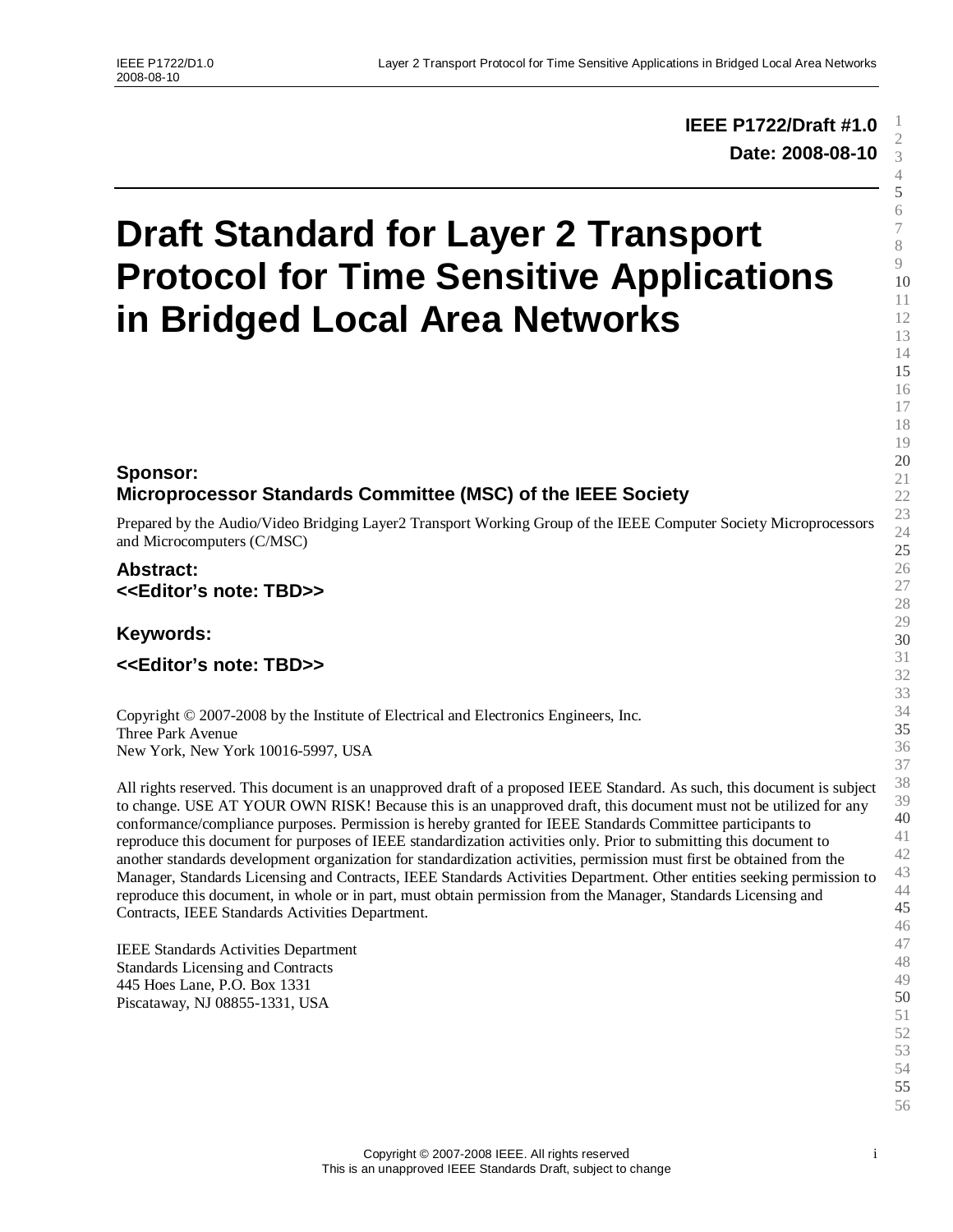**IEEE P1722/Draft #1.0**

**Date: 2008-08-10**

# Draft Standard for Layer 2 Transport Protocol for Time Sensitive Applications in Bridged Local Area Networks

### Sponsor:
### Microprocessor Standards Committee (MSC) of the IEEE Society

Prepared by the Audio/Video Bridging Layer2 Transport Working Group of the IEEE Computer Society Microprocessors and Microcomputers (C/MSC)

### Abstract:
### <<Editor's note: TBD>>

### Keywords:

### <<Editor's note: TBD>>

Copyright © 2007-2008 by the Institute of Electrical and Electronics Engineers, Inc.
Three Park Avenue
New York, New York 10016-5997, USA

All rights reserved. This document is an unapproved draft of a proposed IEEE Standard. As such, this document is subject to change. USE AT YOUR OWN RISK! Because this is an unapproved draft, this document must not be utilized for any conformance/compliance purposes. Permission is hereby granted for IEEE Standards Committee participants to reproduce this document for purposes of IEEE standardization activities only. Prior to submitting this document to another standards development organization for standardization activities, permission must first be obtained from the Manager, Standards Licensing and Contracts, IEEE Standards Activities Department. Other entities seeking permission to reproduce this document, in whole or in part, must obtain permission from the Manager, Standards Licensing and Contracts, IEEE Standards Activities Department.

IEEE Standards Activities Department
Standards Licensing and Contracts
445 Hoes Lane, P.O. Box 1331
Piscataway, NJ 08855-1331, USA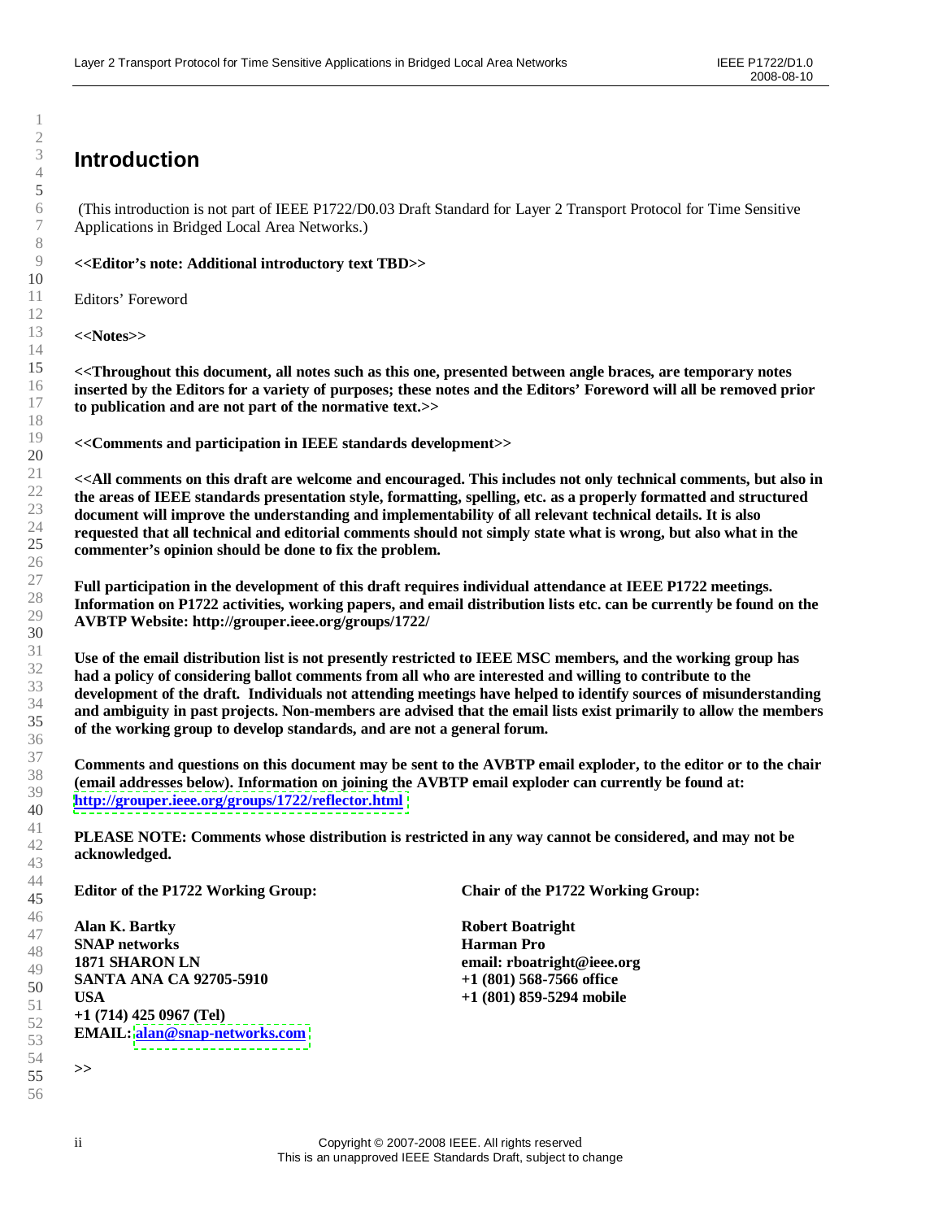# Introduction

(This introduction is not part of IEEE P1722/D0.03 Draft Standard for Layer 2 Transport Protocol for Time Sensitive Applications in Bridged Local Area Networks.)

**<<Editor's note: Additional introductory text TBD>>**

Editors' Foreword

**<<Notes>>**

**<<Throughout this document, all notes such as this one, presented between angle braces, are temporary notes inserted by the Editors for a variety of purposes; these notes and the Editors' Foreword will all be removed prior to publication and are not part of the normative text.>>**

**<<Comments and participation in IEEE standards development>>**

**<<All comments on this draft are welcome and encouraged. This includes not only technical comments, but also in the areas of IEEE standards presentation style, formatting, spelling, etc. as a properly formatted and structured document will improve the understanding and implementability of all relevant technical details. It is also requested that all technical and editorial comments should not simply state what is wrong, but also what in the commenter's opinion should be done to fix the problem.**

**Full participation in the development of this draft requires individual attendance at IEEE P1722 meetings. Information on P1722 activities, working papers, and email distribution lists etc. can be currently be found on the AVBTP Website: http://grouper.ieee.org/groups/1722/**

**Use of the email distribution list is not presently restricted to IEEE MSC members, and the working group has had a policy of considering ballot comments from all who are interested and willing to contribute to the development of the draft. Individuals not attending meetings have helped to identify sources of misunderstanding and ambiguity in past projects. Non-members are advised that the email lists exist primarily to allow the members of the working group to develop standards, and are not a general forum.**

**Comments and questions on this document may be sent to the AVBTP email exploder, to the editor or to the chair (email addresses below). Information on joining the AVBTP email exploder can currently be found at: http://grouper.ieee.org/groups/1722/reflector.html**

**PLEASE NOTE: Comments whose distribution is restricted in any way cannot be considered, and may not be acknowledged.**

**Editor of the P1722 Working Group:**

**Alan K. Bartky**
**SNAP networks**
**1871 SHARON LN**
**SANTA ANA CA 92705-5910**
**USA**
**+1 (714) 425 0967 (Tel)**
**EMAIL: alan@snap-networks.com**

**Chair of the P1722 Working Group:**

**Robert Boatright**
**Harman Pro**
**email: rboatright@ieee.org**
**+1 (801) 568-7566 office**
**+1 (801) 859-5294 mobile**

**>>**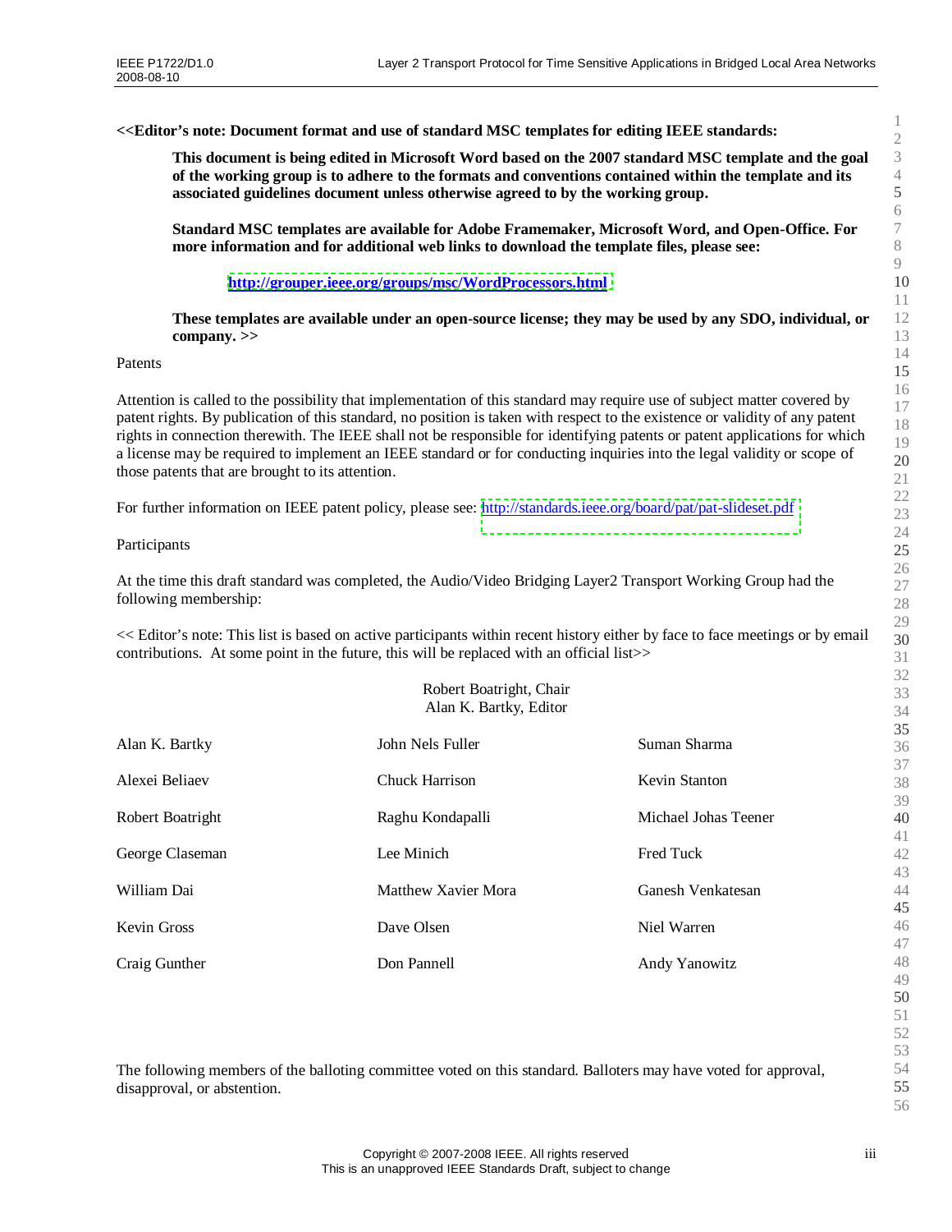**<<Editor's note: Document format and use of standard MSC templates for editing IEEE standards:**

> **This document is being edited in Microsoft Word based on the 2007 standard MSC template and the goal of the working group is to adhere to the formats and conventions contained within the template and its associated guidelines document unless otherwise agreed to by the working group.**
>
> **Standard MSC templates are available for Adobe Framemaker, Microsoft Word, and Open-Office. For more information and for additional web links to download the template files, please see:**
>
> **http://grouper.ieee.org/groups/msc/WordProcessors.html**
>
> **These templates are available under an open-source license; they may be used by any SDO, individual, or company. >>**

Patents

Attention is called to the possibility that implementation of this standard may require use of subject matter covered by patent rights. By publication of this standard, no position is taken with respect to the existence or validity of any patent rights in connection therewith. The IEEE shall not be responsible for identifying patents or patent applications for which a license may be required to implement an IEEE standard or for conducting inquiries into the legal validity or scope of those patents that are brought to its attention.

For further information on IEEE patent policy, please see: http://standards.ieee.org/board/pat/pat-slideset.pdf

Participants

At the time this draft standard was completed, the Audio/Video Bridging Layer2 Transport Working Group had the following membership:

<< Editor's note: This list is based on active participants within recent history either by face to face meetings or by email contributions. At some point in the future, this will be replaced with an official list>>

Robert Boatright, Chair
Alan K. Bartky, Editor

| | | |
|---|---|---|
| Alan K. Bartky | John Nels Fuller | Suman Sharma |
| Alexei Beliaev | Chuck Harrison | Kevin Stanton |
| Robert Boatright | Raghu Kondapalli | Michael Johas Teener |
| George Claseman | Lee Minich | Fred Tuck |
| William Dai | Matthew Xavier Mora | Ganesh Venkatesan |
| Kevin Gross | Dave Olsen | Niel Warren |
| Craig Gunther | Don Pannell | Andy Yanowitz |

The following members of the balloting committee voted on this standard. Balloters may have voted for approval, disapproval, or abstention.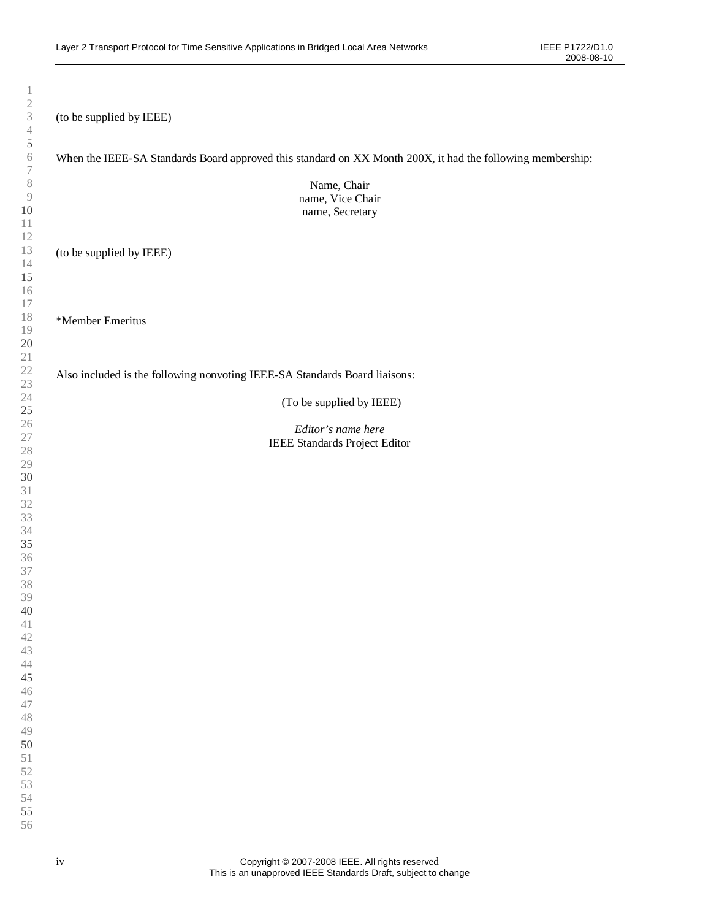(to be supplied by IEEE)

When the IEEE-SA Standards Board approved this standard on XX Month 200X, it had the following membership:

Name, Chair
name, Vice Chair
name, Secretary

(to be supplied by IEEE)

*Member Emeritus

Also included is the following nonvoting IEEE-SA Standards Board liaisons:

(To be supplied by IEEE)

*Editor's name here*
IEEE Standards Project Editor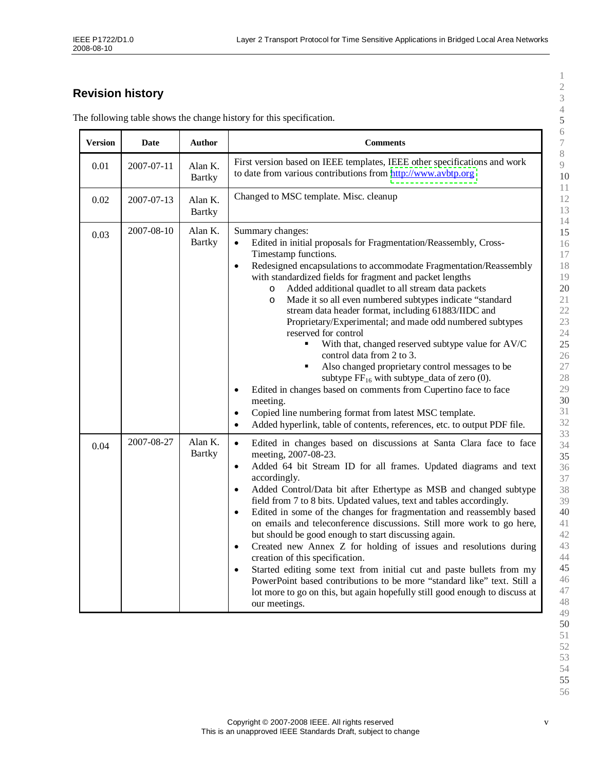## Revision history

The following table shows the change history for this specification.

| Version | Date | Author | Comments |
|---|---|---|---|
| 0.01 | 2007-07-11 | Alan K. Bartky | First version based on IEEE templates, IEEE other specifications and work to date from various contributions from http://www.avbtp.org |
| 0.02 | 2007-07-13 | Alan K. Bartky | Changed to MSC template. Misc. cleanup |
| 0.03 | 2007-08-10 | Alan K. Bartky | Summary changes:<br>• Edited in initial proposals for Fragmentation/Reassembly, Cross-Timestamp functions.<br>• Redesigned encapsulations to accommodate Fragmentation/Reassembly with standardized fields for fragment and packet lengths<br>&nbsp;&nbsp;o Added additional quadlet to all stream data packets<br>&nbsp;&nbsp;o Made it so all even numbered subtypes indicate "standard stream data header format, including 61883/IIDC and Proprietary/Experimental; and made odd numbered subtypes reserved for control<br>&nbsp;&nbsp;&nbsp;&nbsp;▪ With that, changed reserved subtype value for AV/C control data from 2 to 3.<br>&nbsp;&nbsp;&nbsp;&nbsp;▪ Also changed proprietary control messages to be subtype $FF_{16}$ with subtype_data of zero (0).<br>• Edited in changes based on comments from Cupertino face to face meeting.<br>• Copied line numbering format from latest MSC template.<br>• Added hyperlink, table of contents, references, etc. to output PDF file. |
| 0.04 | 2007-08-27 | Alan K. Bartky | • Edited in changes based on discussions at Santa Clara face to face meeting, 2007-08-23.<br>• Added 64 bit Stream ID for all frames. Updated diagrams and text accordingly.<br>• Added Control/Data bit after Ethertype as MSB and changed subtype field from 7 to 8 bits. Updated values, text and tables accordingly.<br>• Edited in some of the changes for fragmentation and reassembly based on emails and teleconference discussions. Still more work to go here, but should be good enough to start discussing again.<br>• Created new Annex Z for holding of issues and resolutions during creation of this specification.<br>• Started editing some text from initial cut and paste bullets from my PowerPoint based contributions to be more "standard like" text. Still a lot more to go on this, but again hopefully still good enough to discuss at our meetings. |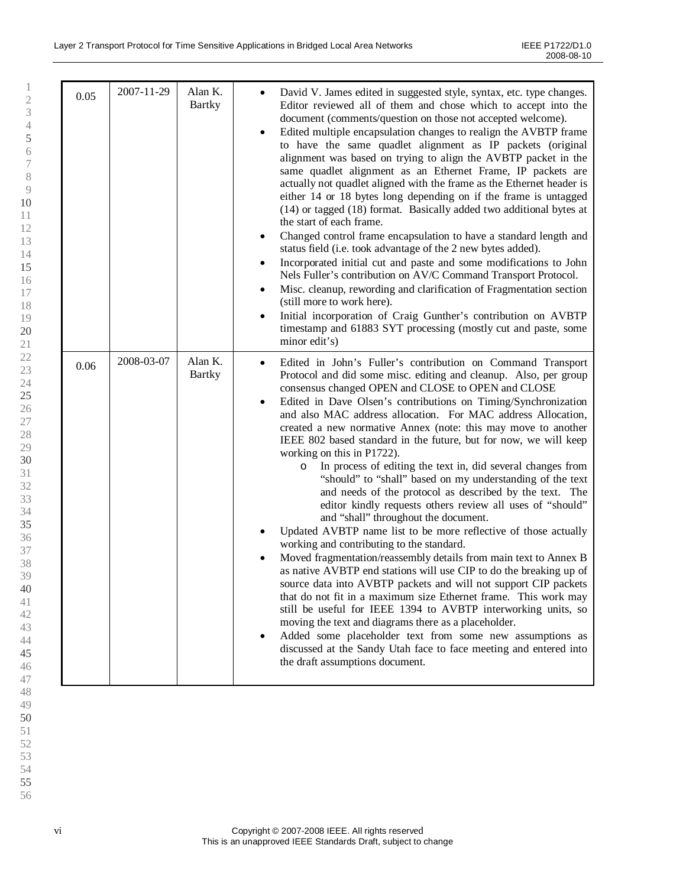| | | | |
|---|---|---|---|
| 0.05 | 2007-11-29 | Alan K. Bartky | • David V. James edited in suggested style, syntax, etc. type changes. Editor reviewed all of them and chose which to accept into the document (comments/question on those not accepted welcome).<br>• Edited multiple encapsulation changes to realign the AVBTP frame to have the same quadlet alignment as IP packets (original alignment was based on trying to align the AVBTP packet in the same quadlet alignment as an Ethernet Frame, IP packets are actually not quadlet aligned with the frame as the Ethernet header is either 14 or 18 bytes long depending on if the frame is untagged (14) or tagged (18) format. Basically added two additional bytes at the start of each frame.<br>• Changed control frame encapsulation to have a standard length and status field (i.e. took advantage of the 2 new bytes added).<br>• Incorporated initial cut and paste and some modifications to John Nels Fuller's contribution on AV/C Command Transport Protocol.<br>• Misc. cleanup, rewording and clarification of Fragmentation section (still more to work here).<br>• Initial incorporation of Craig Gunther's contribution on AVBTP timestamp and 61883 SYT processing (mostly cut and paste, some minor edit's) |
| 0.06 | 2008-03-07 | Alan K. Bartky | • Edited in John's Fuller's contribution on Command Transport Protocol and did some misc. editing and cleanup. Also, per group consensus changed OPEN and CLOSE to OPEN and CLOSE<br>• Edited in Dave Olsen's contributions on Timing/Synchronization and also MAC address allocation. For MAC address Allocation, created a new normative Annex (note: this may move to another IEEE 802 based standard in the future, but for now, we will keep working on this in P1722).<br>&nbsp;&nbsp;&nbsp;&nbsp;o In process of editing the text in, did several changes from "should" to "shall" based on my understanding of the text and needs of the protocol as described by the text. The editor kindly requests others review all uses of "should" and "shall" throughout the document.<br>• Updated AVBTP name list to be more reflective of those actually working and contributing to the standard.<br>• Moved fragmentation/reassembly details from main text to Annex B as native AVBTP end stations will use CIP to do the breaking up of source data into AVBTP packets and will not support CIP packets that do not fit in a maximum size Ethernet frame. This work may still be useful for IEEE 1394 to AVBTP interworking units, so moving the text and diagrams there as a placeholder.<br>• Added some placeholder text from some new assumptions as discussed at the Sandy Utah face to face meeting and entered into the draft assumptions document. |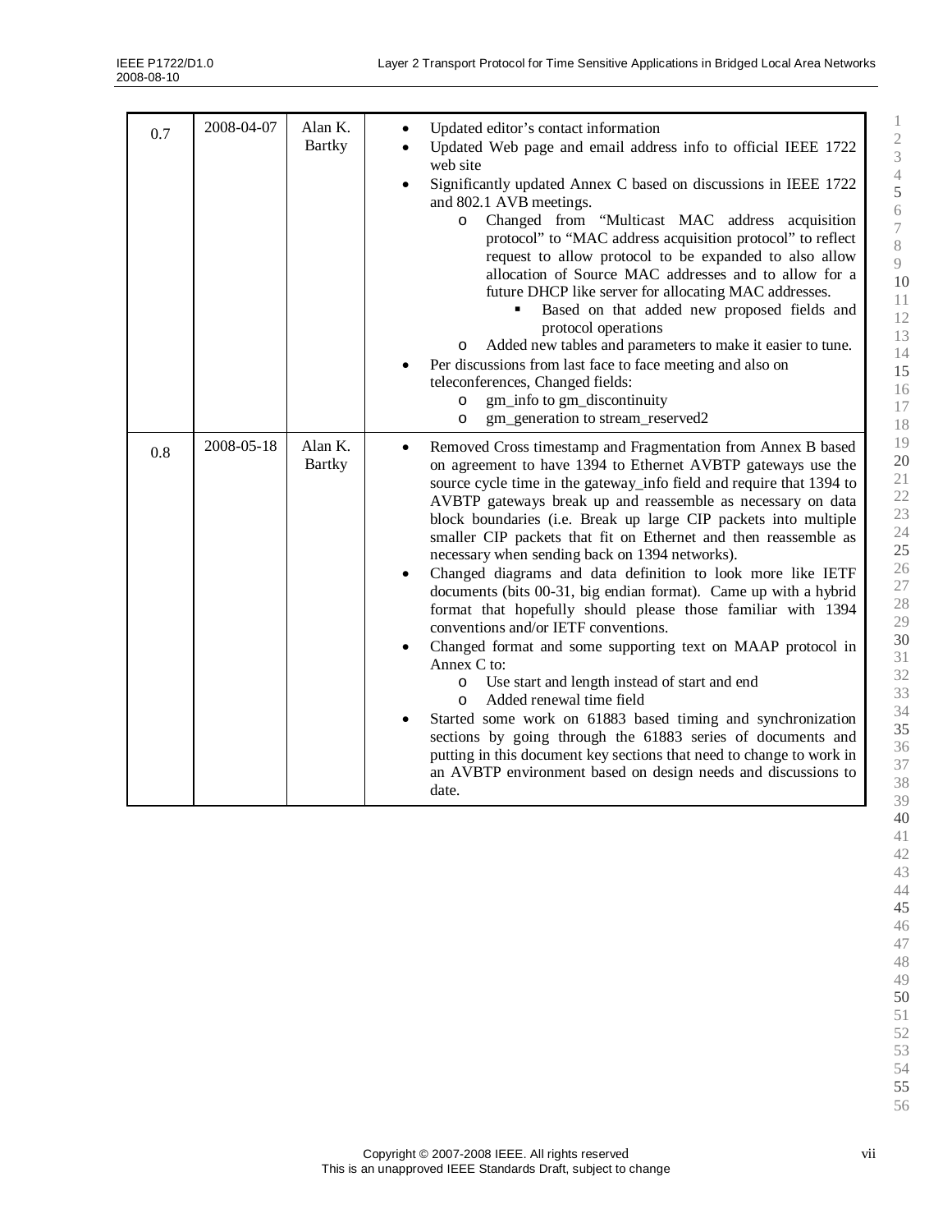| | | | |
|---|---|---|---|
| 0.7 | 2008-04-07 | Alan K. Bartky | • Updated editor's contact information<br>• Updated Web page and email address info to official IEEE 1722 web site<br>• Significantly updated Annex C based on discussions in IEEE 1722 and 802.1 AVB meetings.<br>&nbsp;&nbsp;&nbsp;&nbsp;o Changed from "Multicast MAC address acquisition protocol" to "MAC address acquisition protocol" to reflect request to allow protocol to be expanded to also allow allocation of Source MAC addresses and to allow for a future DHCP like server for allocating MAC addresses.<br>&nbsp;&nbsp;&nbsp;&nbsp;&nbsp;&nbsp;&nbsp;&nbsp;▪ Based on that added new proposed fields and protocol operations<br>&nbsp;&nbsp;&nbsp;&nbsp;o Added new tables and parameters to make it easier to tune.<br>• Per discussions from last face to face meeting and also on teleconferences, Changed fields:<br>&nbsp;&nbsp;&nbsp;&nbsp;o gm_info to gm_discontinuity<br>&nbsp;&nbsp;&nbsp;&nbsp;o gm_generation to stream_reserved2 |
| 0.8 | 2008-05-18 | Alan K. Bartky | • Removed Cross timestamp and Fragmentation from Annex B based on agreement to have 1394 to Ethernet AVBTP gateways use the source cycle time in the gateway_info field and require that 1394 to AVBTP gateways break up and reassemble as necessary on data block boundaries (i.e. Break up large CIP packets into multiple smaller CIP packets that fit on Ethernet and then reassemble as necessary when sending back on 1394 networks).<br>• Changed diagrams and data definition to look more like IETF documents (bits 00-31, big endian format). Came up with a hybrid format that hopefully should please those familiar with 1394 conventions and/or IETF conventions.<br>• Changed format and some supporting text on MAAP protocol in Annex C to:<br>&nbsp;&nbsp;&nbsp;&nbsp;o Use start and length instead of start and end<br>&nbsp;&nbsp;&nbsp;&nbsp;o Added renewal time field<br>• Started some work on 61883 based timing and synchronization sections by going through the 61883 series of documents and putting in this document key sections that need to change to work in an AVBTP environment based on design needs and discussions to date. |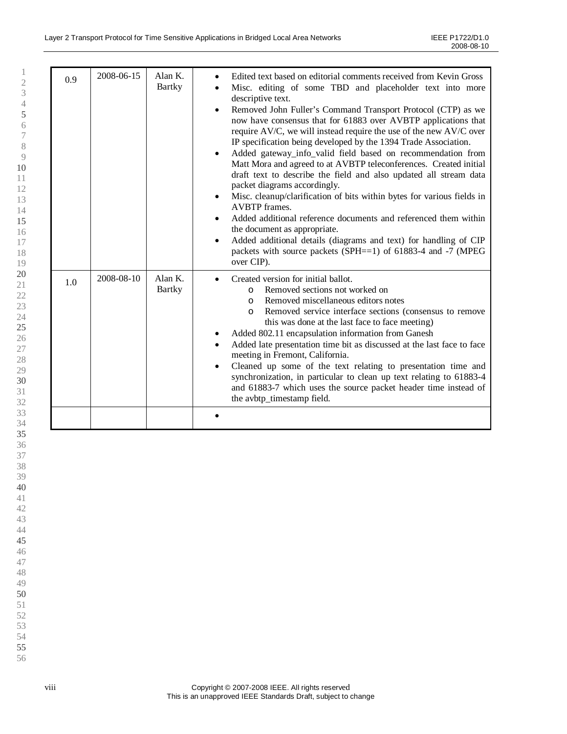| | | | |
|---|---|---|---|
| 0.9 | 2008-06-15 | Alan K. Bartky | • Edited text based on editorial comments received from Kevin Gross<br>• Misc. editing of some TBD and placeholder text into more descriptive text.<br>• Removed John Fuller's Command Transport Protocol (CTP) as we now have consensus that for 61883 over AVBTP applications that require AV/C, we will instead require the use of the new AV/C over IP specification being developed by the 1394 Trade Association.<br>• Added gateway_info_valid field based on recommendation from Matt Mora and agreed to at AVBTP teleconferences. Created initial draft text to describe the field and also updated all stream data packet diagrams accordingly.<br>• Misc. cleanup/clarification of bits within bytes for various fields in AVBTP frames.<br>• Added additional reference documents and referenced them within the document as appropriate.<br>• Added additional details (diagrams and text) for handling of CIP packets with source packets (SPH==1) of 61883-4 and -7 (MPEG over CIP). |
| 1.0 | 2008-08-10 | Alan K. Bartky | • Created version for initial ballot.<br>&nbsp;&nbsp;&nbsp;&nbsp;o Removed sections not worked on<br>&nbsp;&nbsp;&nbsp;&nbsp;o Removed miscellaneous editors notes<br>&nbsp;&nbsp;&nbsp;&nbsp;o Removed service interface sections (consensus to remove this was done at the last face to face meeting)<br>• Added 802.11 encapsulation information from Ganesh<br>• Added late presentation time bit as discussed at the last face to face meeting in Fremont, California.<br>• Cleaned up some of the text relating to presentation time and synchronization, in particular to clean up text relating to 61883-4 and 61883-7 which uses the source packet header time instead of the avbtp_timestamp field. |
| | | | • |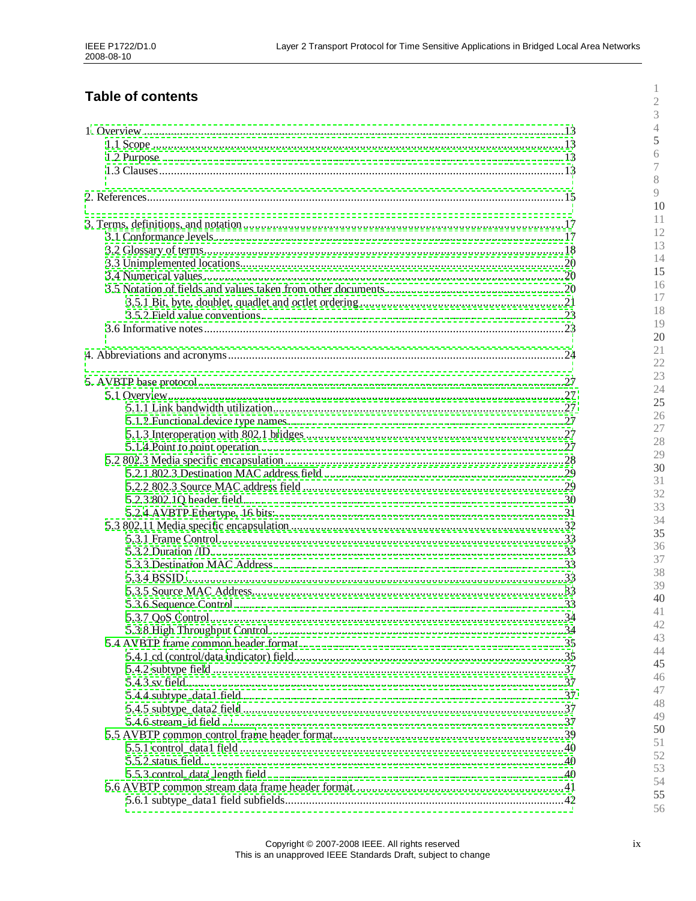## Table of contents

1. Overview ............................................................ 13
   - 1.1 Scope ............................................................ 13
   - 1.2 Purpose ............................................................ 13
   - 1.3 Clauses ............................................................ 13

2. References ............................................................ 15

3. Terms, definitions, and notation ............................................................ 17
   - 3.1 Conformance levels ............................................................ 17
   - 3.2 Glossary of terms ............................................................ 18
   - 3.3 Unimplemented locations ............................................................ 20
   - 3.4 Numerical values ............................................................ 20
   - 3.5 Notation of fields and values taken from other documents ............................................................ 20
     - 3.5.1 Bit, byte, doublet, quadlet and octlet ordering ............................................................ 21
     - 3.5.2 Field value conventions ............................................................ 23
   - 3.6 Informative notes ............................................................ 23

4. Abbreviations and acronyms ............................................................ 24

5. AVBTP base protocol ............................................................ 27
   - 5.1 Overview ............................................................ 27
     - 5.1.1 Link bandwidth utilization ............................................................ 27
     - 5.1.2 Functional device type names ............................................................ 27
     - 5.1.3 Interoperation with 802.1 bridges ............................................................ 27
     - 5.1.4 Point to point operation ............................................................ 27
   - 5.2 802.3 Media specific encapsulation ............................................................ 28
     - 5.2.1 802.3 Destination MAC address field ............................................................ 29
     - 5.2.2 802.3 Source MAC address field ............................................................ 29
     - 5.2.3 802.1Q header field ............................................................ 30
     - 5.2.4 AVBTP Ethertype, 16 bits: ............................................................ 31
   - 5.3 802.11 Media specific encapsulation ............................................................ 32
     - 5.3.1 Frame Control ............................................................ 33
     - 5.3.2 Duration /ID ............................................................ 33
     - 5.3.3 Destination MAC Address ............................................................ 33
     - 5.3.4 BSSID ............................................................ 33
     - 5.3.5 Source MAC Address ............................................................ 33
     - 5.3.6 Sequence Control ............................................................ 33
     - 5.3.7 QoS Control ............................................................ 34
     - 5.3.8 High Throughput Control ............................................................ 34
   - 5.4 AVBTP frame common header format ............................................................ 35
     - 5.4.1 cd (control/data indicator) field ............................................................ 35
     - 5.4.2 subtype field ............................................................ 37
     - 5.4.3 sv field ............................................................ 37
     - 5.4.4 subtype_data1 field ............................................................ 37
     - 5.4.5 subtype_data2 field ............................................................ 37
     - 5.4.6 stream_id field ............................................................ 37
   - 5.5 AVBTP common control frame header format ............................................................ 39
     - 5.5.1 control_data1 field ............................................................ 40
     - 5.5.2 status field ............................................................ 40
     - 5.5.3 control_data_length field ............................................................ 40
   - 5.6 AVBTP common stream data frame header format ............................................................ 41
     - 5.6.1 subtype_data1 field subfields ............................................................ 42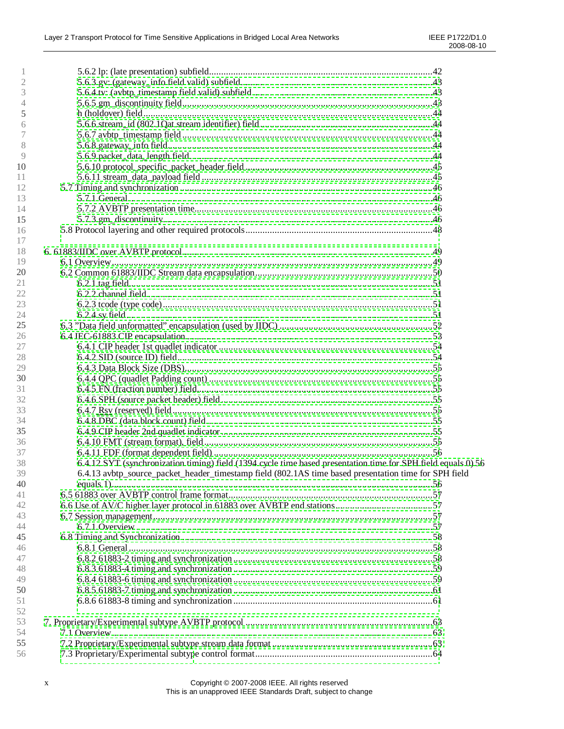5.6.2 lp: (late presentation) subfield....42
5.6.3 gv: (gateway_info field valid) subfield....43
5.6.4 tv: (avbtp_timestamp field valid) subfield....43
5.6.5 gm_discontinuity field....43
h (holdover) field....44
5.6.6 stream_id (802.1Qat stream identifier) field....44
5.6.7 avbtp_timestamp field....44
5.6.8 gateway_info field....44
5.6.9 packet_data_length field....44
5.6.10 protocol_specific_packet_header field....45
5.6.11 stream_data_payload field....45
5.7 Timing and synchronization....46
5.7.1 General....46
5.7.2 AVBTP presentation time....46
5.7.3 gm_discontinuity....46
5.8 Protocol layering and other required protocols....48

6. 61883/IIDC over AVBTP protocol....49
6.1 Overview....49
6.2 Common 61883/IIDC Stream data encapsulation....50
6.2.1 tag field....51
6.2.2 channel field....51
6.2.3 tcode (type code)....51
6.2.4 sy field....51
6.3 "Data field unformatted" encapsulation (used by IIDC)....52
6.4 IEC-61883 CIP encapsulation....53
6.4.1 CIP header 1st quadlet indicator....54
6.4.2 SID (source ID) field....54
6.4.3 Data Block Size (DBS)....55
6.4.4 QPC (quadlet Padding count)....55
6.4.5 FN (fraction number) field....55
6.4.6 SPH (source packet header) field....55
6.4.7 Rsv (reserved) field....55
6.4.8 DBC (data block count) field....55
6.4.9 CIP header 2nd quadlet indicator....55
6.4.10 FMT (stream format) field....55
6.4.11 FDF (format dependent field)....56
6.4.12 SYT (synchronization timing) field (1394 cycle time based presentation time for SPH field equals 0) 56
6.4.13 avbtp_source_packet_header_timestamp field (802.1AS time based presentation time for SPH field equals 1)....56
6.5 61883 over AVBTP control frame format....57
6.6 Use of AV/C higher layer protocol in 61883 over AVBTP end stations....57
6.7 Session management....57
6.7.1 Overview....57
6.8 Timing and Synchronization....58
6.8.1 General....58
6.8.2 61883-2 timing and synchronization....58
6.8.3 61883-4 timing and synchronization....59
6.8.4 61883-6 timing and synchronization....59
6.8.5 61883-7 timing and synchronization....61
6.8.6 61883-8 timing and synchronization....61

7. Proprietary/Experimental subtype AVBTP protocol....63
7.1 Overview....63
7.2 Proprietary/Experimental subtype stream data format....63
7.3 Proprietary/Experimental subtype control format....64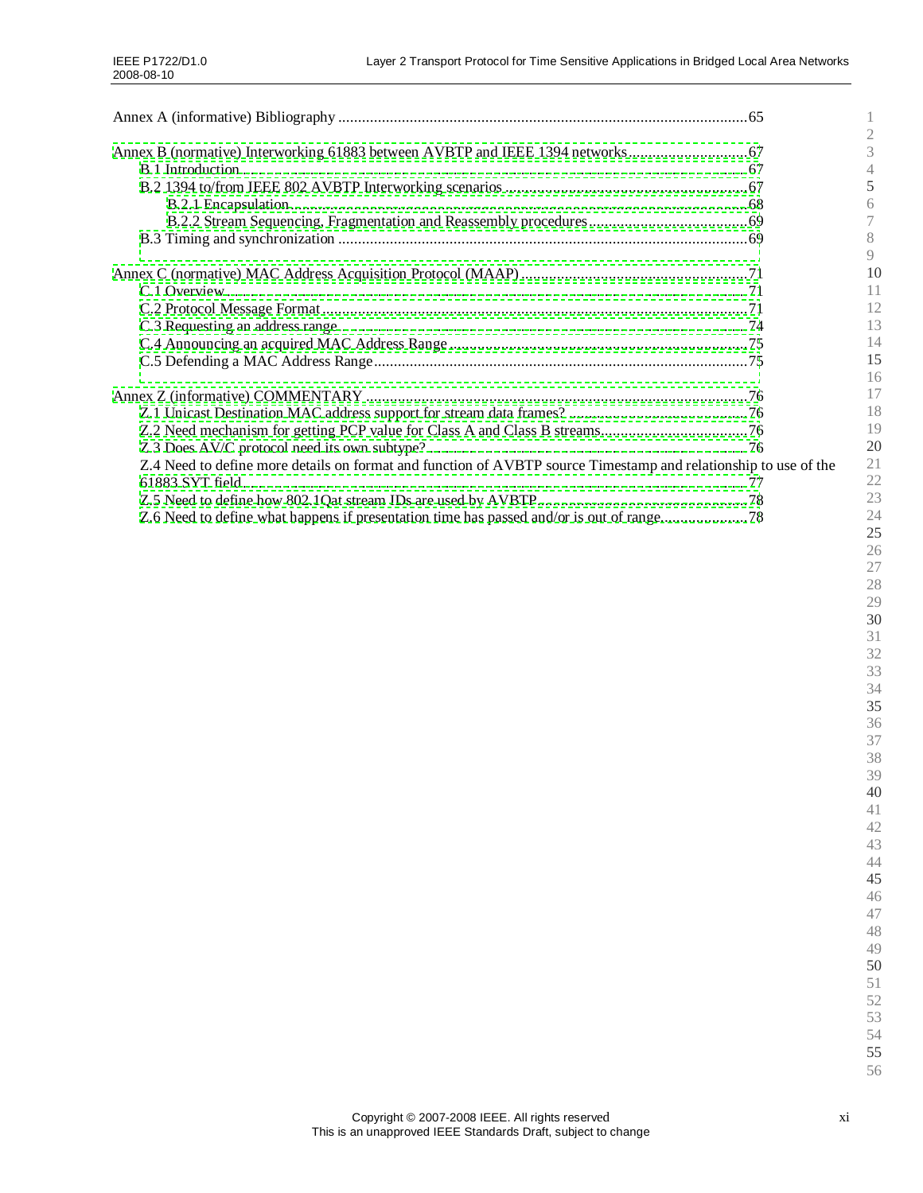Annex A (informative) Bibliography .......................................................................................................65

Annex B (normative) Interworking 61883 between AVBTP and IEEE 1394 networks............................67
- B.1 Introduction.................................................................................................................................67
- B.2 1394 to/from IEEE 802 AVBTP Interworking scenarios ..........................................................67
  - B.2.1 Encapsulation.......................................................................................................................68
  - B.2.2 Stream Sequencing, Fragmentation and Reassembly procedures .....................................69
- B.3 Timing and synchronization .......................................................................................................69

Annex C (normative) MAC Address Acquisition Protocol (MAAP) ........................................................71
- C.1 Overview.....................................................................................................................................71
- C.2 Protocol Message Format............................................................................................................71
- C.3 Requesting an address range .......................................................................................................74
- C.4 Announcing an acquired MAC Address Range ..........................................................................75
- C.5 Defending a MAC Address Range..............................................................................................75

Annex Z (informative) COMMENTARY ..................................................................................................76
- Z.1 Unicast Destination MAC address support for stream data frames? ..........................................76
- Z.2 Need mechanism for getting PCP value for Class A and Class B streams...................................76
- Z.3 Does AV/C protocol need its own subtype? ................................................................................76
- Z.4 Need to define more details on format and function of AVBTP source Timestamp and relationship to use of the 61883 SYT field..........................................................................................................77
- Z.5 Need to define how 802.1Qat stream IDs are used by AVBTP....................................................78
- Z.6 Need to define what happens if presentation time has passed and/or is out of range...................78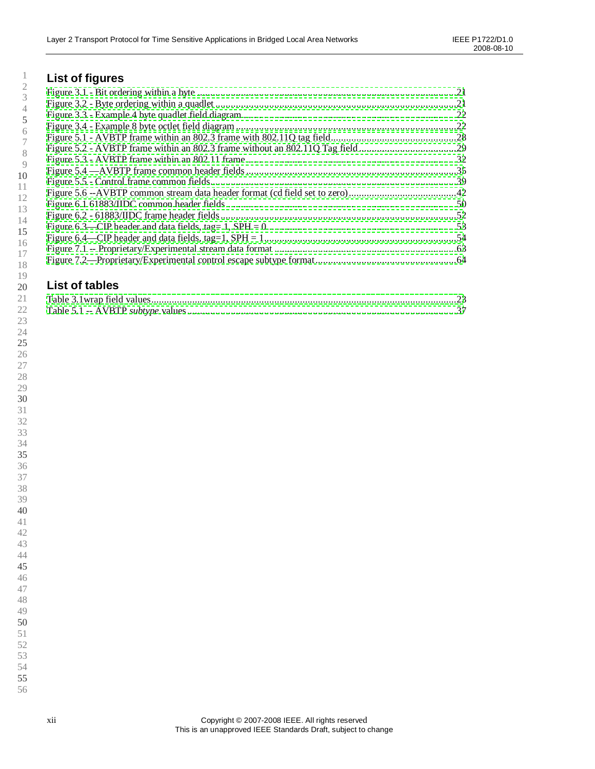## List of figures

Figure 3.1 - Bit ordering within a byte .....21
Figure 3.2 - Byte ordering within a quadlet .....21
Figure 3.3 - Example 4 byte quadlet field diagram.....22
Figure 3.4 - Example 8 byte octlet field diagram .....22
Figure 5.1 - AVBTP frame within an 802.3 frame with 802.11Q tag field.....28
Figure 5.2 - AVBTP frame within an 802.3 frame without an 802.11Q Tag field.....29
Figure 5.3 - AVBTP frame within an 802.11 frame.....32
Figure 5.4 —AVBTP frame common header fields .....35
Figure 5.5 - Control frame common fields.....39
Figure 5.6 --AVBTP common stream data header format (cd field set to zero).....42
Figure 6.1 61883/IIDC common header fields .....50
Figure 6.2 - 61883/IIDC frame header fields .....52
Figure 6.3—CIP header and data fields, tag= 1, SPH = 0.....53
Figure 6.4—CIP header and data fields, tag=1, SPH = 1.....54
Figure 7.1 -- Proprietary/Experimental stream data format .....63
Figure 7.2—Proprietary/Experimental control escape subtype format.....64

## List of tables

Table 3.1wrap field values.....23
Table 5.1 -- AVBTP *subtype* values .....37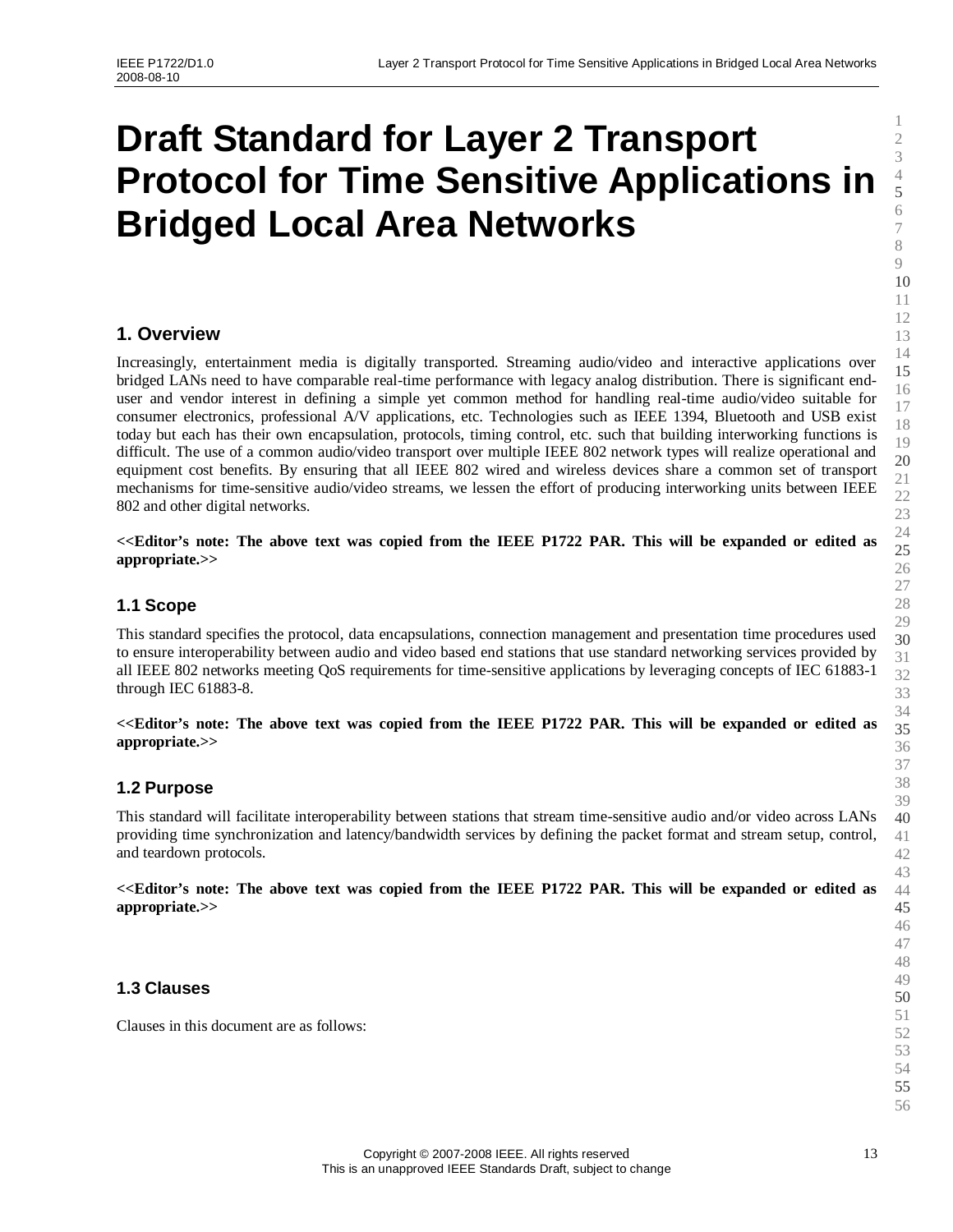# Draft Standard for Layer 2 Transport Protocol for Time Sensitive Applications in Bridged Local Area Networks

## 1. Overview

Increasingly, entertainment media is digitally transported. Streaming audio/video and interactive applications over bridged LANs need to have comparable real-time performance with legacy analog distribution. There is significant end-user and vendor interest in defining a simple yet common method for handling real-time audio/video suitable for consumer electronics, professional A/V applications, etc. Technologies such as IEEE 1394, Bluetooth and USB exist today but each has their own encapsulation, protocols, timing control, etc. such that building interworking functions is difficult. The use of a common audio/video transport over multiple IEEE 802 network types will realize operational and equipment cost benefits. By ensuring that all IEEE 802 wired and wireless devices share a common set of transport mechanisms for time-sensitive audio/video streams, we lessen the effort of producing interworking units between IEEE 802 and other digital networks.

**<<Editor's note: The above text was copied from the IEEE P1722 PAR. This will be expanded or edited as appropriate.>>**

### 1.1 Scope

This standard specifies the protocol, data encapsulations, connection management and presentation time procedures used to ensure interoperability between audio and video based end stations that use standard networking services provided by all IEEE 802 networks meeting QoS requirements for time-sensitive applications by leveraging concepts of IEC 61883-1 through IEC 61883-8.

**<<Editor's note: The above text was copied from the IEEE P1722 PAR. This will be expanded or edited as appropriate.>>**

### 1.2 Purpose

This standard will facilitate interoperability between stations that stream time-sensitive audio and/or video across LANs providing time synchronization and latency/bandwidth services by defining the packet format and stream setup, control, and teardown protocols.

**<<Editor's note: The above text was copied from the IEEE P1722 PAR. This will be expanded or edited as appropriate.>>**

### 1.3 Clauses

Clauses in this document are as follows: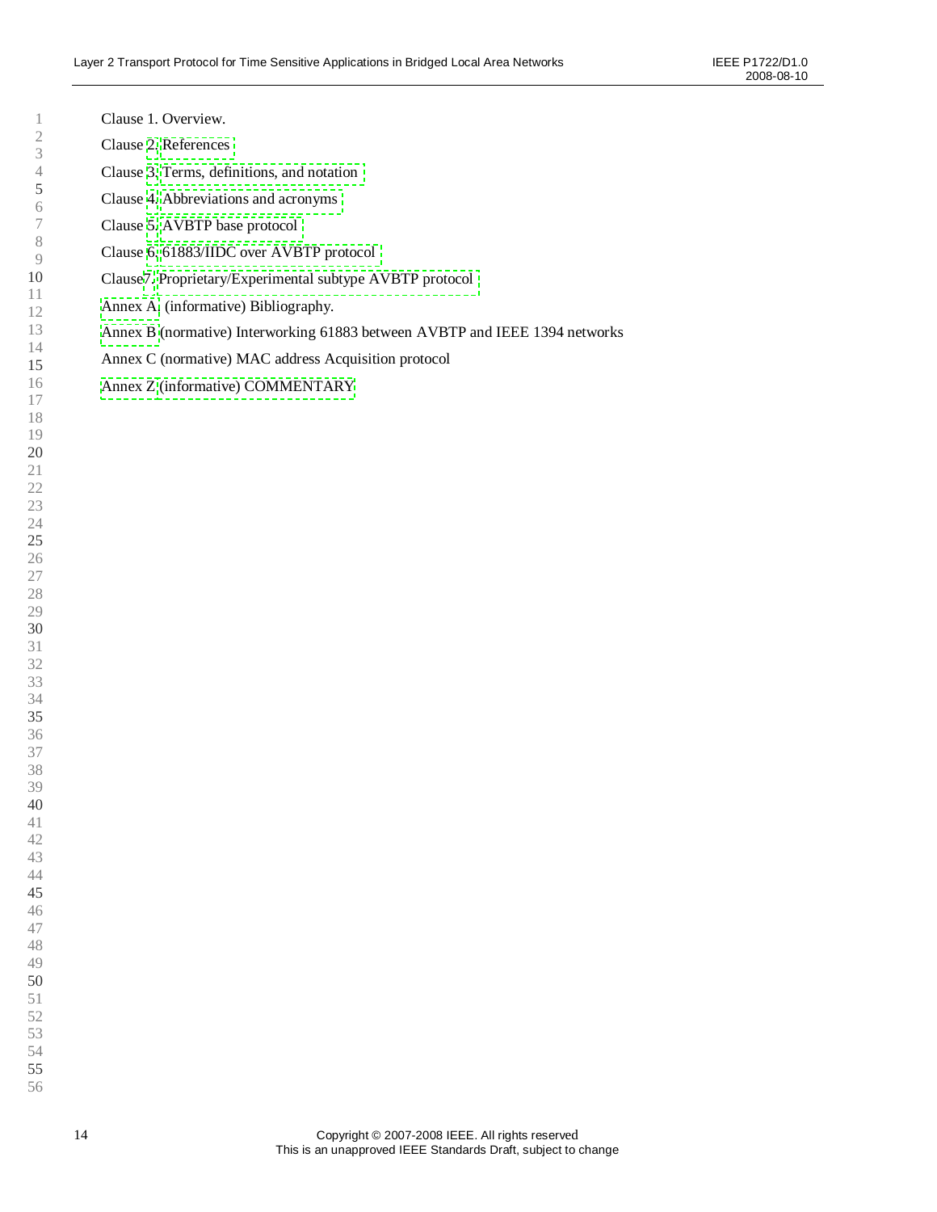Clause 1. Overview.

Clause 2. References

Clause 3. Terms, definitions, and notation

Clause 4. Abbreviations and acronyms

Clause 5. AVBTP base protocol

Clause 6. 61883/IIDC over AVBTP protocol

Clause7. Proprietary/Experimental subtype AVBTP protocol

Annex A (informative) Bibliography.

Annex B (normative) Interworking 61883 between AVBTP and IEEE 1394 networks

Annex C (normative) MAC address Acquisition protocol

Annex Z (informative) COMMENTARY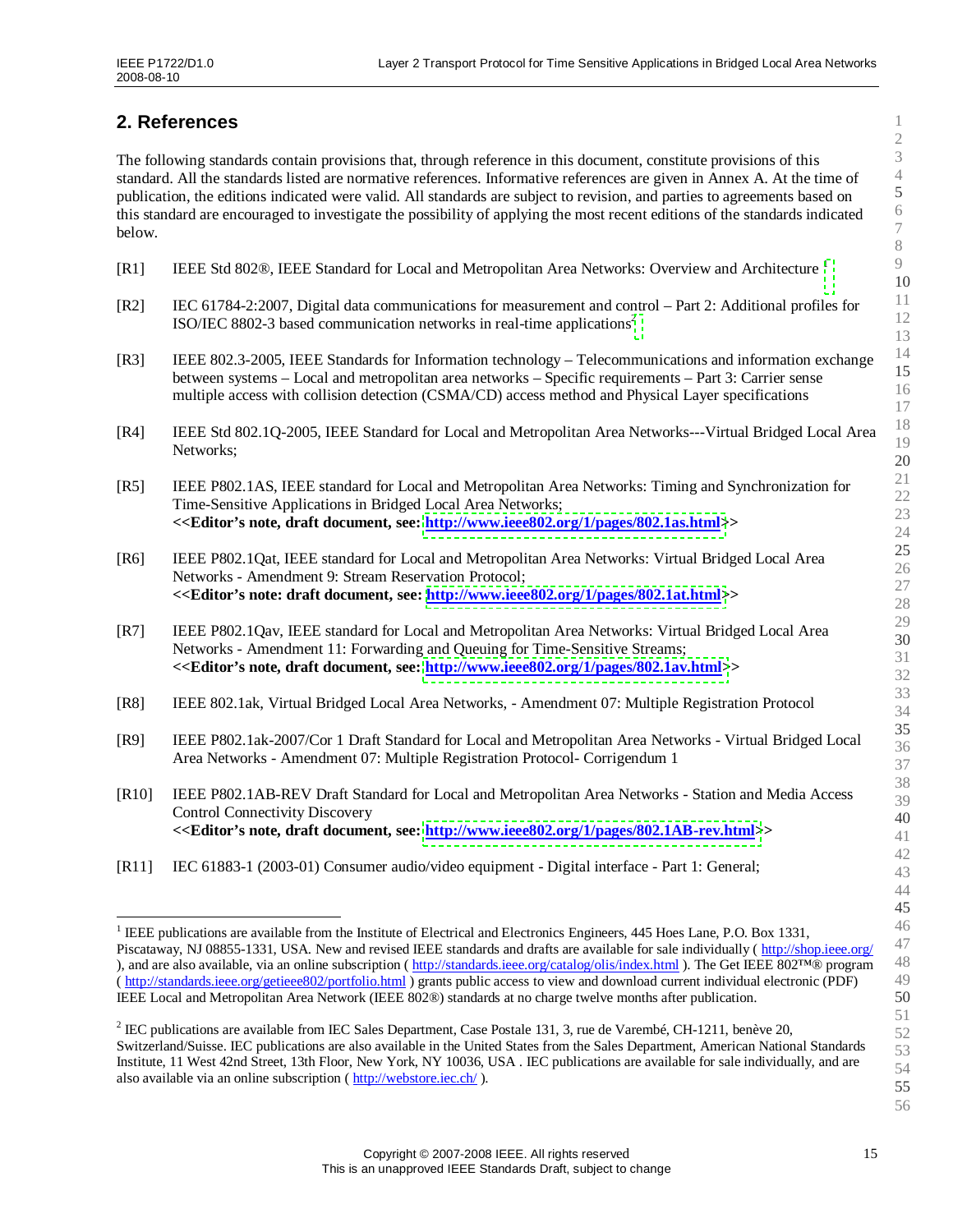## 2. References

The following standards contain provisions that, through reference in this document, constitute provisions of this standard. All the standards listed are normative references. Informative references are given in Annex A. At the time of publication, the editions indicated were valid. All standards are subject to revision, and parties to agreements based on this standard are encouraged to investigate the possibility of applying the most recent editions of the standards indicated below.

[R1] IEEE Std 802®, IEEE Standard for Local and Metropolitan Area Networks: Overview and Architecture [1]

[R2] IEC 61784-2:2007, Digital data communications for measurement and control – Part 2: Additional profiles for ISO/IEC 8802-3 based communication networks in real-time applications[2]

[R3] IEEE 802.3-2005, IEEE Standards for Information technology – Telecommunications and information exchange between systems – Local and metropolitan area networks – Specific requirements – Part 3: Carrier sense multiple access with collision detection (CSMA/CD) access method and Physical Layer specifications

[R4] IEEE Std 802.1Q-2005, IEEE Standard for Local and Metropolitan Area Networks---Virtual Bridged Local Area Networks;

[R5] IEEE P802.1AS, IEEE standard for Local and Metropolitan Area Networks: Timing and Synchronization for Time-Sensitive Applications in Bridged Local Area Networks;
**<<Editor's note, draft document, see: http://www.ieee802.org/1/pages/802.1as.html>>**

[R6] IEEE P802.1Qat, IEEE standard for Local and Metropolitan Area Networks: Virtual Bridged Local Area Networks - Amendment 9: Stream Reservation Protocol;
**<<Editor's note: draft document, see: http://www.ieee802.org/1/pages/802.1at.html>>**

[R7] IEEE P802.1Qav, IEEE standard for Local and Metropolitan Area Networks: Virtual Bridged Local Area Networks - Amendment 11: Forwarding and Queuing for Time-Sensitive Streams;
**<<Editor's note, draft document, see: http://www.ieee802.org/1/pages/802.1av.html>>**

[R8] IEEE 802.1ak, Virtual Bridged Local Area Networks, - Amendment 07: Multiple Registration Protocol

[R9] IEEE P802.1ak-2007/Cor 1 Draft Standard for Local and Metropolitan Area Networks - Virtual Bridged Local Area Networks - Amendment 07: Multiple Registration Protocol- Corrigendum 1

[R10] IEEE P802.1AB-REV Draft Standard for Local and Metropolitan Area Networks - Station and Media Access Control Connectivity Discovery
**<<Editor's note, draft document, see: http://www.ieee802.org/1/pages/802.1AB-rev.html>>**

[R11] IEC 61883-1 (2003-01) Consumer audio/video equipment - Digital interface - Part 1: General;

---

[1] IEEE publications are available from the Institute of Electrical and Electronics Engineers, 445 Hoes Lane, P.O. Box 1331, Piscataway, NJ 08855-1331, USA. New and revised IEEE standards and drafts are available for sale individually ( http://shop.ieee.org/ ), and are also available, via an online subscription ( http://standards.ieee.org/catalog/olis/index.html ). The Get IEEE 802™® program ( http://standards.ieee.org/getieee802/portfolio.html ) grants public access to view and download current individual electronic (PDF) IEEE Local and Metropolitan Area Network (IEEE 802®) standards at no charge twelve months after publication.

[2] IEC publications are available from IEC Sales Department, Case Postale 131, 3, rue de Varembé, CH-1211, benève 20, Switzerland/Suisse. IEC publications are also available in the United States from the Sales Department, American National Standards Institute, 11 West 42nd Street, 13th Floor, New York, NY 10036, USA . IEC publications are available for sale individually, and are also available via an online subscription ( http://webstore.iec.ch/ ).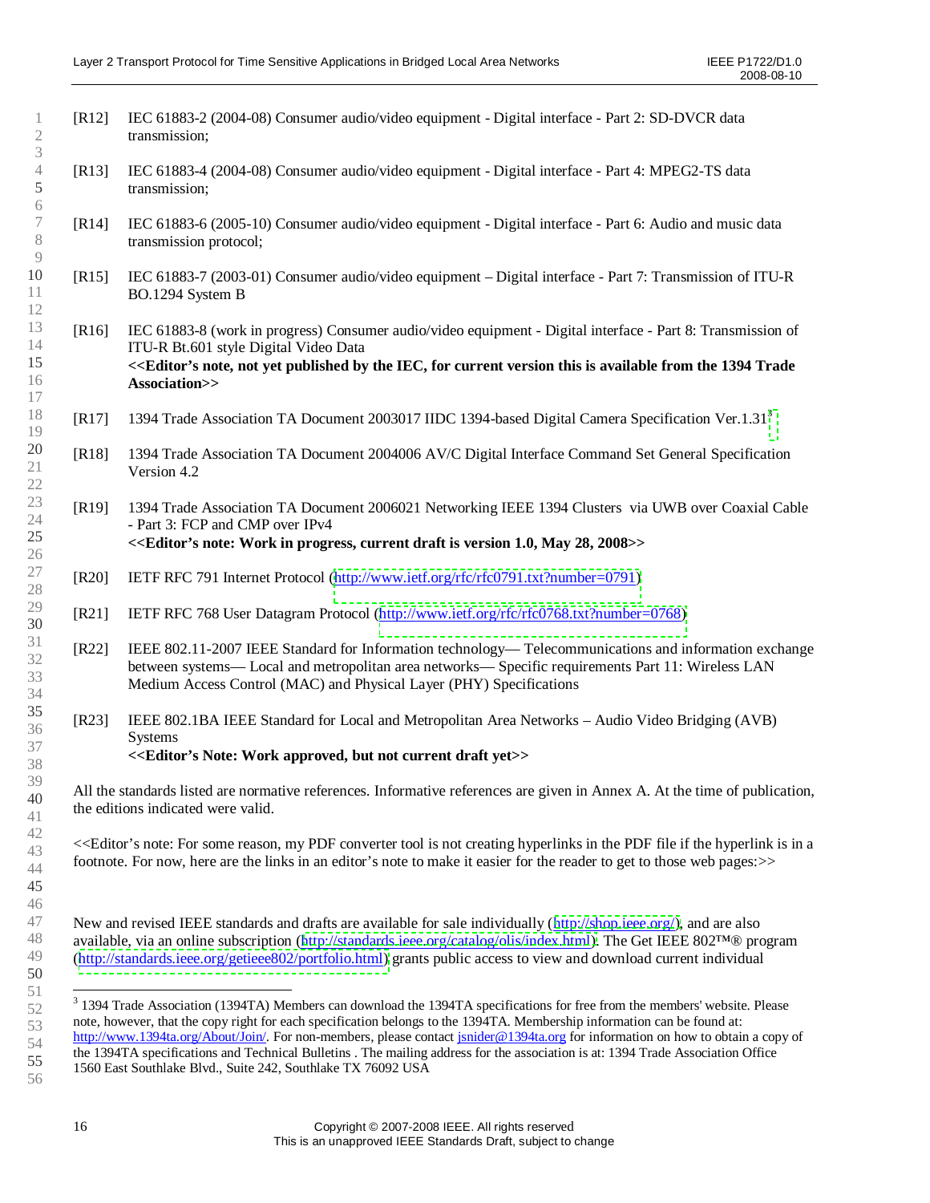[R12] IEC 61883-2 (2004-08) Consumer audio/video equipment - Digital interface - Part 2: SD-DVCR data transmission;

[R13] IEC 61883-4 (2004-08) Consumer audio/video equipment - Digital interface - Part 4: MPEG2-TS data transmission;

[R14] IEC 61883-6 (2005-10) Consumer audio/video equipment - Digital interface - Part 6: Audio and music data transmission protocol;

[R15] IEC 61883-7 (2003-01) Consumer audio/video equipment – Digital interface - Part 7: Transmission of ITU-R BO.1294 System B

[R16] IEC 61883-8 (work in progress) Consumer audio/video equipment - Digital interface - Part 8: Transmission of ITU-R Bt.601 style Digital Video Data
**<<Editor's note, not yet published by the IEC, for current version this is available from the 1394 Trade Association>>**

[R17] 1394 Trade Association TA Document 2003017 IIDC 1394-based Digital Camera Specification Ver.1.31[3]

[R18] 1394 Trade Association TA Document 2004006 AV/C Digital Interface Command Set General Specification Version 4.2

[R19] 1394 Trade Association TA Document 2006021 Networking IEEE 1394 Clusters via UWB over Coaxial Cable - Part 3: FCP and CMP over IPv4
**<<Editor's note: Work in progress, current draft is version 1.0, May 28, 2008>>**

[R20] IETF RFC 791 Internet Protocol (http://www.ietf.org/rfc/rfc0791.txt?number=0791)

[R21] IETF RFC 768 User Datagram Protocol (http://www.ietf.org/rfc/rfc0768.txt?number=0768)

[R22] IEEE 802.11-2007 IEEE Standard for Information technology— Telecommunications and information exchange between systems— Local and metropolitan area networks— Specific requirements Part 11: Wireless LAN Medium Access Control (MAC) and Physical Layer (PHY) Specifications

[R23] IEEE 802.1BA IEEE Standard for Local and Metropolitan Area Networks – Audio Video Bridging (AVB) Systems
**<<Editor's Note: Work approved, but not current draft yet>>**

All the standards listed are normative references. Informative references are given in Annex A. At the time of publication, the editions indicated were valid.

<<Editor's note: For some reason, my PDF converter tool is not creating hyperlinks in the PDF file if the hyperlink is in a footnote. For now, here are the links in an editor's note to make it easier for the reader to get to those web pages:>>

New and revised IEEE standards and drafts are available for sale individually (http://shop.ieee.org/), and are also available, via an online subscription (http://standards.ieee.org/catalog/olis/index.html). The Get IEEE 802™® program (http://standards.ieee.org/getieee802/portfolio.html) grants public access to view and download current individual

---

[3] 1394 Trade Association (1394TA) Members can download the 1394TA specifications for free from the members' website. Please note, however, that the copy right for each specification belongs to the 1394TA. Membership information can be found at: http://www.1394ta.org/About/Join/. For non-members, please contact jsnider@1394ta.org for information on how to obtain a copy of the 1394TA specifications and Technical Bulletins . The mailing address for the association is at: 1394 Trade Association Office 1560 East Southlake Blvd., Suite 242, Southlake TX 76092 USA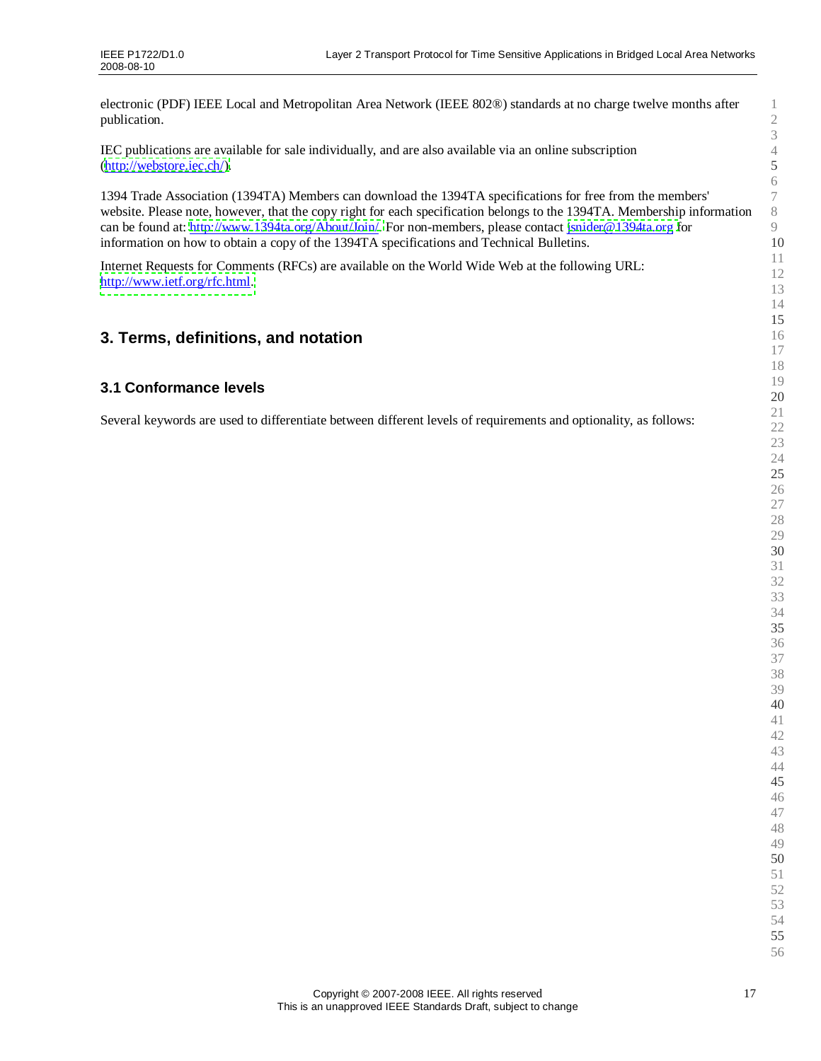electronic (PDF) IEEE Local and Metropolitan Area Network (IEEE 802®) standards at no charge twelve months after publication.

IEC publications are available for sale individually, and are also available via an online subscription (http://webstore.iec.ch/).

1394 Trade Association (1394TA) Members can download the 1394TA specifications for free from the members' website. Please note, however, that the copy right for each specification belongs to the 1394TA. Membership information can be found at: http://www.1394ta.org/About/Join/. For non-members, please contact jsnider@1394ta.org for information on how to obtain a copy of the 1394TA specifications and Technical Bulletins.

Internet Requests for Comments (RFCs) are available on the World Wide Web at the following URL: http://www.ietf.org/rfc.html.

# 3. Terms, definitions, and notation

## 3.1 Conformance levels

Several keywords are used to differentiate between different levels of requirements and optionality, as follows: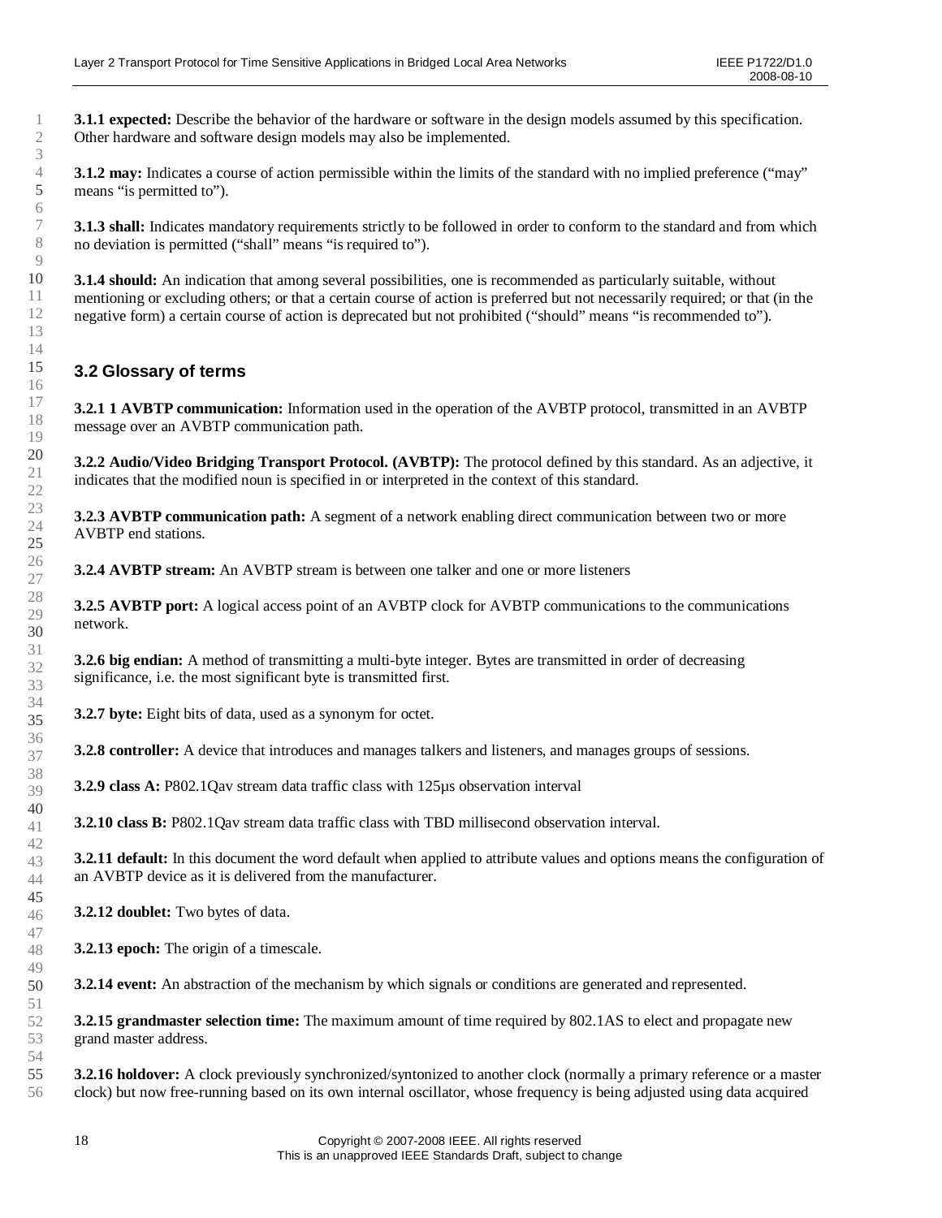**3.1.1 expected:** Describe the behavior of the hardware or software in the design models assumed by this specification. Other hardware and software design models may also be implemented.

**3.1.2 may:** Indicates a course of action permissible within the limits of the standard with no implied preference ("may" means "is permitted to").

**3.1.3 shall:** Indicates mandatory requirements strictly to be followed in order to conform to the standard and from which no deviation is permitted ("shall" means "is required to").

**3.1.4 should:** An indication that among several possibilities, one is recommended as particularly suitable, without mentioning or excluding others; or that a certain course of action is preferred but not necessarily required; or that (in the negative form) a certain course of action is deprecated but not prohibited ("should" means "is recommended to").

## 3.2 Glossary of terms

**3.2.1 1 AVBTP communication:** Information used in the operation of the AVBTP protocol, transmitted in an AVBTP message over an AVBTP communication path.

**3.2.2 Audio/Video Bridging Transport Protocol. (AVBTP):** The protocol defined by this standard. As an adjective, it indicates that the modified noun is specified in or interpreted in the context of this standard.

**3.2.3 AVBTP communication path:** A segment of a network enabling direct communication between two or more AVBTP end stations.

**3.2.4 AVBTP stream:** An AVBTP stream is between one talker and one or more listeners

**3.2.5 AVBTP port:** A logical access point of an AVBTP clock for AVBTP communications to the communications network.

**3.2.6 big endian:** A method of transmitting a multi-byte integer. Bytes are transmitted in order of decreasing significance, i.e. the most significant byte is transmitted first.

**3.2.7 byte:** Eight bits of data, used as a synonym for octet.

**3.2.8 controller:** A device that introduces and manages talkers and listeners, and manages groups of sessions.

**3.2.9 class A:** P802.1Qav stream data traffic class with 125µs observation interval

**3.2.10 class B:** P802.1Qav stream data traffic class with TBD millisecond observation interval.

**3.2.11 default:** In this document the word default when applied to attribute values and options means the configuration of an AVBTP device as it is delivered from the manufacturer.

**3.2.12 doublet:** Two bytes of data.

**3.2.13 epoch:** The origin of a timescale.

**3.2.14 event:** An abstraction of the mechanism by which signals or conditions are generated and represented.

**3.2.15 grandmaster selection time:** The maximum amount of time required by 802.1AS to elect and propagate new grand master address.

**3.2.16 holdover:** A clock previously synchronized/syntonized to another clock (normally a primary reference or a master clock) but now free-running based on its own internal oscillator, whose frequency is being adjusted using data acquired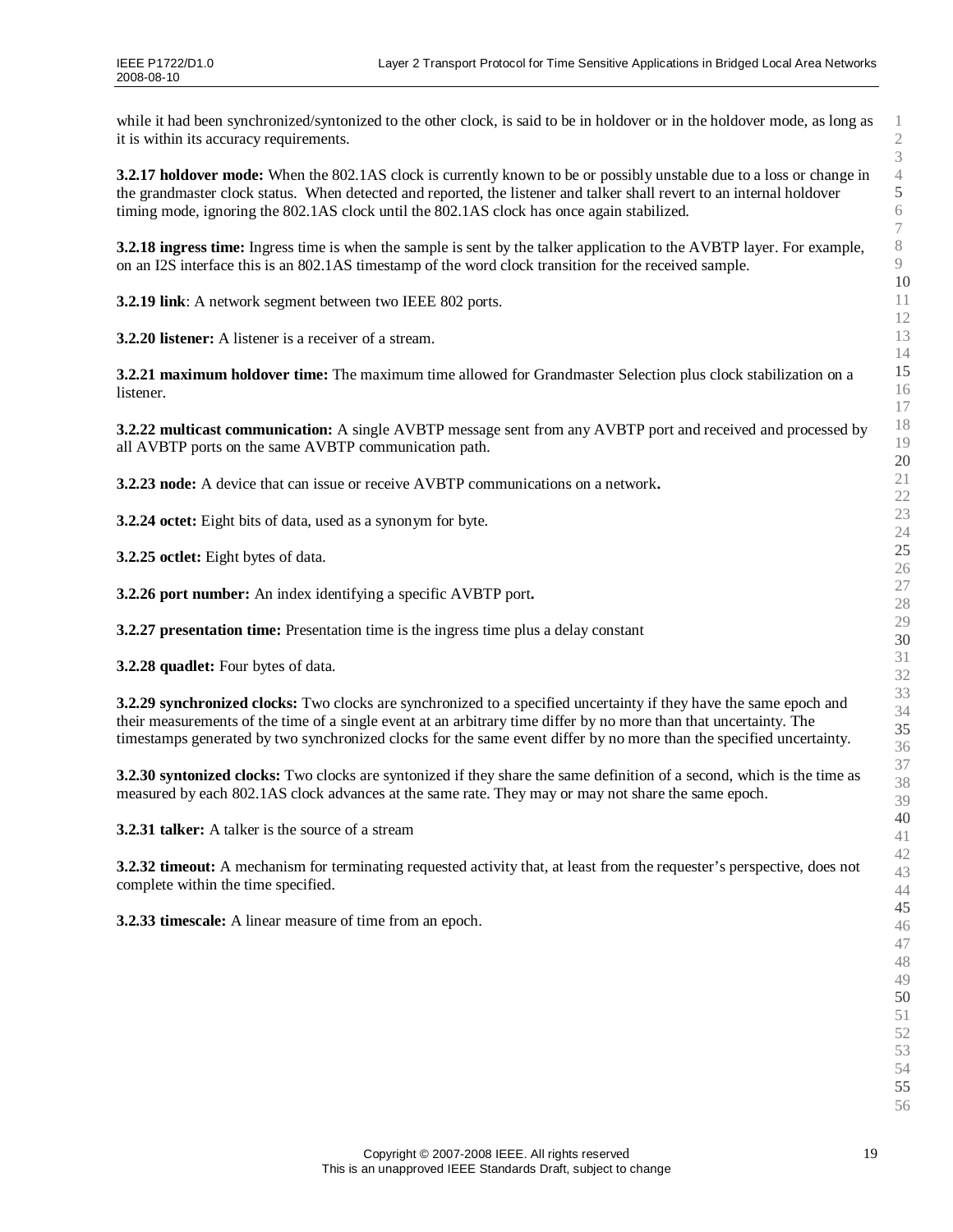while it had been synchronized/syntonized to the other clock, is said to be in holdover or in the holdover mode, as long as it is within its accuracy requirements.

**3.2.17 holdover mode:** When the 802.1AS clock is currently known to be or possibly unstable due to a loss or change in the grandmaster clock status. When detected and reported, the listener and talker shall revert to an internal holdover timing mode, ignoring the 802.1AS clock until the 802.1AS clock has once again stabilized.

**3.2.18 ingress time:** Ingress time is when the sample is sent by the talker application to the AVBTP layer. For example, on an I2S interface this is an 802.1AS timestamp of the word clock transition for the received sample.

**3.2.19 link**: A network segment between two IEEE 802 ports.

**3.2.20 listener:** A listener is a receiver of a stream.

**3.2.21 maximum holdover time:** The maximum time allowed for Grandmaster Selection plus clock stabilization on a listener.

**3.2.22 multicast communication:** A single AVBTP message sent from any AVBTP port and received and processed by all AVBTP ports on the same AVBTP communication path.

**3.2.23 node:** A device that can issue or receive AVBTP communications on a network**.**

**3.2.24 octet:** Eight bits of data, used as a synonym for byte.

**3.2.25 octlet:** Eight bytes of data.

**3.2.26 port number:** An index identifying a specific AVBTP port**.**

**3.2.27 presentation time:** Presentation time is the ingress time plus a delay constant

**3.2.28 quadlet:** Four bytes of data.

**3.2.29 synchronized clocks:** Two clocks are synchronized to a specified uncertainty if they have the same epoch and their measurements of the time of a single event at an arbitrary time differ by no more than that uncertainty. The timestamps generated by two synchronized clocks for the same event differ by no more than the specified uncertainty.

**3.2.30 syntonized clocks:** Two clocks are syntonized if they share the same definition of a second, which is the time as measured by each 802.1AS clock advances at the same rate. They may or may not share the same epoch.

**3.2.31 talker:** A talker is the source of a stream

**3.2.32 timeout:** A mechanism for terminating requested activity that, at least from the requester's perspective, does not complete within the time specified.

**3.2.33 timescale:** A linear measure of time from an epoch.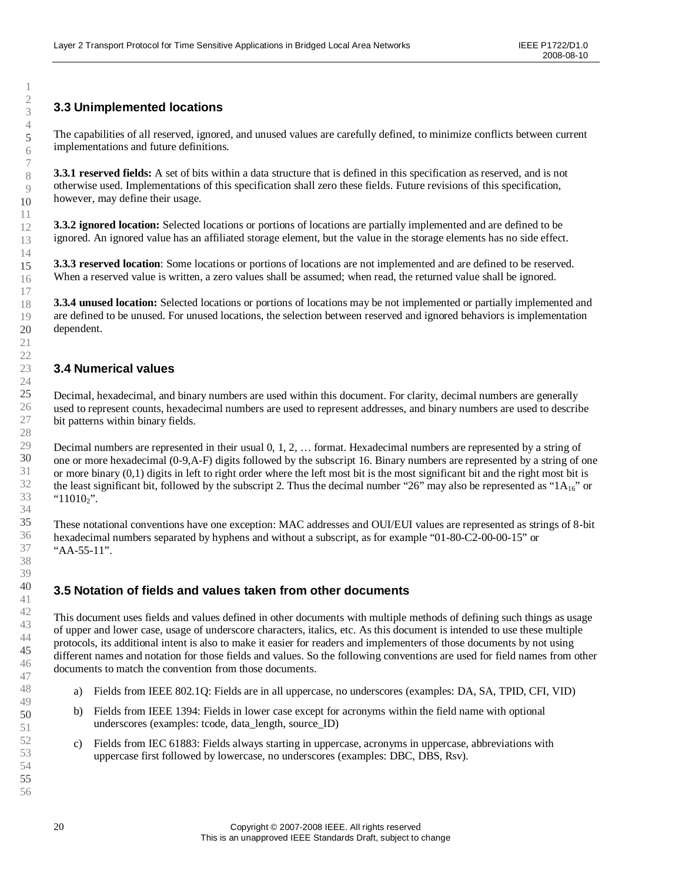## 3.3 Unimplemented locations

The capabilities of all reserved, ignored, and unused values are carefully defined, to minimize conflicts between current implementations and future definitions.

**3.3.1 reserved fields:** A set of bits within a data structure that is defined in this specification as reserved, and is not otherwise used. Implementations of this specification shall zero these fields. Future revisions of this specification, however, may define their usage.

**3.3.2 ignored location:** Selected locations or portions of locations are partially implemented and are defined to be ignored. An ignored value has an affiliated storage element, but the value in the storage elements has no side effect.

**3.3.3 reserved location**: Some locations or portions of locations are not implemented and are defined to be reserved. When a reserved value is written, a zero values shall be assumed; when read, the returned value shall be ignored.

**3.3.4 unused location:** Selected locations or portions of locations may be not implemented or partially implemented and are defined to be unused. For unused locations, the selection between reserved and ignored behaviors is implementation dependent.

## 3.4 Numerical values

Decimal, hexadecimal, and binary numbers are used within this document. For clarity, decimal numbers are generally used to represent counts, hexadecimal numbers are used to represent addresses, and binary numbers are used to describe bit patterns within binary fields.

Decimal numbers are represented in their usual 0, 1, 2, … format. Hexadecimal numbers are represented by a string of one or more hexadecimal (0-9,A-F) digits followed by the subscript 16. Binary numbers are represented by a string of one or more binary (0,1) digits in left to right order where the left most bit is the most significant bit and the right most bit is the least significant bit, followed by the subscript 2. Thus the decimal number "26" may also be represented as "$1A_{16}$" or "$11010_2$".

These notational conventions have one exception: MAC addresses and OUI/EUI values are represented as strings of 8-bit hexadecimal numbers separated by hyphens and without a subscript, as for example "01-80-C2-00-00-15" or "AA-55-11".

## 3.5 Notation of fields and values taken from other documents

This document uses fields and values defined in other documents with multiple methods of defining such things as usage of upper and lower case, usage of underscore characters, italics, etc. As this document is intended to use these multiple protocols, its additional intent is also to make it easier for readers and implementers of those documents by not using different names and notation for those fields and values. So the following conventions are used for field names from other documents to match the convention from those documents.

a) Fields from IEEE 802.1Q: Fields are in all uppercase, no underscores (examples: DA, SA, TPID, CFI, VID)

b) Fields from IEEE 1394: Fields in lower case except for acronyms within the field name with optional underscores (examples: tcode, data_length, source_ID)

c) Fields from IEC 61883: Fields always starting in uppercase, acronyms in uppercase, abbreviations with uppercase first followed by lowercase, no underscores (examples: DBC, DBS, Rsv).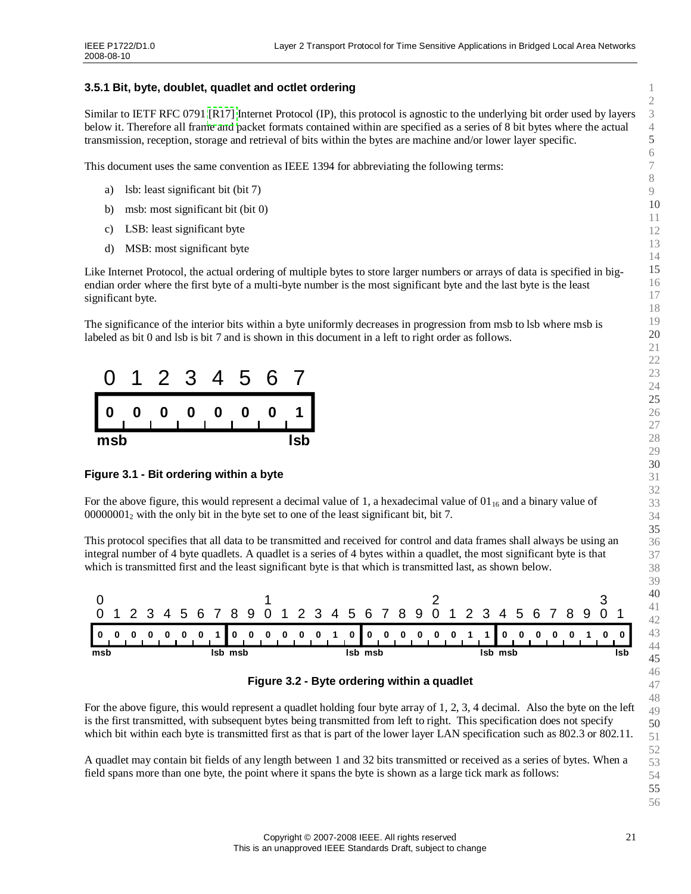### 3.5.1 Bit, byte, doublet, quadlet and octlet ordering

Similar to IETF RFC 0791 [R17] Internet Protocol (IP), this protocol is agnostic to the underlying bit order used by layers below it. Therefore all frame and packet formats contained within are specified as a series of 8 bit bytes where the actual transmission, reception, storage and retrieval of bits within the bytes are machine and/or lower layer specific.

This document uses the same convention as IEEE 1394 for abbreviating the following terms:

a) lsb: least significant bit (bit 7)

b) msb: most significant bit (bit 0)

c) LSB: least significant byte

d) MSB: most significant byte

Like Internet Protocol, the actual ordering of multiple bytes to store larger numbers or arrays of data is specified in big-endian order where the first byte of a multi-byte number is the most significant byte and the last byte is the least significant byte.

The significance of the interior bits within a byte uniformly decreases in progression from msb to lsb where msb is labeled as bit 0 and lsb is bit 7 and is shown in this document in a left to right order as follows.

| 0 | 1 | 2 | 3 | 4 | 5 | 6 | 7 |
|---|---|---|---|---|---|---|---|
| 0 | 0 | 0 | 0 | 0 | 0 | 0 | 1 |
| msb | | | | | | | lsb |

**Figure 3.1 - Bit ordering within a byte**

For the above figure, this would represent a decimal value of 1, a hexadecimal value of $01_{16}$ and a binary value of $00000001_2$ with the only bit in the byte set to one of the least significant bit, bit 7.

This protocol specifies that all data to be transmitted and received for control and data frames shall always be using an integral number of 4 byte quadlets. A quadlet is a series of 4 bytes within a quadlet, the most significant byte is that which is transmitted first and the least significant byte is that which is transmitted last, as shown below.

| 0 | 1 | 2 | 3 | 4 | 5 | 6 | 7 | 8 | 9 | 10 | 11 | 12 | 13 | 14 | 15 | 16 | 17 | 18 | 19 | 20 | 21 | 22 | 23 | 24 | 25 | 26 | 27 | 28 | 29 | 30 | 31 |
|---|---|---|---|---|---|---|---|---|---|---|---|---|---|---|---|---|---|---|---|---|---|---|---|---|---|---|---|---|---|---|---|
| 0 | 0 | 0 | 0 | 0 | 0 | 0 | 1 | 0 | 0 | 0 | 0 | 0 | 0 | 1 | 0 | 0 | 0 | 0 | 0 | 0 | 0 | 1 | 1 | 0 | 0 | 0 | 0 | 0 | 1 | 0 | 0 |
| msb | | | | | | | lsb | msb | | | | | | | lsb | msb | | | | | | | lsb | msb | | | | | | | lsb |

**Figure 3.2 - Byte ordering within a quadlet**

For the above figure, this would represent a quadlet holding four byte array of 1, 2, 3, 4 decimal. Also the byte on the left is the first transmitted, with subsequent bytes being transmitted from left to right. This specification does not specify which bit within each byte is transmitted first as that is part of the lower layer LAN specification such as 802.3 or 802.11.

A quadlet may contain bit fields of any length between 1 and 32 bits transmitted or received as a series of bytes. When a field spans more than one byte, the point where it spans the byte is shown as a large tick mark as follows: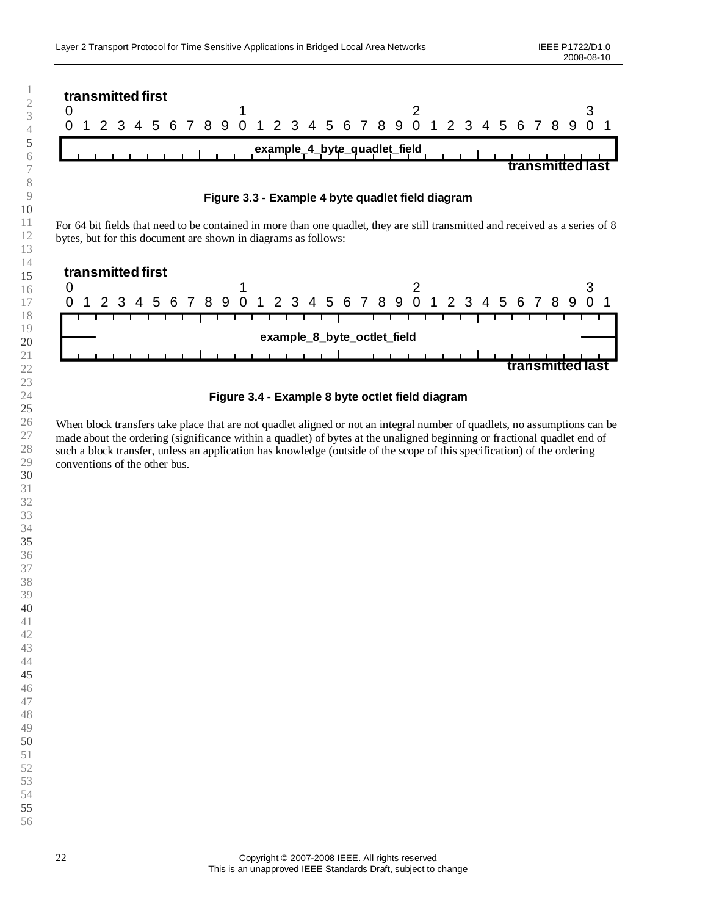transmitted first

```
0                   1                   2                   3
0 1 2 3 4 5 6 7 8 9 0 1 2 3 4 5 6 7 8 9 0 1 2 3 4 5 6 7 8 9 0 1
+-+-+-+-+-+-+-+-+-+-+-+-+-+-+-+-+-+-+-+-+-+-+-+-+-+-+-+-+-+-+-+-+
|                  example_4_byte_quadlet_field                 |
+-+-+-+-+-+-+-+-+-+-+-+-+-+-+-+-+-+-+-+-+-+-+-+-+-+-+-+-+-+-+-+-+
```

transmitted last

**Figure 3.3 - Example 4 byte quadlet field diagram**

For 64 bit fields that need to be contained in more than one quadlet, they are still transmitted and received as a series of 8 bytes, but for this document are shown in diagrams as follows:

transmitted first

```
0                   1                   2                   3
0 1 2 3 4 5 6 7 8 9 0 1 2 3 4 5 6 7 8 9 0 1 2 3 4 5 6 7 8 9 0 1
+-+-+-+-+-+-+-+-+-+-+-+-+-+-+-+-+-+-+-+-+-+-+-+-+-+-+-+-+-+-+-+-+
|                                                               |
+---                example_8_byte_octlet_field              ---+
|                                                               |
+-+-+-+-+-+-+-+-+-+-+-+-+-+-+-+-+-+-+-+-+-+-+-+-+-+-+-+-+-+-+-+-+
```

transmitted last

**Figure 3.4 - Example 8 byte octlet field diagram**

When block transfers take place that are not quadlet aligned or not an integral number of quadlets, no assumptions can be made about the ordering (significance within a quadlet) of bytes at the unaligned beginning or fractional quadlet end of such a block transfer, unless an application has knowledge (outside of the scope of this specification) of the ordering conventions of the other bus.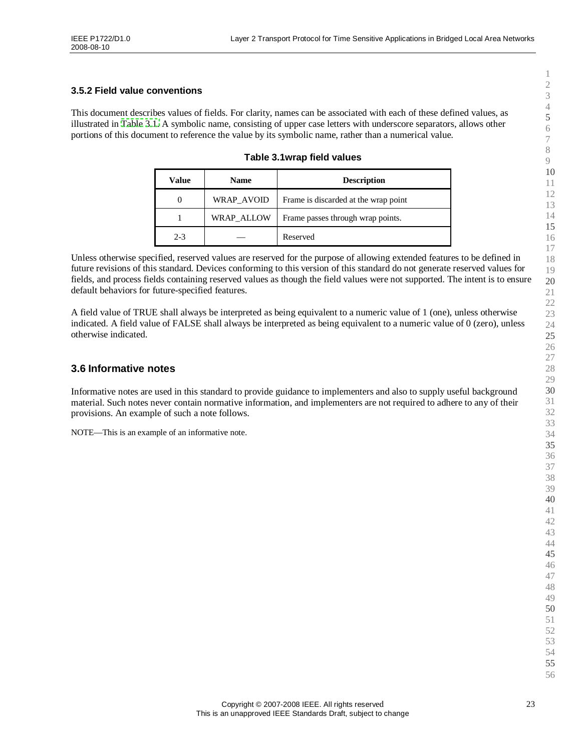### 3.5.2 Field value conventions

This document describes values of fields. For clarity, names can be associated with each of these defined values, as illustrated in Table 3.1. A symbolic name, consisting of upper case letters with underscore separators, allows other portions of this document to reference the value by its symbolic name, rather than a numerical value.

**Table 3.1wrap field values**

| Value | Name | Description |
|---|---|---|
| 0 | WRAP_AVOID | Frame is discarded at the wrap point |
| 1 | WRAP_ALLOW | Frame passes through wrap points. |
| 2-3 | — | Reserved |

Unless otherwise specified, reserved values are reserved for the purpose of allowing extended features to be defined in future revisions of this standard. Devices conforming to this version of this standard do not generate reserved values for fields, and process fields containing reserved values as though the field values were not supported. The intent is to ensure default behaviors for future-specified features.

A field value of TRUE shall always be interpreted as being equivalent to a numeric value of 1 (one), unless otherwise indicated. A field value of FALSE shall always be interpreted as being equivalent to a numeric value of 0 (zero), unless otherwise indicated.

## 3.6 Informative notes

Informative notes are used in this standard to provide guidance to implementers and also to supply useful background material. Such notes never contain normative information, and implementers are not required to adhere to any of their provisions. An example of such a note follows.

NOTE—This is an example of an informative note.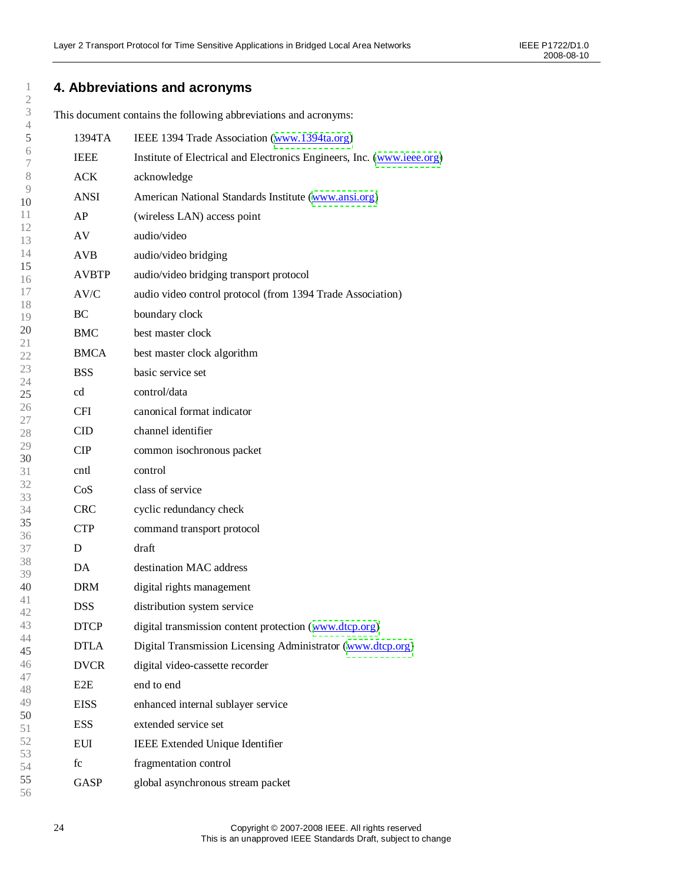# 4. Abbreviations and acronyms

This document contains the following abbreviations and acronyms:

| | |
|---|---|
| 1394TA | IEEE 1394 Trade Association (www.1394ta.org) |
| IEEE | Institute of Electrical and Electronics Engineers, Inc. (www.ieee.org) |
| ACK | acknowledge |
| ANSI | American National Standards Institute (www.ansi.org) |
| AP | (wireless LAN) access point |
| AV | audio/video |
| AVB | audio/video bridging |
| AVBTP | audio/video bridging transport protocol |
| AV/C | audio video control protocol (from 1394 Trade Association) |
| BC | boundary clock |
| BMC | best master clock |
| BMCA | best master clock algorithm |
| BSS | basic service set |
| cd | control/data |
| CFI | canonical format indicator |
| CID | channel identifier |
| CIP | common isochronous packet |
| cntl | control |
| CoS | class of service |
| CRC | cyclic redundancy check |
| CTP | command transport protocol |
| D | draft |
| DA | destination MAC address |
| DRM | digital rights management |
| DSS | distribution system service |
| DTCP | digital transmission content protection (www.dtcp.org) |
| DTLA | Digital Transmission Licensing Administrator (www.dtcp.org) |
| DVCR | digital video-cassette recorder |
| E2E | end to end |
| EISS | enhanced internal sublayer service |
| ESS | extended service set |
| EUI | IEEE Extended Unique Identifier |
| fc | fragmentation control |
| GASP | global asynchronous stream packet |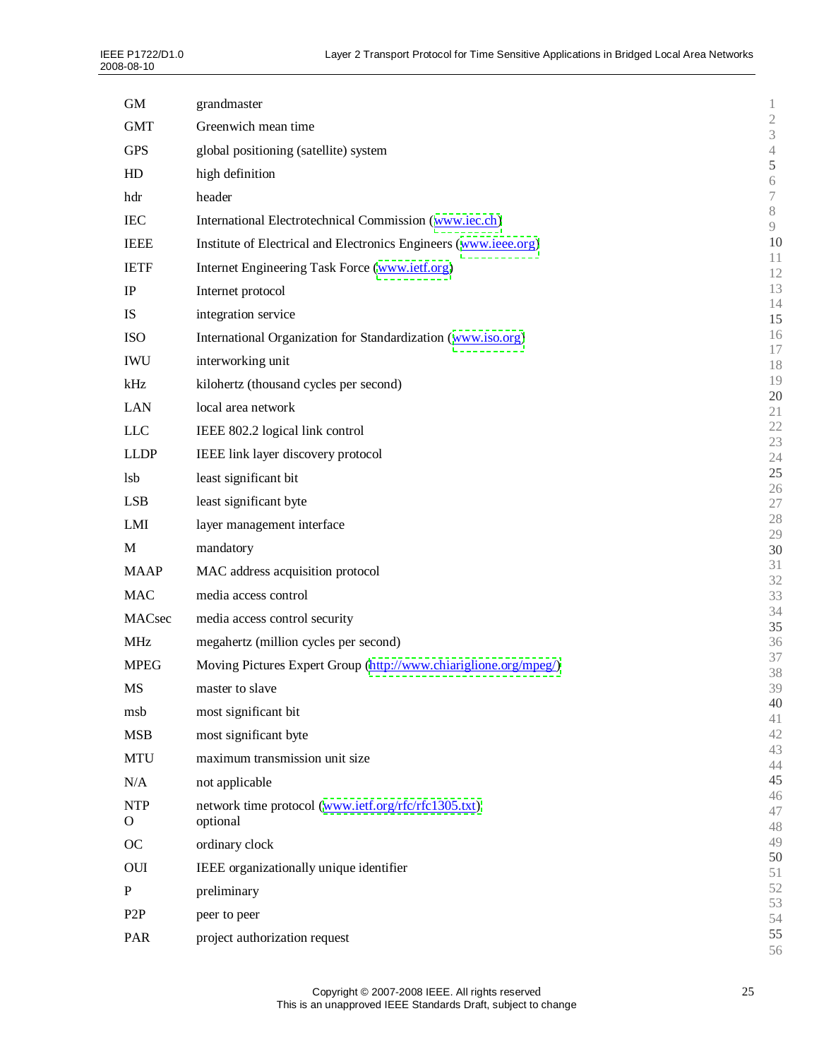| | |
|---|---|
| GM | grandmaster |
| GMT | Greenwich mean time |
| GPS | global positioning (satellite) system |
| HD | high definition |
| hdr | header |
| IEC | International Electrotechnical Commission (www.iec.ch) |
| IEEE | Institute of Electrical and Electronics Engineers (www.ieee.org) |
| IETF | Internet Engineering Task Force (www.ietf.org) |
| IP | Internet protocol |
| IS | integration service |
| ISO | International Organization for Standardization (www.iso.org) |
| IWU | interworking unit |
| kHz | kilohertz (thousand cycles per second) |
| LAN | local area network |
| LLC | IEEE 802.2 logical link control |
| LLDP | IEEE link layer discovery protocol |
| lsb | least significant bit |
| LSB | least significant byte |
| LMI | layer management interface |
| M | mandatory |
| MAAP | MAC address acquisition protocol |
| MAC | media access control |
| MACsec | media access control security |
| MHz | megahertz (million cycles per second) |
| MPEG | Moving Pictures Expert Group (http://www.chiariglione.org/mpeg/) |
| MS | master to slave |
| msb | most significant bit |
| MSB | most significant byte |
| MTU | maximum transmission unit size |
| N/A | not applicable |
| NTP | network time protocol (www.ietf.org/rfc/rfc1305.txt) |
| O | optional |
| OC | ordinary clock |
| OUI | IEEE organizationally unique identifier |
| P | preliminary |
| P2P | peer to peer |
| PAR | project authorization request |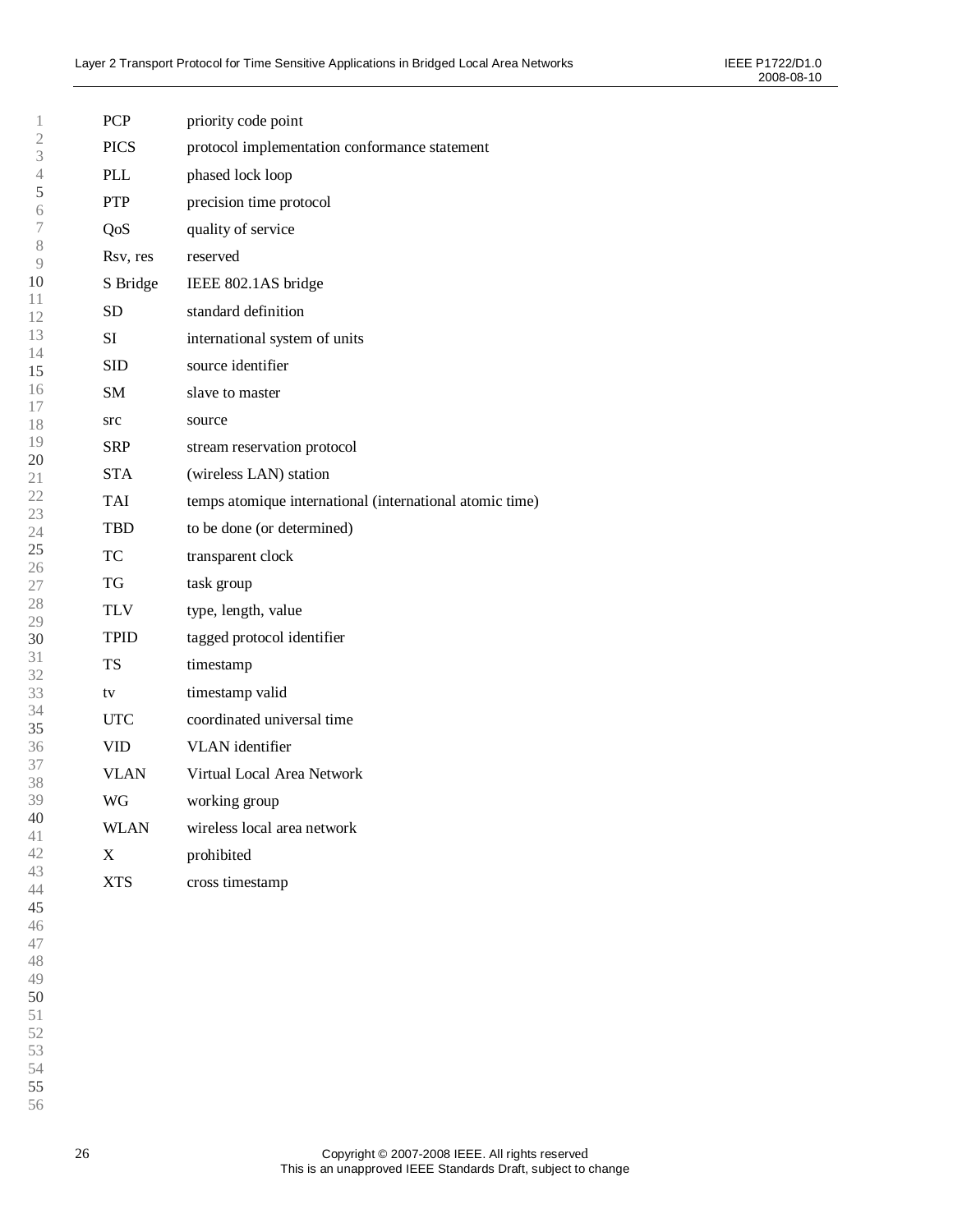| | |
|---|---|
| PCP | priority code point |
| PICS | protocol implementation conformance statement |
| PLL | phased lock loop |
| PTP | precision time protocol |
| QoS | quality of service |
| Rsv, res | reserved |
| S Bridge | IEEE 802.1AS bridge |
| SD | standard definition |
| SI | international system of units |
| SID | source identifier |
| SM | slave to master |
| src | source |
| SRP | stream reservation protocol |
| STA | (wireless LAN) station |
| TAI | temps atomique international (international atomic time) |
| TBD | to be done (or determined) |
| TC | transparent clock |
| TG | task group |
| TLV | type, length, value |
| TPID | tagged protocol identifier |
| TS | timestamp |
| tv | timestamp valid |
| UTC | coordinated universal time |
| VID | VLAN identifier |
| VLAN | Virtual Local Area Network |
| WG | working group |
| WLAN | wireless local area network |
| X | prohibited |
| XTS | cross timestamp |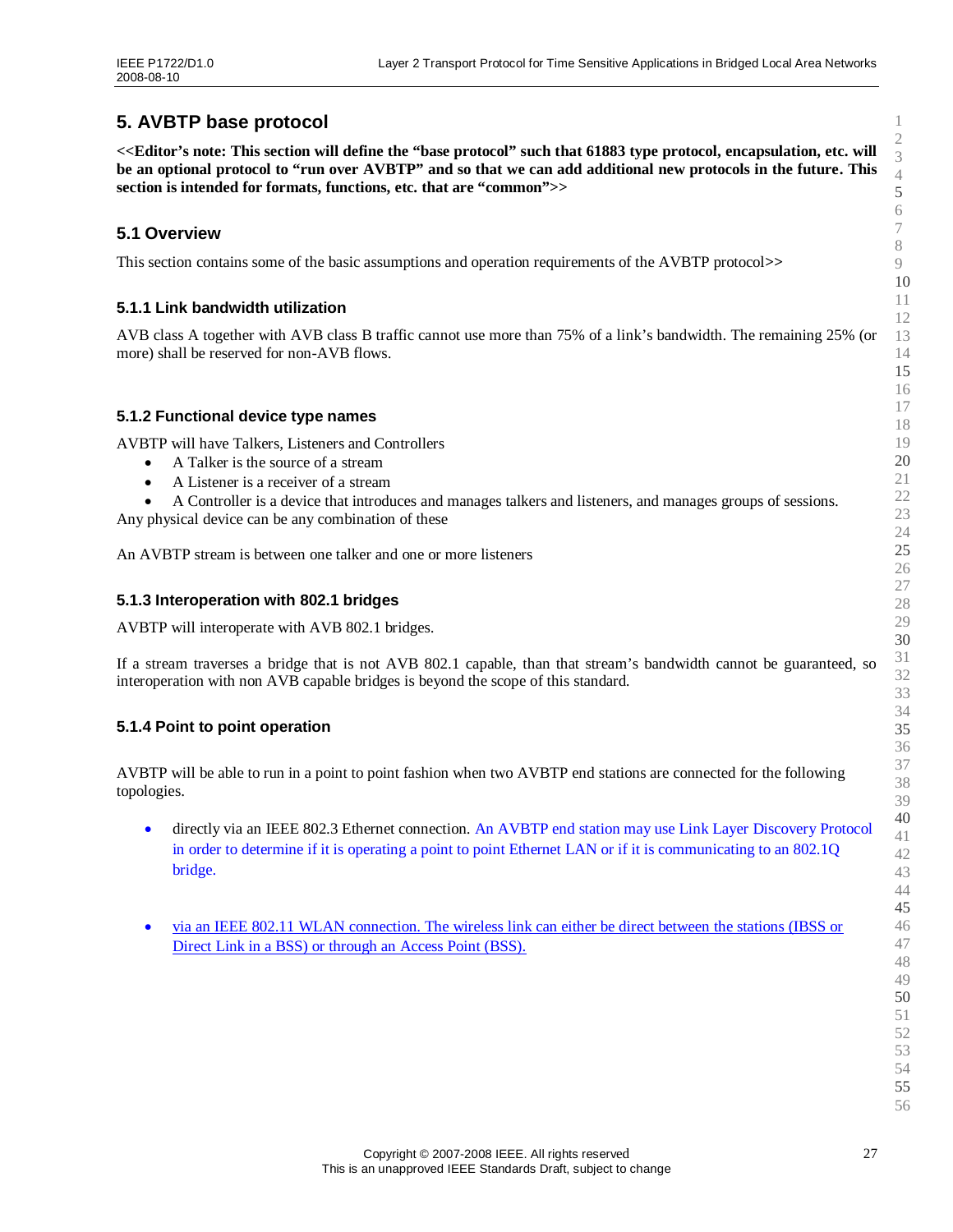# 5. AVBTP base protocol

**<<Editor's note: This section will define the "base protocol" such that 61883 type protocol, encapsulation, etc. will be an optional protocol to "run over AVBTP" and so that we can add additional new protocols in the future. This section is intended for formats, functions, etc. that are "common">>**

## 5.1 Overview

This section contains some of the basic assumptions and operation requirements of the AVBTP protocol>>

### 5.1.1 Link bandwidth utilization

AVB class A together with AVB class B traffic cannot use more than 75% of a link's bandwidth. The remaining 25% (or more) shall be reserved for non-AVB flows.

### 5.1.2 Functional device type names

AVBTP will have Talkers, Listeners and Controllers

- A Talker is the source of a stream
- A Listener is a receiver of a stream
- A Controller is a device that introduces and manages talkers and listeners, and manages groups of sessions.

Any physical device can be any combination of these

An AVBTP stream is between one talker and one or more listeners

### 5.1.3 Interoperation with 802.1 bridges

AVBTP will interoperate with AVB 802.1 bridges.

If a stream traverses a bridge that is not AVB 802.1 capable, than that stream's bandwidth cannot be guaranteed, so interoperation with non AVB capable bridges is beyond the scope of this standard.

### 5.1.4 Point to point operation

AVBTP will be able to run in a point to point fashion when two AVBTP end stations are connected for the following topologies.

- directly via an IEEE 802.3 Ethernet connection. An AVBTP end station may use Link Layer Discovery Protocol in order to determine if it is operating a point to point Ethernet LAN or if it is communicating to an 802.1Q bridge.

- via an IEEE 802.11 WLAN connection. The wireless link can either be direct between the stations (IBSS or Direct Link in a BSS) or through an Access Point (BSS).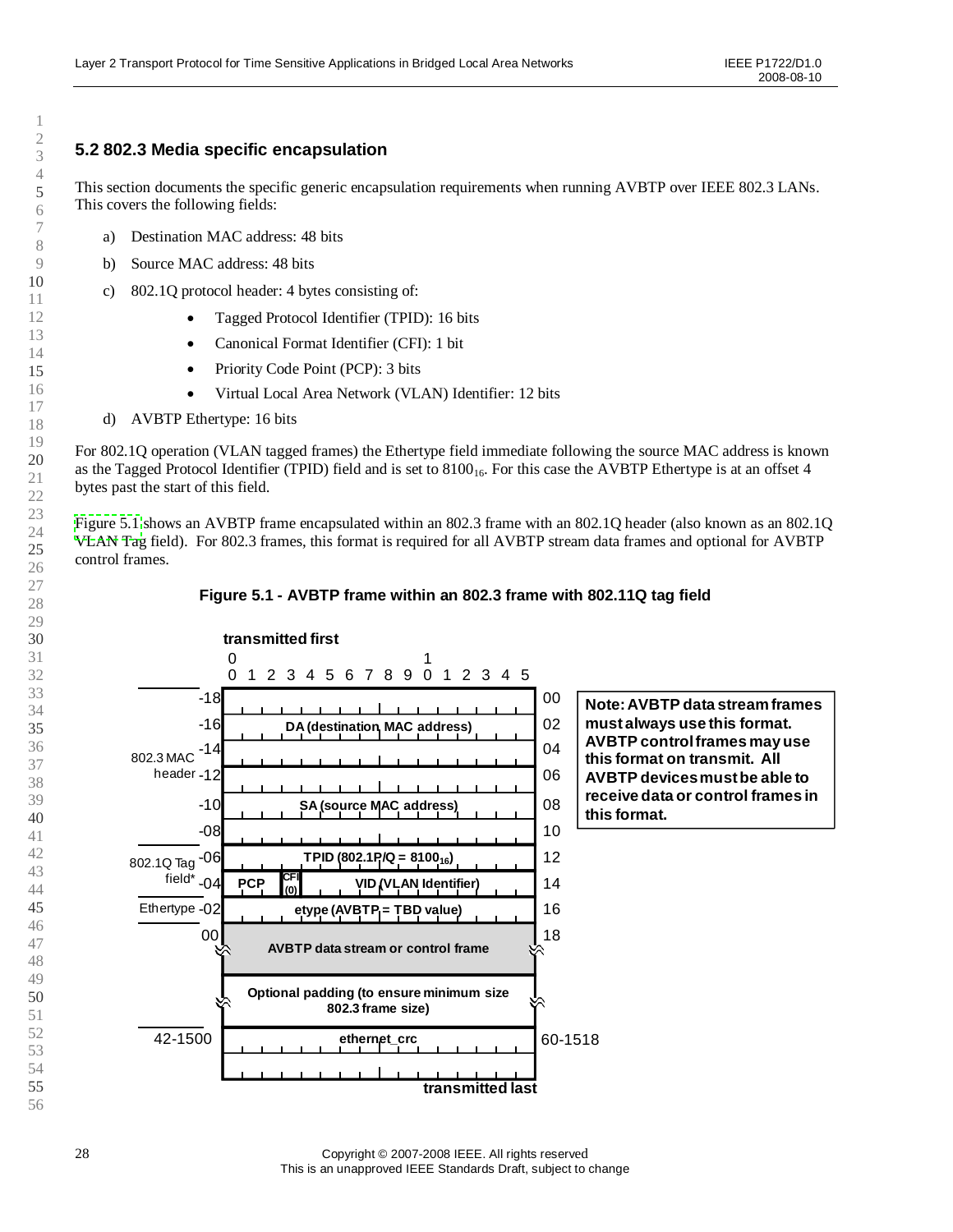## 5.2 802.3 Media specific encapsulation

This section documents the specific generic encapsulation requirements when running AVBTP over IEEE 802.3 LANs. This covers the following fields:

a) Destination MAC address: 48 bits

b) Source MAC address: 48 bits

c) 802.1Q protocol header: 4 bytes consisting of:

- Tagged Protocol Identifier (TPID): 16 bits
- Canonical Format Identifier (CFI): 1 bit
- Priority Code Point (PCP): 3 bits
- Virtual Local Area Network (VLAN) Identifier: 12 bits

d) AVBTP Ethertype: 16 bits

For 802.1Q operation (VLAN tagged frames) the Ethertype field immediate following the source MAC address is known as the Tagged Protocol Identifier (TPID) field and is set to $8100_{16}$. For this case the AVBTP Ethertype is at an offset 4 bytes past the start of this field.

Figure 5.1 shows an AVBTP frame encapsulated within an 802.3 frame with an 802.1Q header (also known as an 802.1Q VLAN Tag field). For 802.3 frames, this format is required for all AVBTP stream data frames and optional for AVBTP control frames.

**Figure 5.1 - AVBTP frame within an 802.3 frame with 802.11Q tag field**

**transmitted first**

| Group | Offset | Field (bits 0–15) | Offset |
|---|---|---|---|
| 802.3 MAC header | -18 | DA (destination MAC address) | 00 |
| | -16 | | 02 |
| | -14 | | 04 |
| | -12 | SA (source MAC address) | 06 |
| | -10 | | 08 |
| | -08 | | 10 |
| 802.1Q Tag field* | -06 | TPID (802.1P/Q = $8100_{16}$) | 12 |
| | -04 | PCP \| CFI (0) \| VID (VLAN Identifier) | 14 |
| Ethertype | -02 | etype (AVBTP = TBD value) | 16 |
| | 00 | AVBTP data stream or control frame | 18 |
| | | Optional padding (to ensure minimum size 802.3 frame size) | |
| | 42-1500 | ethernet_crc | 60-1518 |

**transmitted last**

**Note: AVBTP data stream frames must always use this format. AVBTP control frames may use this format on transmit. All AVBTP devices must be able to receive data or control frames in this format.**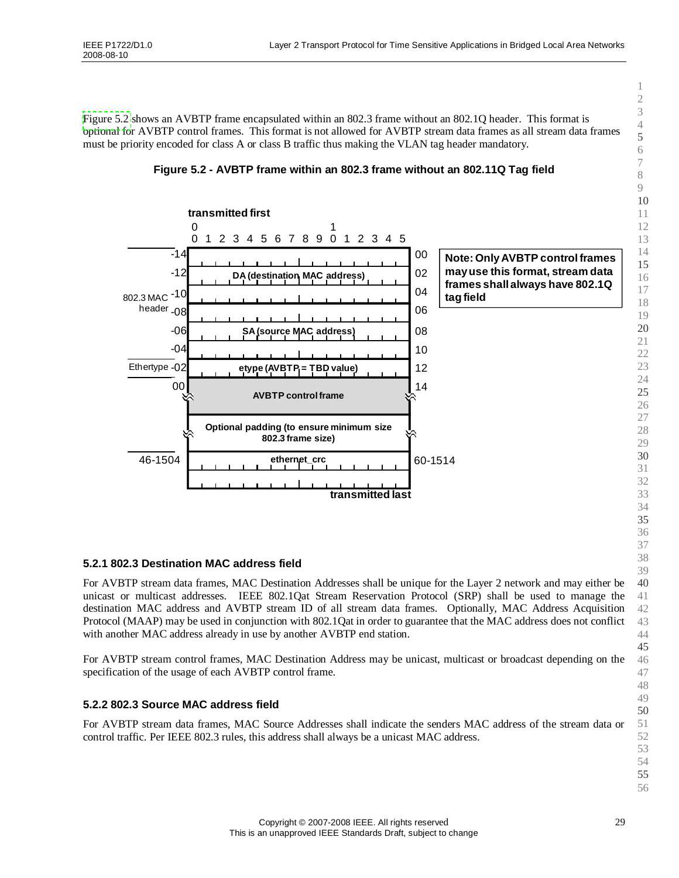Figure 5.2 shows an AVBTP frame encapsulated within an 802.3 frame without an 802.1Q header. This format is optional for AVBTP control frames. This format is not allowed for AVBTP stream data frames as all stream data frames must be priority encoded for class A or class B traffic thus making the VLAN tag header mandatory.

**Figure 5.2 - AVBTP frame within an 802.3 frame without an 802.11Q Tag field**

| Offset | Field | Offset |
|---|---|---|
| -14 | DA (destination MAC address) | 00 |
| -12 | | 02 |
| -10 | | 04 |
| -08 | SA (source MAC address) | 06 |
| -06 | | 08 |
| -04 | | 10 |
| -02 | etype (AVBTP = TBD value) | 12 |
| 00 | AVBTP control frame | 14 |
| | Optional padding (to ensure minimum size 802.3 frame size) | |
| 46-1504 | ethernet_crc | 60-1514 |

Note: Only AVBTP control frames may use this format, stream data frames shall always have 802.1Q tag field

### 5.2.1 802.3 Destination MAC address field

For AVBTP stream data frames, MAC Destination Addresses shall be unique for the Layer 2 network and may either be unicast or multicast addresses. IEEE 802.1Qat Stream Reservation Protocol (SRP) shall be used to manage the destination MAC address and AVBTP stream ID of all stream data frames. Optionally, MAC Address Acquisition Protocol (MAAP) may be used in conjunction with 802.1Qat in order to guarantee that the MAC address does not conflict with another MAC address already in use by another AVBTP end station.

For AVBTP stream control frames, MAC Destination Address may be unicast, multicast or broadcast depending on the specification of the usage of each AVBTP control frame.

### 5.2.2 802.3 Source MAC address field

For AVBTP stream data frames, MAC Source Addresses shall indicate the senders MAC address of the stream data or control traffic. Per IEEE 802.3 rules, this address shall always be a unicast MAC address.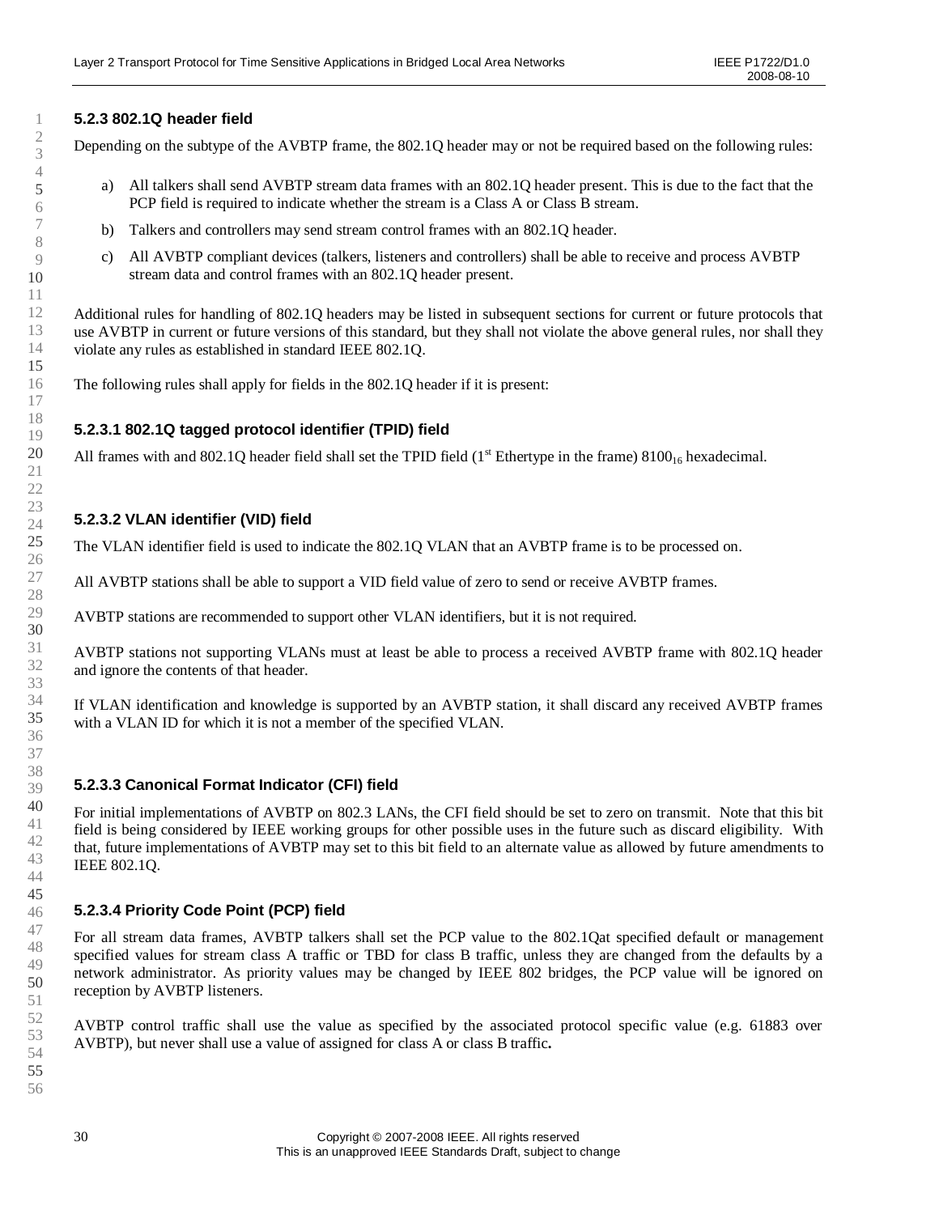### 5.2.3 802.1Q header field

Depending on the subtype of the AVBTP frame, the 802.1Q header may or not be required based on the following rules:

a) All talkers shall send AVBTP stream data frames with an 802.1Q header present. This is due to the fact that the PCP field is required to indicate whether the stream is a Class A or Class B stream.

b) Talkers and controllers may send stream control frames with an 802.1Q header.

c) All AVBTP compliant devices (talkers, listeners and controllers) shall be able to receive and process AVBTP stream data and control frames with an 802.1Q header present.

Additional rules for handling of 802.1Q headers may be listed in subsequent sections for current or future protocols that use AVBTP in current or future versions of this standard, but they shall not violate the above general rules, nor shall they violate any rules as established in standard IEEE 802.1Q.

The following rules shall apply for fields in the 802.1Q header if it is present:

#### 5.2.3.1 802.1Q tagged protocol identifier (TPID) field

All frames with and 802.1Q header field shall set the TPID field (1st Ethertype in the frame) $8100_{16}$ hexadecimal.

#### 5.2.3.2 VLAN identifier (VID) field

The VLAN identifier field is used to indicate the 802.1Q VLAN that an AVBTP frame is to be processed on.

All AVBTP stations shall be able to support a VID field value of zero to send or receive AVBTP frames.

AVBTP stations are recommended to support other VLAN identifiers, but it is not required.

AVBTP stations not supporting VLANs must at least be able to process a received AVBTP frame with 802.1Q header and ignore the contents of that header.

If VLAN identification and knowledge is supported by an AVBTP station, it shall discard any received AVBTP frames with a VLAN ID for which it is not a member of the specified VLAN.

#### 5.2.3.3 Canonical Format Indicator (CFI) field

For initial implementations of AVBTP on 802.3 LANs, the CFI field should be set to zero on transmit. Note that this bit field is being considered by IEEE working groups for other possible uses in the future such as discard eligibility. With that, future implementations of AVBTP may set to this bit field to an alternate value as allowed by future amendments to IEEE 802.1Q.

#### 5.2.3.4 Priority Code Point (PCP) field

For all stream data frames, AVBTP talkers shall set the PCP value to the 802.1Qat specified default or management specified values for stream class A traffic or TBD for class B traffic, unless they are changed from the defaults by a network administrator. As priority values may be changed by IEEE 802 bridges, the PCP value will be ignored on reception by AVBTP listeners.

AVBTP control traffic shall use the value as specified by the associated protocol specific value (e.g. 61883 over AVBTP), but never shall use a value of assigned for class A or class B traffic**.**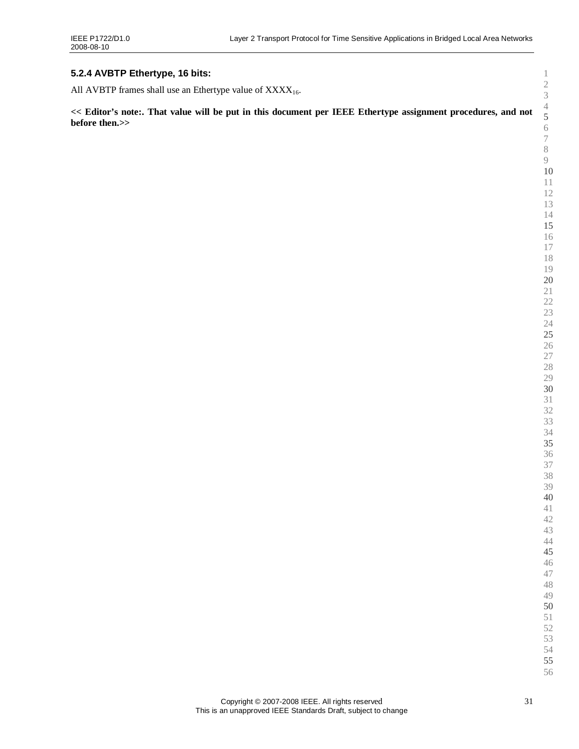### 5.2.4 AVBTP Ethertype, 16 bits:

All AVBTP frames shall use an Ethertype value of $XXXX_{16}$.

**<< Editor's note:. That value will be put in this document per IEEE Ethertype assignment procedures, and not before then.>>**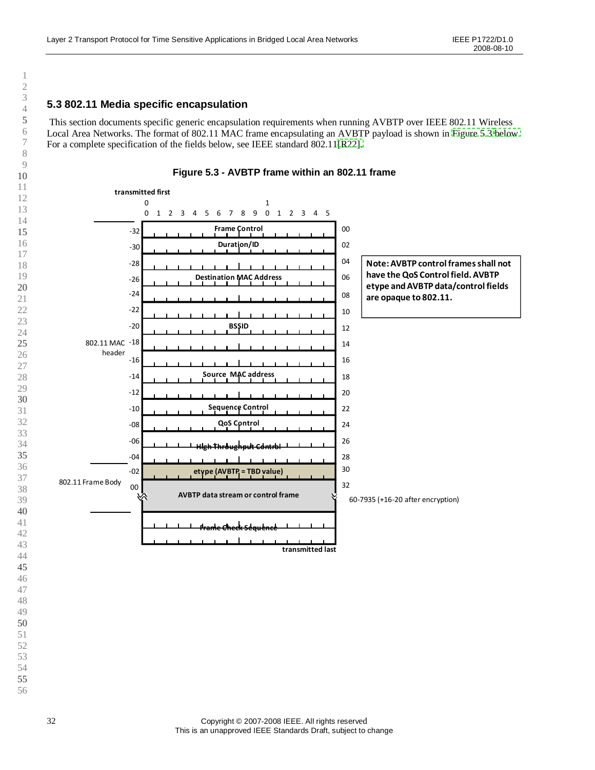## 5.3 802.11 Media specific encapsulation

This section documents specific generic encapsulation requirements when running AVBTP over IEEE 802.11 Wireless Local Area Networks. The format of 802.11 MAC frame encapsulating an AVBTP payload is shown in Figure 5.3 below. For a complete specification of the fields below, see IEEE standard 802.11[R22].

**Figure 5.3 - AVBTP frame within an 802.11 frame**

transmitted first

| Section | Offset | Field (bits 0–15) | Octet |
|---|---|---|---|
| 802.11 MAC header | -32 | Frame Control | 00 |
| | -30 | Duration/ID | 02 |
| | -28 | Destination MAC Address | 04 |
| | -26 | | 06 |
| | -24 | | 08 |
| | -22 | BSSID | 10 |
| | -20 | | 12 |
| | -18 | | 14 |
| | -16 | Source MAC address | 16 |
| | -14 | | 18 |
| | -12 | | 20 |
| | -10 | Sequence Control | 22 |
| | -08 | QoS Control | 24 |
| | -06 | High Throughput Control | 26 |
| | -04 | | 28 |
| | -02 | etype (AVBTP = TBD value) | 30 |
| 802.11 Frame Body | 00 | AVBTP data stream or control frame | 32 |
| | | (60-7935 (+16-20 after encryption)) | |
| | | Frame Check Sequence | |

transmitted last

**Note: AVBTP control frames shall not have the QoS Control field. AVBTP etype and AVBTP data/control fields are opaque to 802.11.**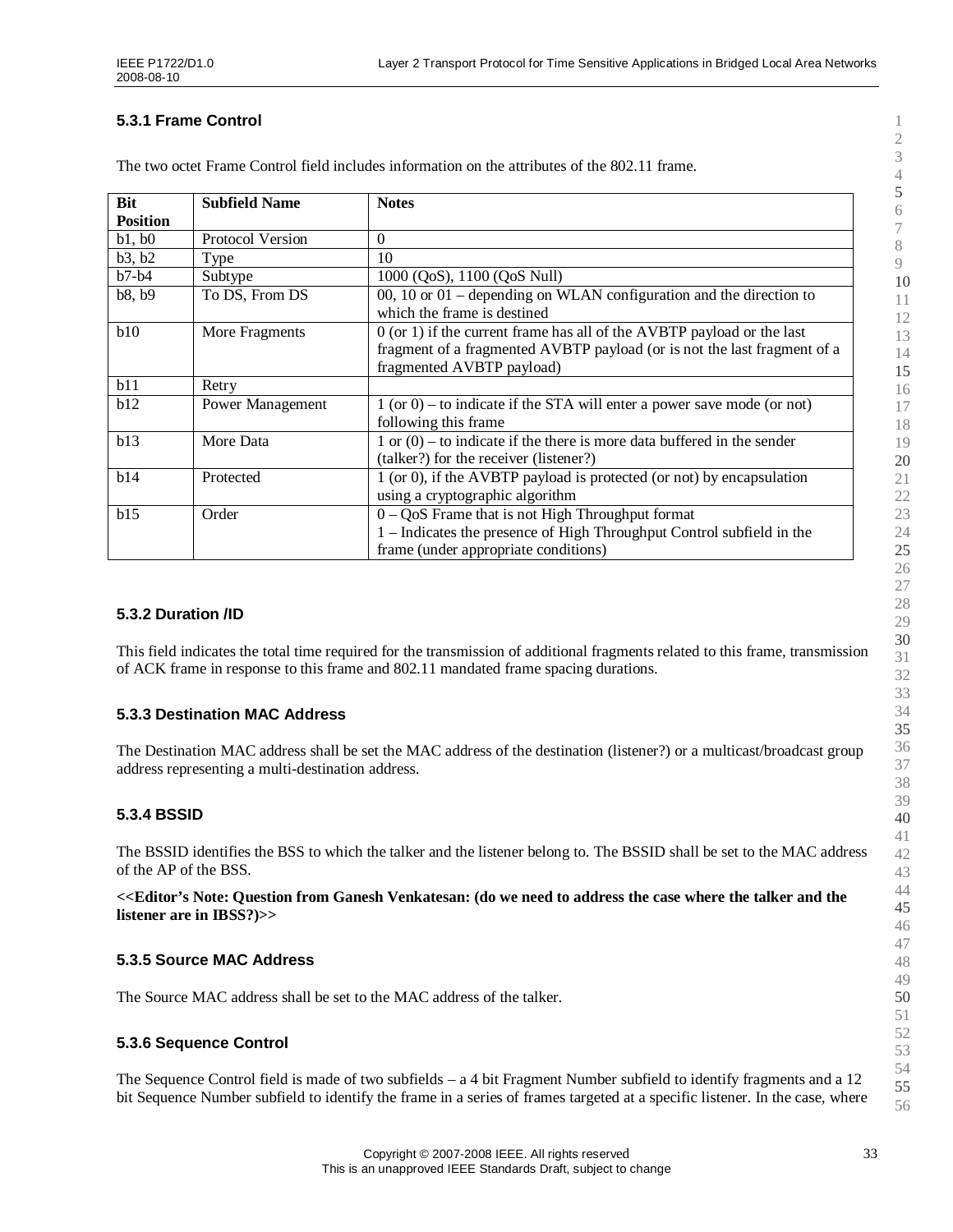### 5.3.1 Frame Control

The two octet Frame Control field includes information on the attributes of the 802.11 frame.

| Bit Position | Subfield Name | Notes |
|---|---|---|
| b1, b0 | Protocol Version | 0 |
| b3, b2 | Type | 10 |
| b7-b4 | Subtype | 1000 (QoS), 1100 (QoS Null) |
| b8, b9 | To DS, From DS | 00, 10 or 01 – depending on WLAN configuration and the direction to which the frame is destined |
| b10 | More Fragments | 0 (or 1) if the current frame has all of the AVBTP payload or the last fragment of a fragmented AVBTP payload (or is not the last fragment of a fragmented AVBTP payload) |
| b11 | Retry | |
| b12 | Power Management | 1 (or 0) – to indicate if the STA will enter a power save mode (or not) following this frame |
| b13 | More Data | 1 or (0) – to indicate if the there is more data buffered in the sender (talker?) for the receiver (listener?) |
| b14 | Protected | 1 (or 0), if the AVBTP payload is protected (or not) by encapsulation using a cryptographic algorithm |
| b15 | Order | 0 – QoS Frame that is not High Throughput format<br>1 – Indicates the presence of High Throughput Control subfield in the frame (under appropriate conditions) |

### 5.3.2 Duration /ID

This field indicates the total time required for the transmission of additional fragments related to this frame, transmission of ACK frame in response to this frame and 802.11 mandated frame spacing durations.

### 5.3.3 Destination MAC Address

The Destination MAC address shall be set the MAC address of the destination (listener?) or a multicast/broadcast group address representing a multi-destination address.

### 5.3.4 BSSID

The BSSID identifies the BSS to which the talker and the listener belong to. The BSSID shall be set to the MAC address of the AP of the BSS.

**<<Editor's Note: Question from Ganesh Venkatesan: (do we need to address the case where the talker and the listener are in IBSS?)>>**

### 5.3.5 Source MAC Address

The Source MAC address shall be set to the MAC address of the talker.

### 5.3.6 Sequence Control

The Sequence Control field is made of two subfields – a 4 bit Fragment Number subfield to identify fragments and a 12 bit Sequence Number subfield to identify the frame in a series of frames targeted at a specific listener. In the case, where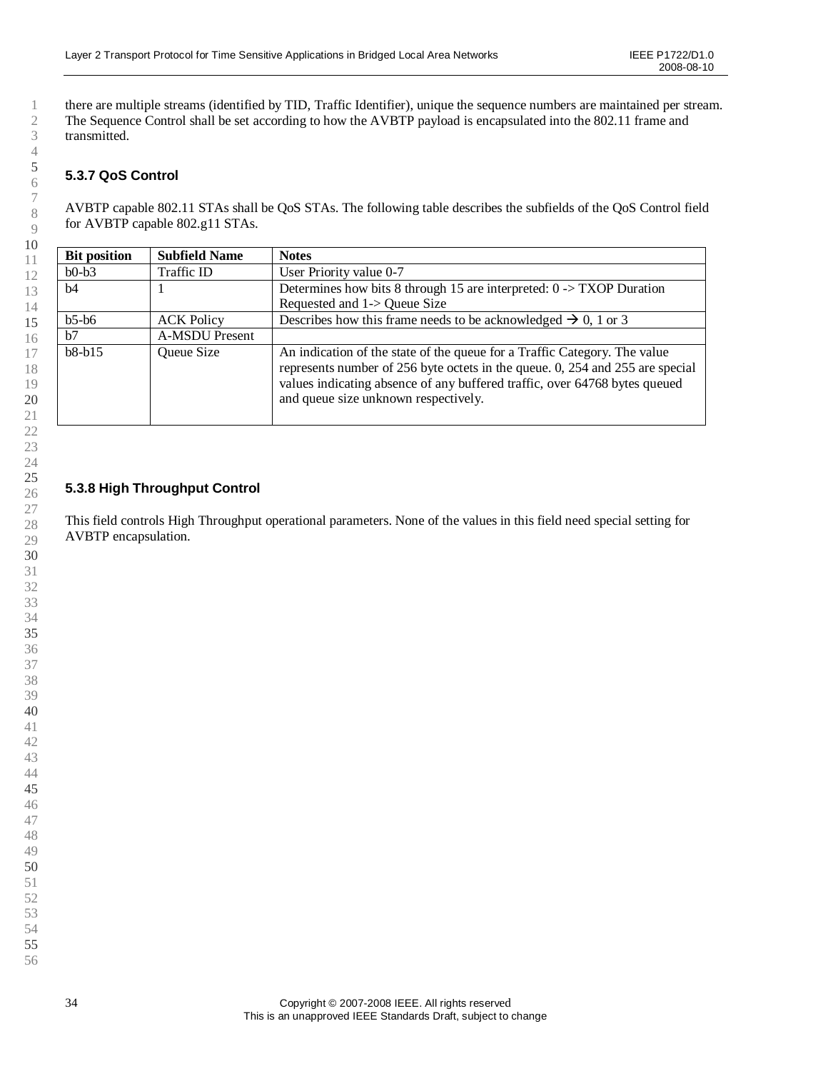there are multiple streams (identified by TID, Traffic Identifier), unique the sequence numbers are maintained per stream. The Sequence Control shall be set according to how the AVBTP payload is encapsulated into the 802.11 frame and transmitted.

### 5.3.7 QoS Control

AVBTP capable 802.11 STAs shall be QoS STAs. The following table describes the subfields of the QoS Control field for AVBTP capable 802.g11 STAs.

| Bit position | Subfield Name | Notes |
|---|---|---|
| b0-b3 | Traffic ID | User Priority value 0-7 |
| b4 | 1 | Determines how bits 8 through 15 are interpreted: 0 -> TXOP Duration Requested and 1-> Queue Size |
| b5-b6 | ACK Policy | Describes how this frame needs to be acknowledged → 0, 1 or 3 |
| b7 | A-MSDU Present | |
| b8-b15 | Queue Size | An indication of the state of the queue for a Traffic Category. The value represents number of 256 byte octets in the queue. 0, 254 and 255 are special values indicating absence of any buffered traffic, over 64768 bytes queued and queue size unknown respectively. |

### 5.3.8 High Throughput Control

This field controls High Throughput operational parameters. None of the values in this field need special setting for AVBTP encapsulation.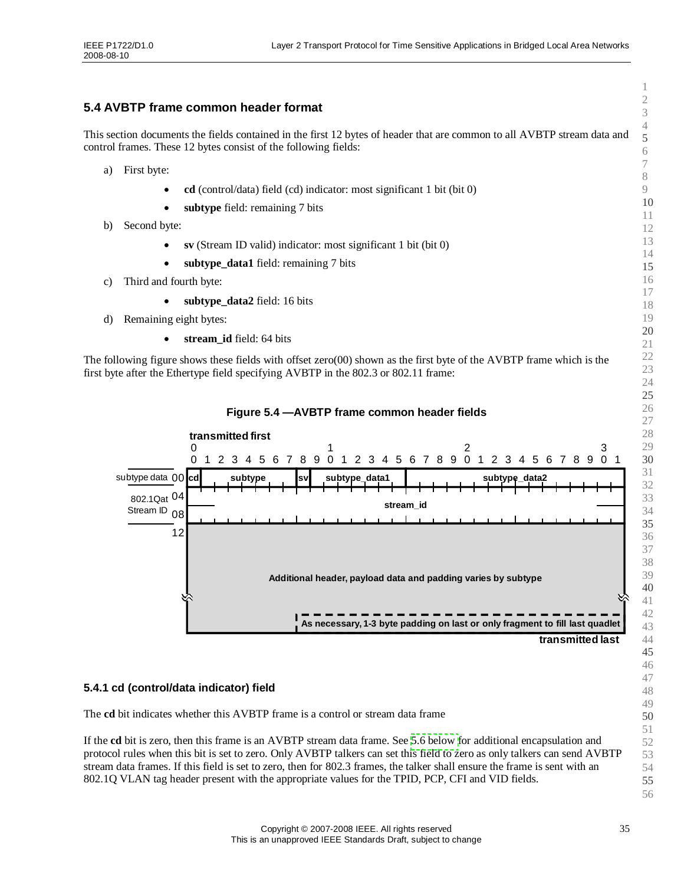## 5.4 AVBTP frame common header format

This section documents the fields contained in the first 12 bytes of header that are common to all AVBTP stream data and control frames. These 12 bytes consist of the following fields:

a) First byte:
   - **cd** (control/data) field (cd) indicator: most significant 1 bit (bit 0)
   - **subtype** field: remaining 7 bits

b) Second byte:
   - **sv** (Stream ID valid) indicator: most significant 1 bit (bit 0)
   - **subtype_data1** field: remaining 7 bits

c) Third and fourth byte:
   - **subtype_data2** field: 16 bits

d) Remaining eight bytes:
   - **stream_id** field: 64 bits

The following figure shows these fields with offset zero(00) shown as the first byte of the AVBTP frame which is the first byte after the Ethertype field specifying AVBTP in the 802.3 or 802.11 frame:

**Figure 5.4 —AVBTP frame common header fields**

| Offset | Bits 0 | 1–7 | 8 | 9–15 | 16–31 |
|---|---|---|---|---|---|
| 00 (subtype data) | cd | subtype | sv | subtype_data1 | subtype_data2 |
| 04 (802.1Qat Stream ID) | stream_id | | | | |
| 08 | | | | | |
| 12 | Additional header, payload data and padding varies by subtype | | | | |
| | | | | As necessary, 1-3 byte padding on last or only fragment to fill last quadlet | |

transmitted first ... transmitted last

### 5.4.1 cd (control/data indicator) field

The **cd** bit indicates whether this AVBTP frame is a control or stream data frame

If the **cd** bit is zero, then this frame is an AVBTP stream data frame. See 5.6 below for additional encapsulation and protocol rules when this bit is set to zero. Only AVBTP talkers can set this field to zero as only talkers can send AVBTP stream data frames. If this field is set to zero, then for 802.3 frames, the talker shall ensure the frame is sent with an 802.1Q VLAN tag header present with the appropriate values for the TPID, PCP, CFI and VID fields.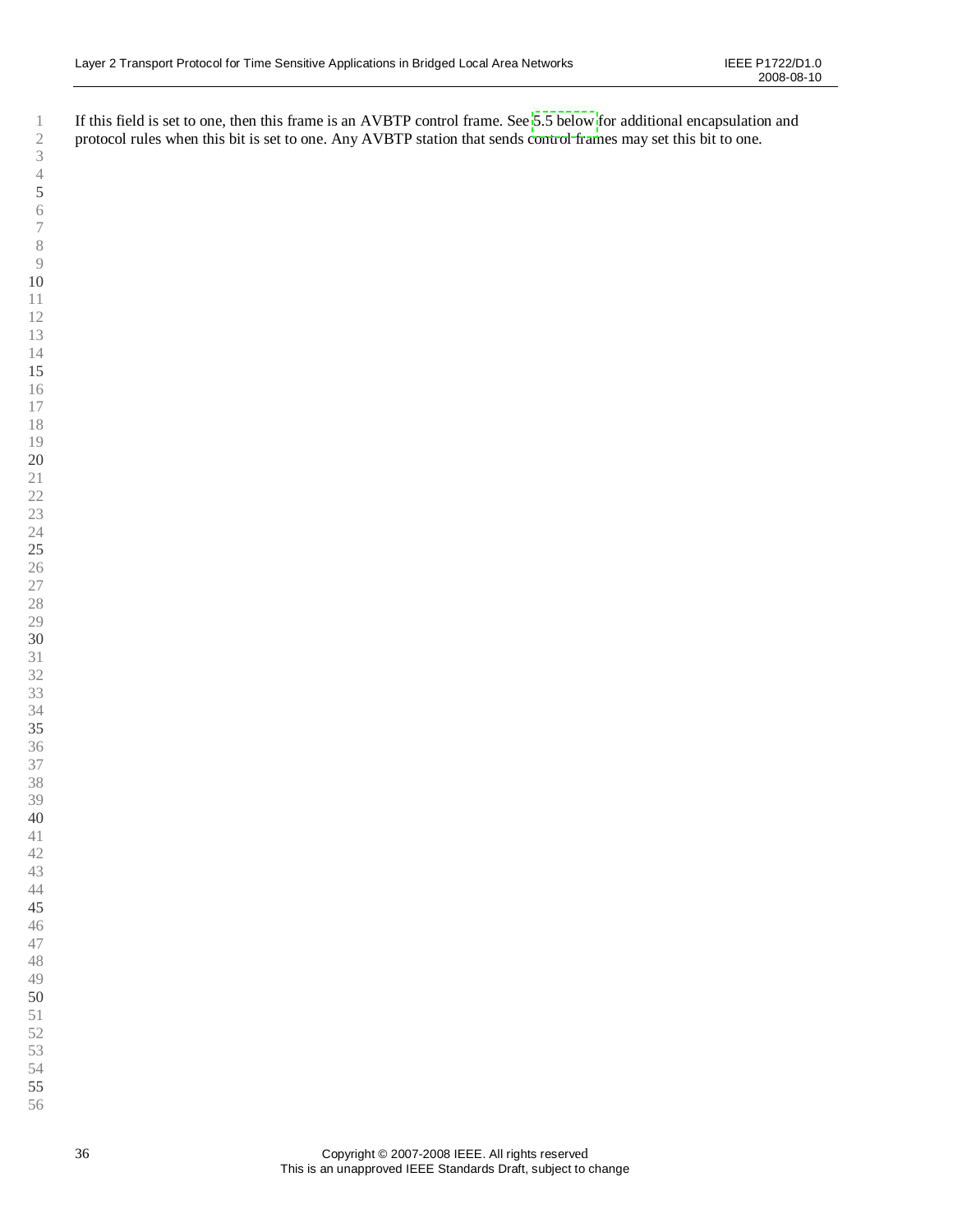If this field is set to one, then this frame is an AVBTP control frame. See 5.5 below for additional encapsulation and protocol rules when this bit is set to one. Any AVBTP station that sends control frames may set this bit to one.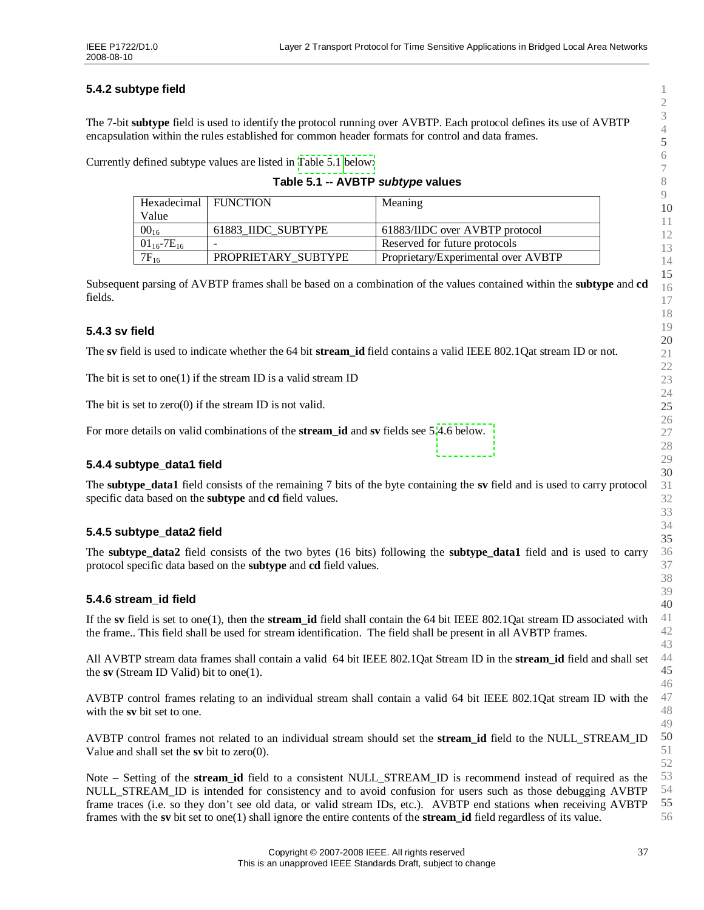### 5.4.2 subtype field

The 7-bit **subtype** field is used to identify the protocol running over AVBTP. Each protocol defines its use of AVBTP encapsulation within the rules established for common header formats for control and data frames.

Currently defined subtype values are listed in Table 5.1 below:

**Table 5.1 -- AVBTP *subtype* values**

| Hexadecimal Value | FUNCTION | Meaning |
|---|---|---|
| $00_{16}$ | 61883_IIDC_SUBTYPE | 61883/IIDC over AVBTP protocol |
| $01_{16}$-$7E_{16}$ | - | Reserved for future protocols |
| $7F_{16}$ | PROPRIETARY_SUBTYPE | Proprietary/Experimental over AVBTP |

Subsequent parsing of AVBTP frames shall be based on a combination of the values contained within the **subtype** and **cd** fields.

### 5.4.3 sv field

The **sv** field is used to indicate whether the 64 bit **stream_id** field contains a valid IEEE 802.1Qat stream ID or not.

The bit is set to one(1) if the stream ID is a valid stream ID

The bit is set to zero(0) if the stream ID is not valid.

For more details on valid combinations of the **stream_id** and **sv** fields see 5.4.6 below.

### 5.4.4 subtype_data1 field

The **subtype_data1** field consists of the remaining 7 bits of the byte containing the **sv** field and is used to carry protocol specific data based on the **subtype** and **cd** field values.

### 5.4.5 subtype_data2 field

The **subtype_data2** field consists of the two bytes (16 bits) following the **subtype_data1** field and is used to carry protocol specific data based on the **subtype** and **cd** field values.

### 5.4.6 stream_id field

If the **sv** field is set to one(1), then the **stream_id** field shall contain the 64 bit IEEE 802.1Qat stream ID associated with the frame.. This field shall be used for stream identification. The field shall be present in all AVBTP frames.

All AVBTP stream data frames shall contain a valid 64 bit IEEE 802.1Qat Stream ID in the **stream_id** field and shall set the **sv** (Stream ID Valid) bit to one(1).

AVBTP control frames relating to an individual stream shall contain a valid 64 bit IEEE 802.1Qat stream ID with the with the **sv** bit set to one.

AVBTP control frames not related to an individual stream should set the **stream_id** field to the NULL_STREAM_ID Value and shall set the **sv** bit to zero(0).

Note – Setting of the **stream_id** field to a consistent NULL_STREAM_ID is recommend instead of required as the NULL_STREAM_ID is intended for consistency and to avoid confusion for users such as those debugging AVBTP frame traces (i.e. so they don't see old data, or valid stream IDs, etc.). AVBTP end stations when receiving AVBTP frames with the **sv** bit set to one(1) shall ignore the entire contents of the **stream_id** field regardless of its value.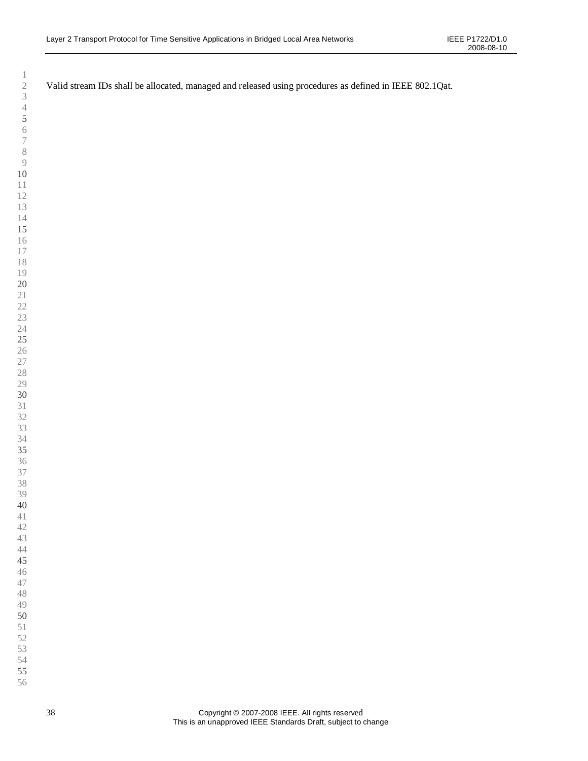Valid stream IDs shall be allocated, managed and released using procedures as defined in IEEE 802.1Qat.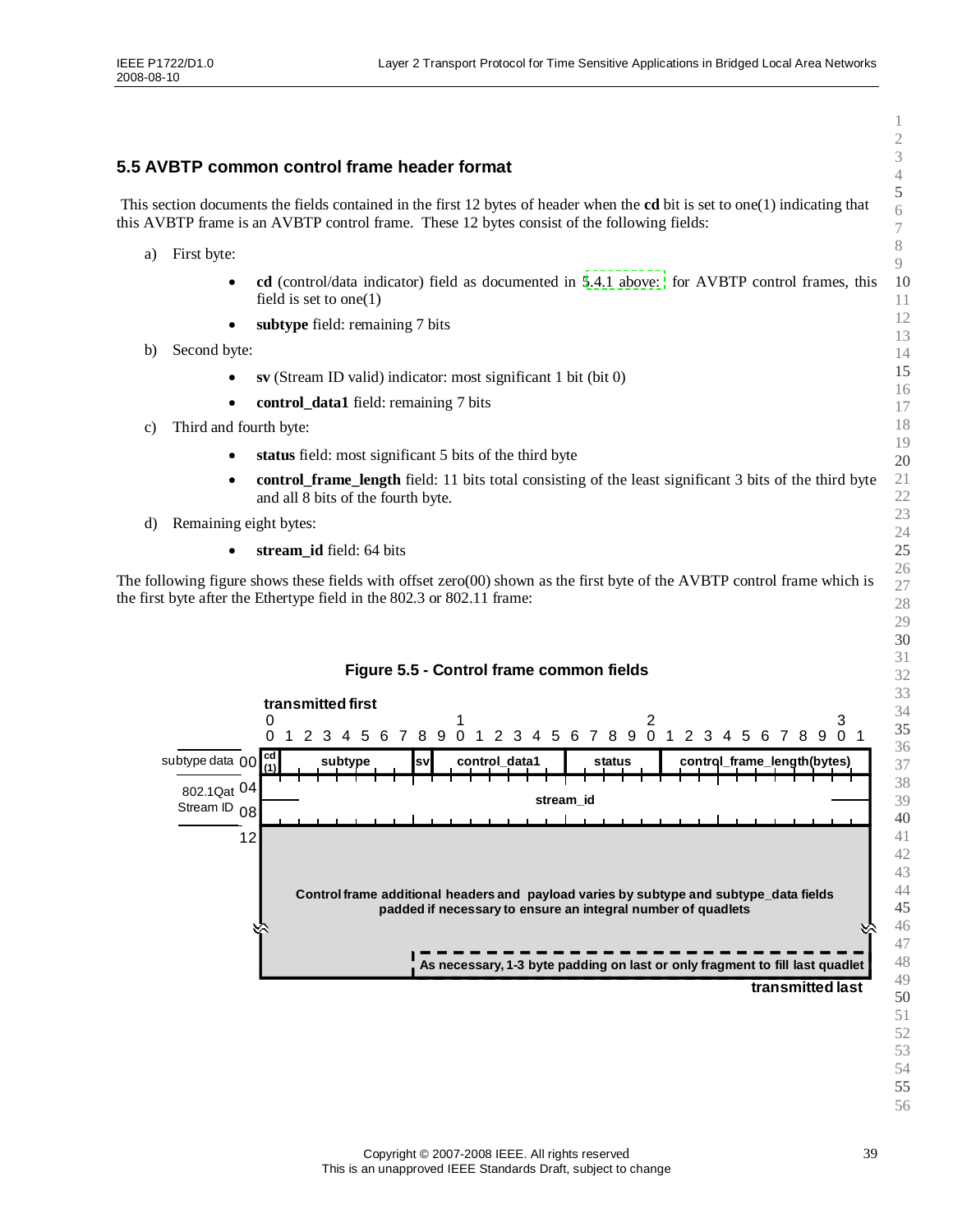## 5.5 AVBTP common control frame header format

This section documents the fields contained in the first 12 bytes of header when the **cd** bit is set to one(1) indicating that this AVBTP frame is an AVBTP control frame. These 12 bytes consist of the following fields:

a) First byte:
   - **cd** (control/data indicator) field as documented in 5.4.1 above: for AVBTP control frames, this field is set to one(1)
   - **subtype** field: remaining 7 bits

b) Second byte:
   - **sv** (Stream ID valid) indicator: most significant 1 bit (bit 0)
   - **control_data1** field: remaining 7 bits

c) Third and fourth byte:
   - **status** field: most significant 5 bits of the third byte
   - **control_frame_length** field: 11 bits total consisting of the least significant 3 bits of the third byte and all 8 bits of the fourth byte.

d) Remaining eight bytes:
   - **stream_id** field: 64 bits

The following figure shows these fields with offset zero(00) shown as the first byte of the AVBTP control frame which is the first byte after the Ethertype field in the 802.3 or 802.11 frame:

**Figure 5.5 - Control frame common fields**

| Offset | Bits 0 | 1–7 | 8 | 9–15 | 16–20 | 21–31 |
|---|---|---|---|---|---|---|
| 00 (subtype data) | cd (1) | subtype | sv | control_data1 | status | control_frame_length(bytes) |
| 04 (802.1Qat Stream ID) | stream_id | | | | | |
| 08 | | | | | | |
| 12 | Control frame additional headers and payload varies by subtype and subtype_data fields padded if necessary to ensure an integral number of quadlets | | | | | |
| | | | As necessary, 1-3 byte padding on last or only fragment to fill last quadlet | | | |

transmitted first … transmitted last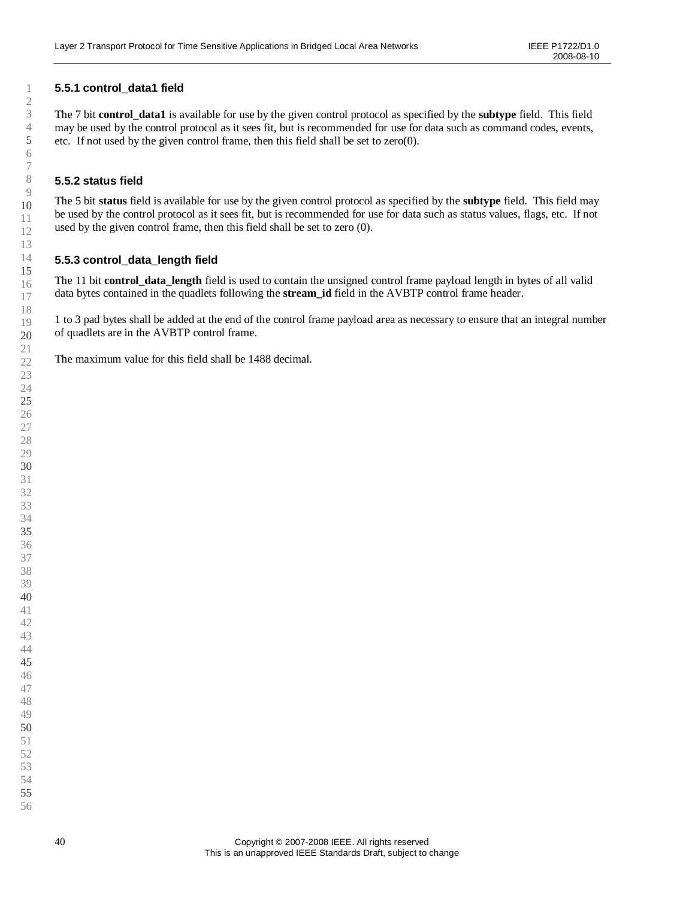### 5.5.1 control_data1 field

The 7 bit **control_data1** is available for use by the given control protocol as specified by the **subtype** field. This field may be used by the control protocol as it sees fit, but is recommended for use for data such as command codes, events, etc. If not used by the given control frame, then this field shall be set to zero(0).

### 5.5.2 status field

The 5 bit **status** field is available for use by the given control protocol as specified by the **subtype** field. This field may be used by the control protocol as it sees fit, but is recommended for use for data such as status values, flags, etc. If not used by the given control frame, then this field shall be set to zero (0).

### 5.5.3 control_data_length field

The 11 bit **control_data_length** field is used to contain the unsigned control frame payload length in bytes of all valid data bytes contained in the quadlets following the **stream_id** field in the AVBTP control frame header.

1 to 3 pad bytes shall be added at the end of the control frame payload area as necessary to ensure that an integral number of quadlets are in the AVBTP control frame.

The maximum value for this field shall be 1488 decimal.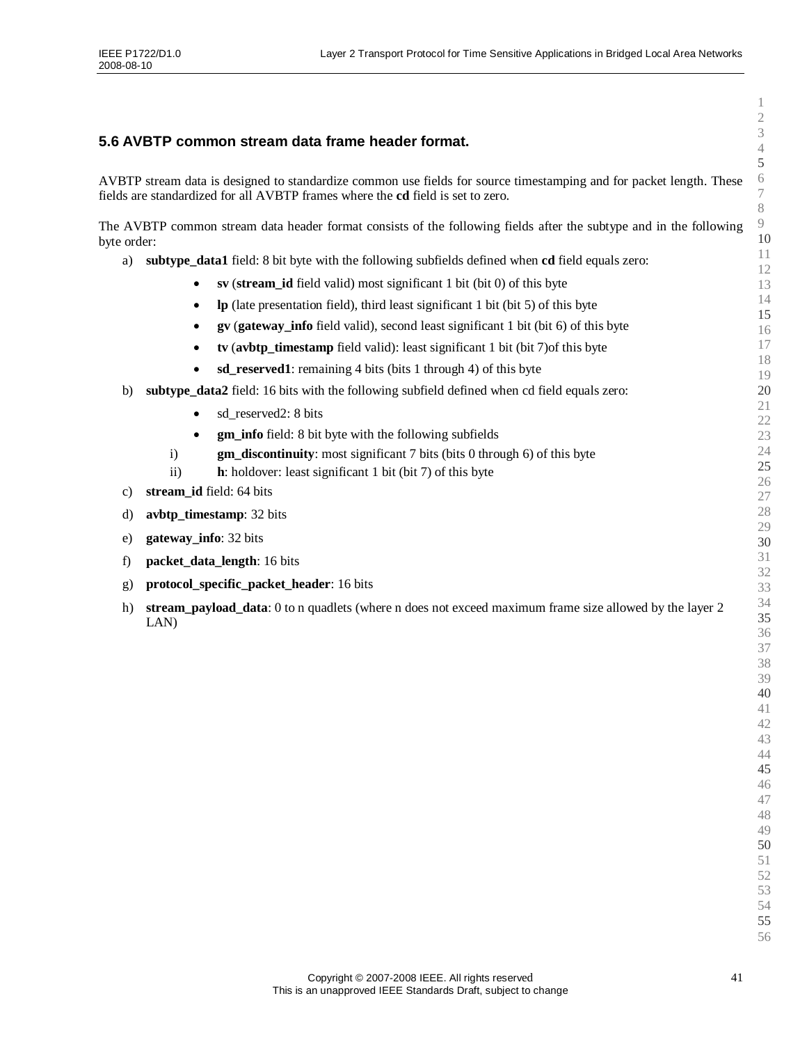## 5.6 AVBTP common stream data frame header format.

AVBTP stream data is designed to standardize common use fields for source timestamping and for packet length. These fields are standardized for all AVBTP frames where the **cd** field is set to zero.

The AVBTP common stream data header format consists of the following fields after the subtype and in the following byte order:

a) **subtype_data1** field: 8 bit byte with the following subfields defined when **cd** field equals zero:
   - **sv** (**stream_id** field valid) most significant 1 bit (bit 0) of this byte
   - **lp** (late presentation field), third least significant 1 bit (bit 5) of this byte
   - **gv** (**gateway_info** field valid), second least significant 1 bit (bit 6) of this byte
   - **tv** (**avbtp_timestamp** field valid): least significant 1 bit (bit 7)of this byte
   - **sd_reserved1**: remaining 4 bits (bits 1 through 4) of this byte

b) **subtype_data2** field: 16 bits with the following subfield defined when cd field equals zero:
   - sd_reserved2: 8 bits
   - **gm_info** field: 8 bit byte with the following subfields
   
   i) **gm_discontinuity**: most significant 7 bits (bits 0 through 6) of this byte
   
   ii) **h**: holdover: least significant 1 bit (bit 7) of this byte

c) **stream_id** field: 64 bits

d) **avbtp_timestamp**: 32 bits

e) **gateway_info**: 32 bits

f) **packet_data_length**: 16 bits

g) **protocol_specific_packet_header**: 16 bits

h) **stream_payload_data**: 0 to n quadlets (where n does not exceed maximum frame size allowed by the layer 2 LAN)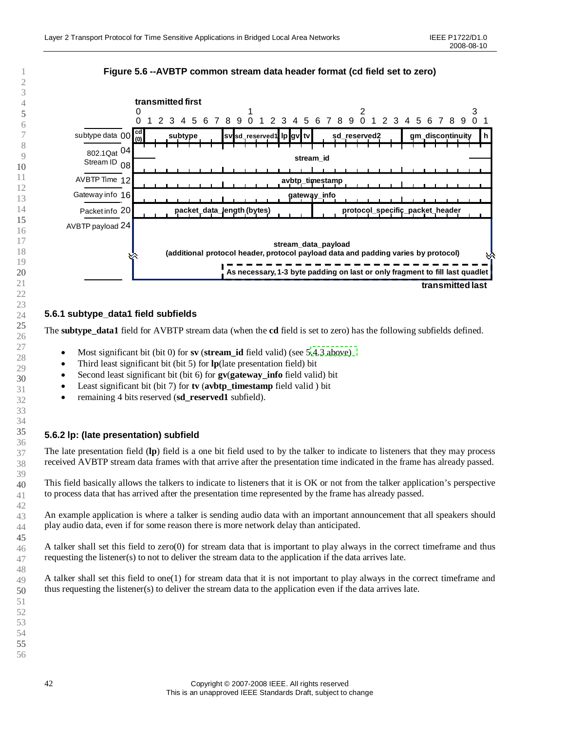**Figure 5.6 --AVBTP common stream data header format (cd field set to zero)**

| Offset | Label | Bits 0–31 (transmitted first) |
|---|---|---|
| 00 | subtype data | cd (0) \| subtype \| sv \| sd_reserved1 \| lp \| gv \| tv \| sd_reserved2 \| gm_discontinuity \| h |
| 04 | 802.1Qat Stream ID | stream_id |
| 08 | | stream_id |
| 12 | AVBTP Time | avbtp_timestamp |
| 16 | Gateway info | gateway_info |
| 20 | Packet info | packet_data_length (bytes) \| protocol_specific_packet_header |
| 24 | AVBTP payload | stream_data_payload (additional protocol header, protocol payload data and padding varies by protocol) |
| | | As necessary, 1-3 byte padding on last or only fragment to fill last quadlet |

transmitted last

### 5.6.1 subtype_data1 field subfields

The **subtype_data1** field for AVBTP stream data (when the **cd** field is set to zero) has the following subfields defined.

- Most significant bit (bit 0) for **sv** (**stream_id** field valid) (see 5.4.3 above)
- Third least significant bit (bit 5) for **lp**(late presentation field) bit
- Second least significant bit (bit 6) for **gv**(**gateway_info** field valid) bit
- Least significant bit (bit 7) for **tv** (**avbtp_timestamp** field valid ) bit
- remaining 4 bits reserved (**sd_reserved1** subfield).

### 5.6.2 lp: (late presentation) subfield

The late presentation field (**lp**) field is a one bit field used to by the talker to indicate to listeners that they may process received AVBTP stream data frames with that arrive after the presentation time indicated in the frame has already passed.

This field basically allows the talkers to indicate to listeners that it is OK or not from the talker application's perspective to process data that has arrived after the presentation time represented by the frame has already passed.

An example application is where a talker is sending audio data with an important announcement that all speakers should play audio data, even if for some reason there is more network delay than anticipated.

A talker shall set this field to zero(0) for stream data that is important to play always in the correct timeframe and thus requesting the listener(s) to not to deliver the stream data to the application if the data arrives late.

A talker shall set this field to one(1) for stream data that it is not important to play always in the correct timeframe and thus requesting the listener(s) to deliver the stream data to the application even if the data arrives late.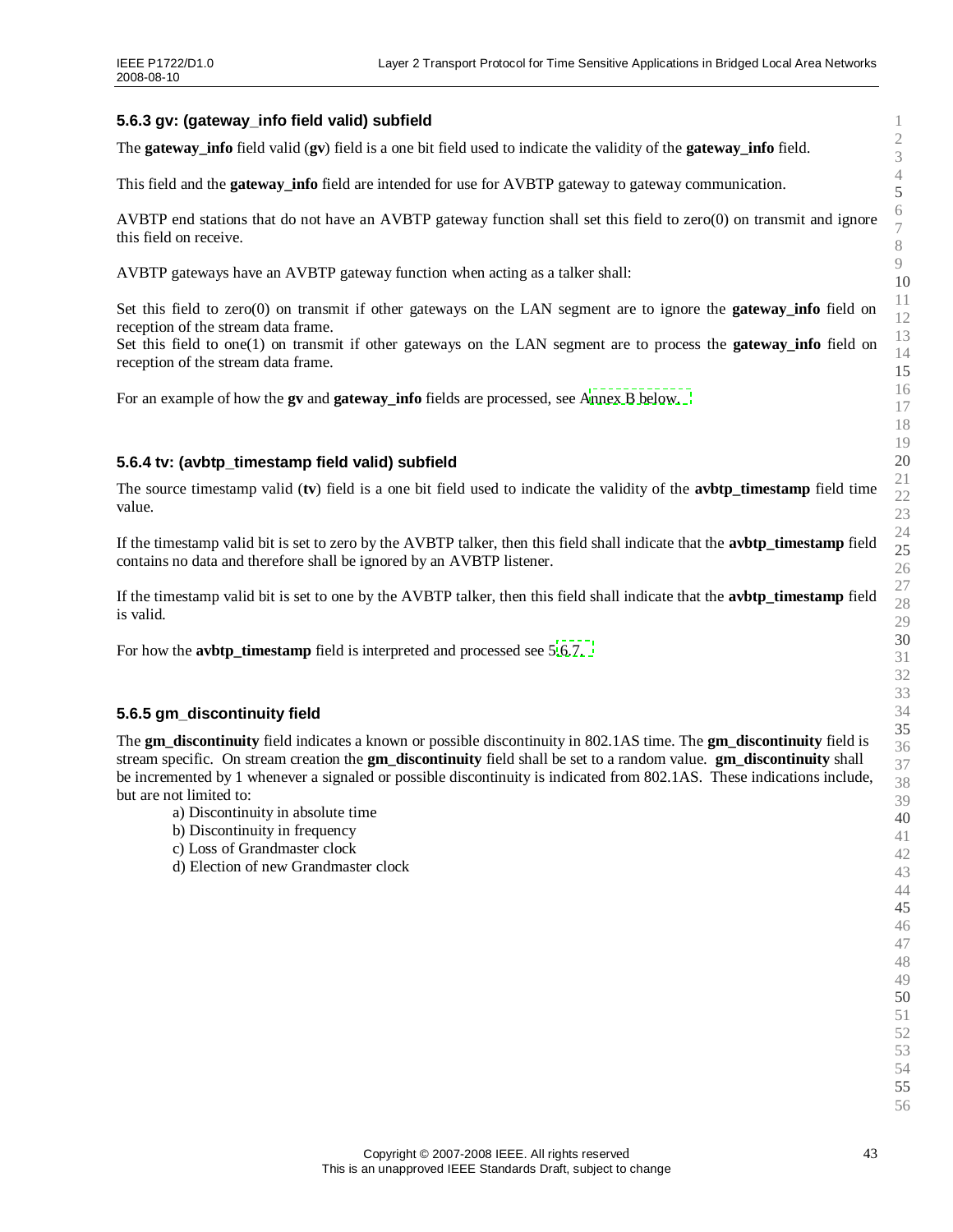### 5.6.3 gv: (gateway_info field valid) subfield

The **gateway_info** field valid (**gv**) field is a one bit field used to indicate the validity of the **gateway_info** field.

This field and the **gateway_info** field are intended for use for AVBTP gateway to gateway communication.

AVBTP end stations that do not have an AVBTP gateway function shall set this field to zero(0) on transmit and ignore this field on receive.

AVBTP gateways have an AVBTP gateway function when acting as a talker shall:

Set this field to zero(0) on transmit if other gateways on the LAN segment are to ignore the **gateway_info** field on reception of the stream data frame.
Set this field to one(1) on transmit if other gateways on the LAN segment are to process the **gateway_info** field on reception of the stream data frame.

For an example of how the **gv** and **gateway_info** fields are processed, see Annex B below.

### 5.6.4 tv: (avbtp_timestamp field valid) subfield

The source timestamp valid (**tv**) field is a one bit field used to indicate the validity of the **avbtp_timestamp** field time value.

If the timestamp valid bit is set to zero by the AVBTP talker, then this field shall indicate that the **avbtp_timestamp** field contains no data and therefore shall be ignored by an AVBTP listener.

If the timestamp valid bit is set to one by the AVBTP talker, then this field shall indicate that the **avbtp_timestamp** field is valid.

For how the **avbtp_timestamp** field is interpreted and processed see 5.6.7.

### 5.6.5 gm_discontinuity field

The **gm_discontinuity** field indicates a known or possible discontinuity in 802.1AS time. The **gm_discontinuity** field is stream specific. On stream creation the **gm_discontinuity** field shall be set to a random value. **gm_discontinuity** shall be incremented by 1 whenever a signaled or possible discontinuity is indicated from 802.1AS. These indications include, but are not limited to:

a) Discontinuity in absolute time
b) Discontinuity in frequency
c) Loss of Grandmaster clock
d) Election of new Grandmaster clock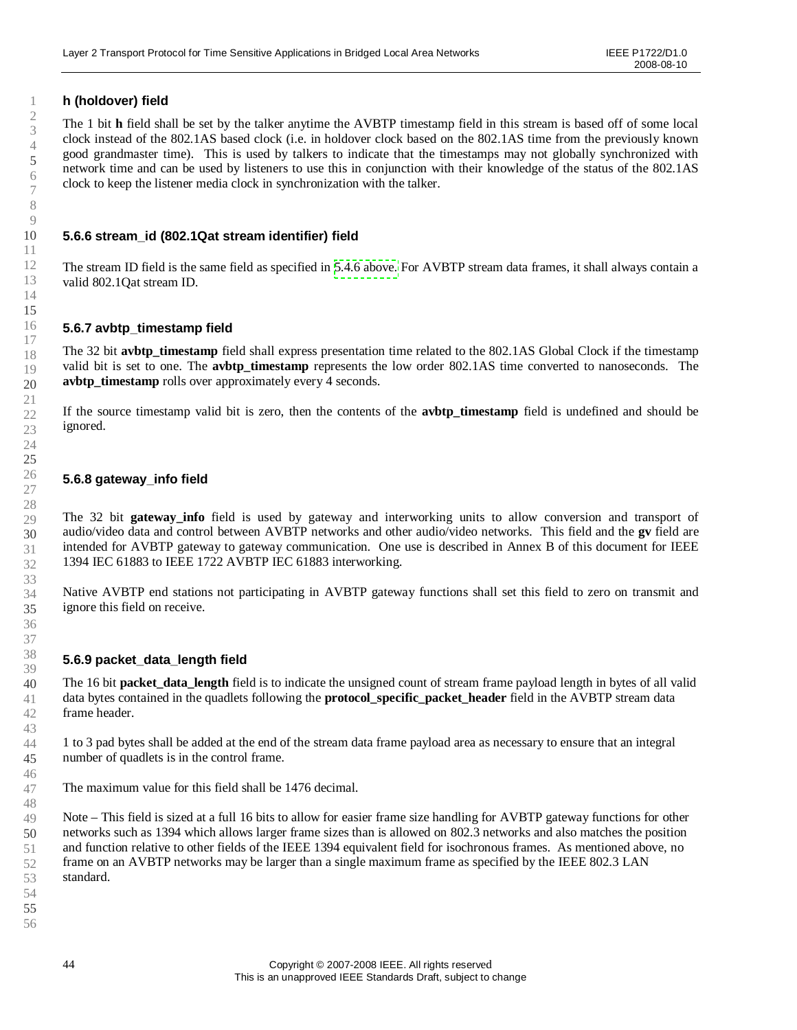**h (holdover) field**

The 1 bit **h** field shall be set by the talker anytime the AVBTP timestamp field in this stream is based off of some local clock instead of the 802.1AS based clock (i.e. in holdover clock based on the 802.1AS time from the previously known good grandmaster time). This is used by talkers to indicate that the timestamps may not globally synchronized with network time and can be used by listeners to use this in conjunction with their knowledge of the status of the 802.1AS clock to keep the listener media clock in synchronization with the talker.

### 5.6.6 stream_id (802.1Qat stream identifier) field

The stream ID field is the same field as specified in 5.4.6 above. For AVBTP stream data frames, it shall always contain a valid 802.1Qat stream ID.

### 5.6.7 avbtp_timestamp field

The 32 bit **avbtp_timestamp** field shall express presentation time related to the 802.1AS Global Clock if the timestamp valid bit is set to one. The **avbtp_timestamp** represents the low order 802.1AS time converted to nanoseconds. The **avbtp_timestamp** rolls over approximately every 4 seconds.

If the source timestamp valid bit is zero, then the contents of the **avbtp_timestamp** field is undefined and should be ignored.

### 5.6.8 gateway_info field

The 32 bit **gateway_info** field is used by gateway and interworking units to allow conversion and transport of audio/video data and control between AVBTP networks and other audio/video networks. This field and the **gv** field are intended for AVBTP gateway to gateway communication. One use is described in Annex B of this document for IEEE 1394 IEC 61883 to IEEE 1722 AVBTP IEC 61883 interworking.

Native AVBTP end stations not participating in AVBTP gateway functions shall set this field to zero on transmit and ignore this field on receive.

### 5.6.9 packet_data_length field

The 16 bit **packet_data_length** field is to indicate the unsigned count of stream frame payload length in bytes of all valid data bytes contained in the quadlets following the **protocol_specific_packet_header** field in the AVBTP stream data frame header.

1 to 3 pad bytes shall be added at the end of the stream data frame payload area as necessary to ensure that an integral number of quadlets is in the control frame.

The maximum value for this field shall be 1476 decimal.

Note – This field is sized at a full 16 bits to allow for easier frame size handling for AVBTP gateway functions for other networks such as 1394 which allows larger frame sizes than is allowed on 802.3 networks and also matches the position and function relative to other fields of the IEEE 1394 equivalent field for isochronous frames. As mentioned above, no frame on an AVBTP networks may be larger than a single maximum frame as specified by the IEEE 802.3 LAN standard.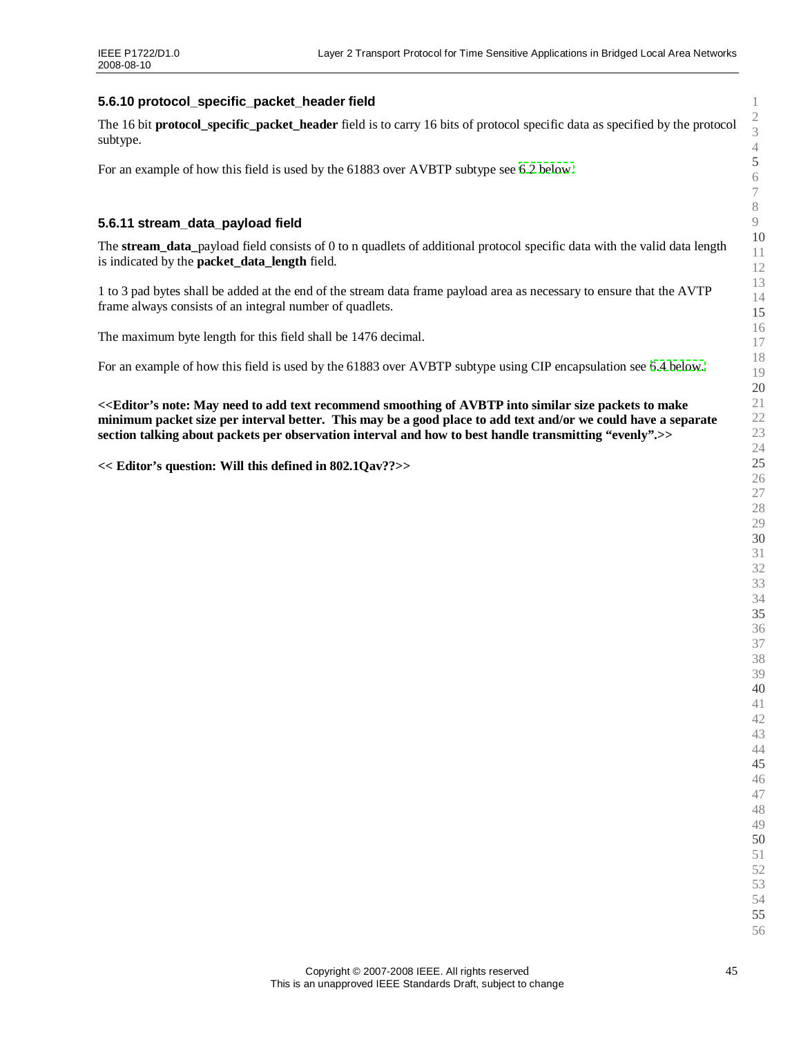### 5.6.10 protocol_specific_packet_header field

The 16 bit **protocol_specific_packet_header** field is to carry 16 bits of protocol specific data as specified by the protocol subtype.

For an example of how this field is used by the 61883 over AVBTP subtype see 6.2 below.

### 5.6.11 stream_data_payload field

The **stream_data_**payload field consists of 0 to n quadlets of additional protocol specific data with the valid data length is indicated by the **packet_data_length** field.

1 to 3 pad bytes shall be added at the end of the stream data frame payload area as necessary to ensure that the AVTP frame always consists of an integral number of quadlets.

The maximum byte length for this field shall be 1476 decimal.

For an example of how this field is used by the 61883 over AVBTP subtype using CIP encapsulation see 6.4 below.

**<<Editor's note: May need to add text recommend smoothing of AVBTP into similar size packets to make minimum packet size per interval better. This may be a good place to add text and/or we could have a separate section talking about packets per observation interval and how to best handle transmitting "evenly".>>**

**<< Editor's question: Will this defined in 802.1Qav??>>**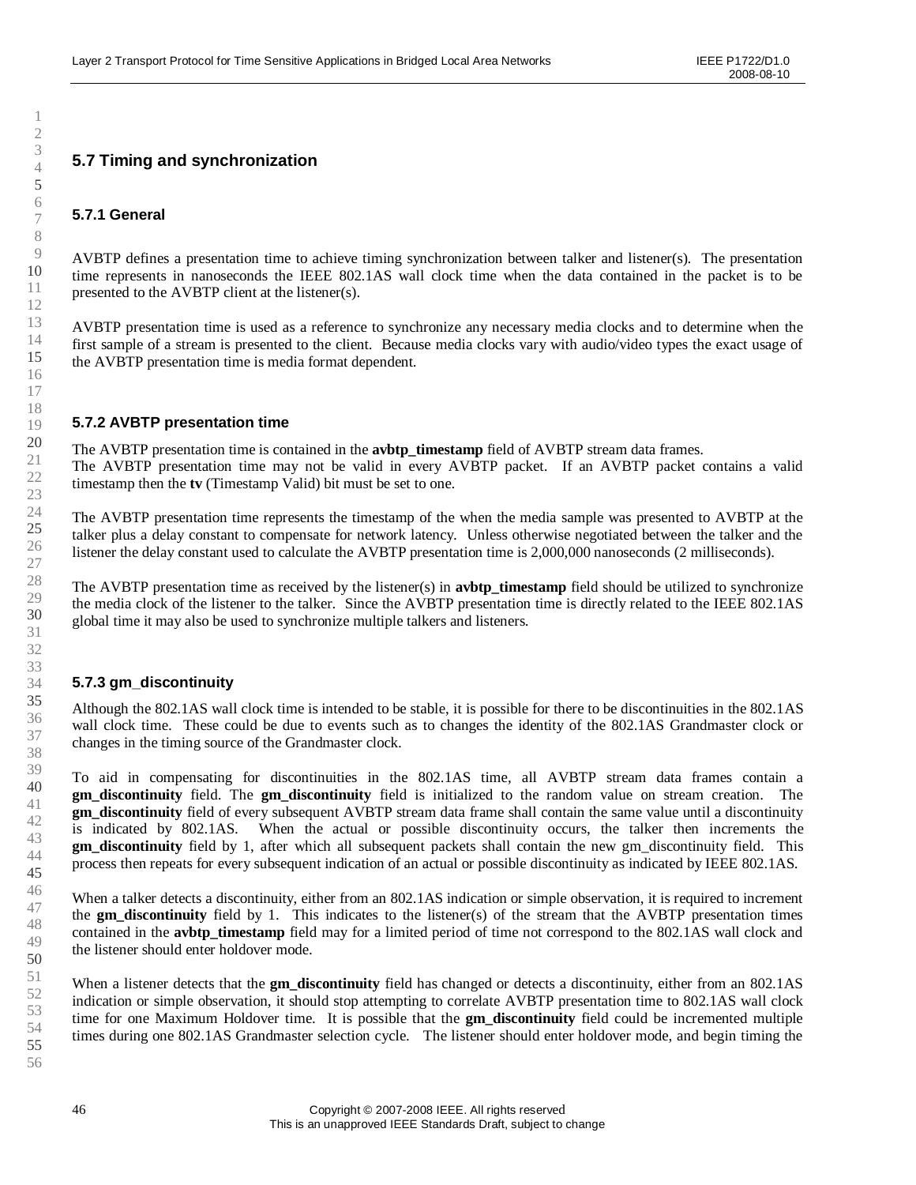## 5.7 Timing and synchronization

### 5.7.1 General

AVBTP defines a presentation time to achieve timing synchronization between talker and listener(s). The presentation time represents in nanoseconds the IEEE 802.1AS wall clock time when the data contained in the packet is to be presented to the AVBTP client at the listener(s).

AVBTP presentation time is used as a reference to synchronize any necessary media clocks and to determine when the first sample of a stream is presented to the client. Because media clocks vary with audio/video types the exact usage of the AVBTP presentation time is media format dependent.

### 5.7.2 AVBTP presentation time

The AVBTP presentation time is contained in the **avbtp_timestamp** field of AVBTP stream data frames.
The AVBTP presentation time may not be valid in every AVBTP packet. If an AVBTP packet contains a valid timestamp then the **tv** (Timestamp Valid) bit must be set to one.

The AVBTP presentation time represents the timestamp of the when the media sample was presented to AVBTP at the talker plus a delay constant to compensate for network latency. Unless otherwise negotiated between the talker and the listener the delay constant used to calculate the AVBTP presentation time is 2,000,000 nanoseconds (2 milliseconds).

The AVBTP presentation time as received by the listener(s) in **avbtp_timestamp** field should be utilized to synchronize the media clock of the listener to the talker. Since the AVBTP presentation time is directly related to the IEEE 802.1AS global time it may also be used to synchronize multiple talkers and listeners.

### 5.7.3 gm_discontinuity

Although the 802.1AS wall clock time is intended to be stable, it is possible for there to be discontinuities in the 802.1AS wall clock time. These could be due to events such as to changes the identity of the 802.1AS Grandmaster clock or changes in the timing source of the Grandmaster clock.

To aid in compensating for discontinuities in the 802.1AS time, all AVBTP stream data frames contain a **gm_discontinuity** field. The **gm_discontinuity** field is initialized to the random value on stream creation. The **gm_discontinuity** field of every subsequent AVBTP stream data frame shall contain the same value until a discontinuity is indicated by 802.1AS. When the actual or possible discontinuity occurs, the talker then increments the **gm_discontinuity** field by 1, after which all subsequent packets shall contain the new gm_discontinuity field. This process then repeats for every subsequent indication of an actual or possible discontinuity as indicated by IEEE 802.1AS.

When a talker detects a discontinuity, either from an 802.1AS indication or simple observation, it is required to increment the **gm_discontinuity** field by 1. This indicates to the listener(s) of the stream that the AVBTP presentation times contained in the **avbtp_timestamp** field may for a limited period of time not correspond to the 802.1AS wall clock and the listener should enter holdover mode.

When a listener detects that the **gm_discontinuity** field has changed or detects a discontinuity, either from an 802.1AS indication or simple observation, it should stop attempting to correlate AVBTP presentation time to 802.1AS wall clock time for one Maximum Holdover time. It is possible that the **gm_discontinuity** field could be incremented multiple times during one 802.1AS Grandmaster selection cycle. The listener should enter holdover mode, and begin timing the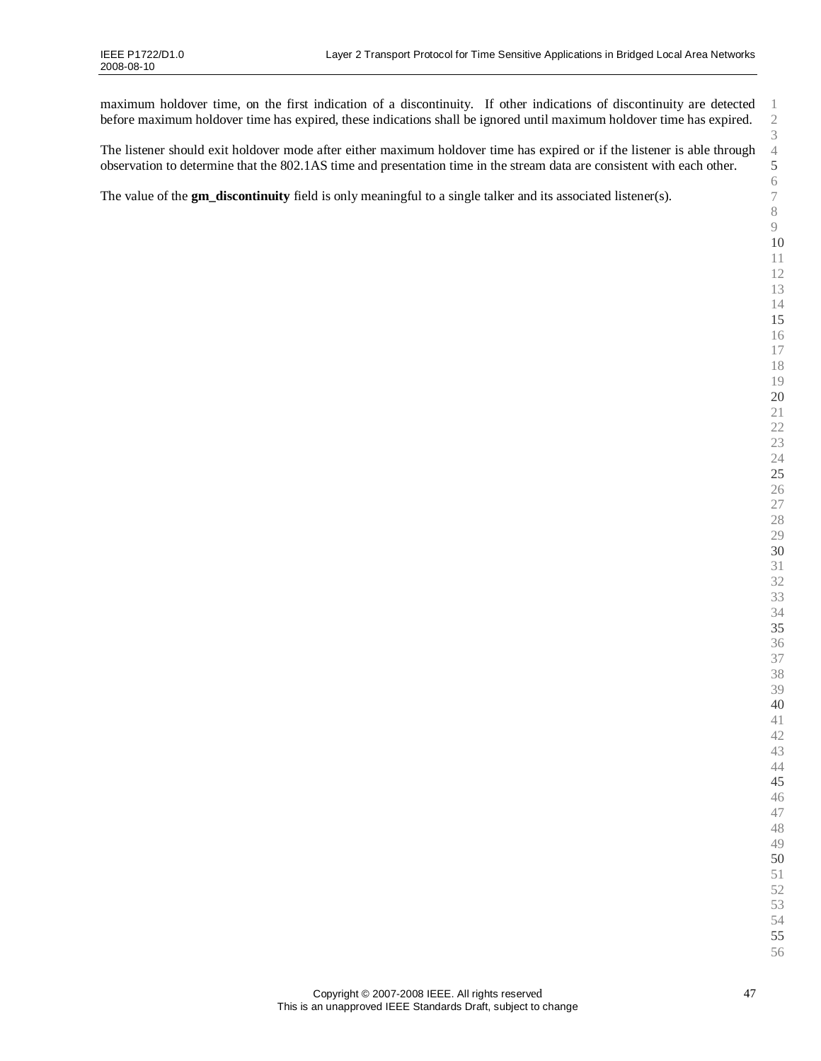maximum holdover time, on the first indication of a discontinuity. If other indications of discontinuity are detected before maximum holdover time has expired, these indications shall be ignored until maximum holdover time has expired.

The listener should exit holdover mode after either maximum holdover time has expired or if the listener is able through observation to determine that the 802.1AS time and presentation time in the stream data are consistent with each other.

The value of the **gm_discontinuity** field is only meaningful to a single talker and its associated listener(s).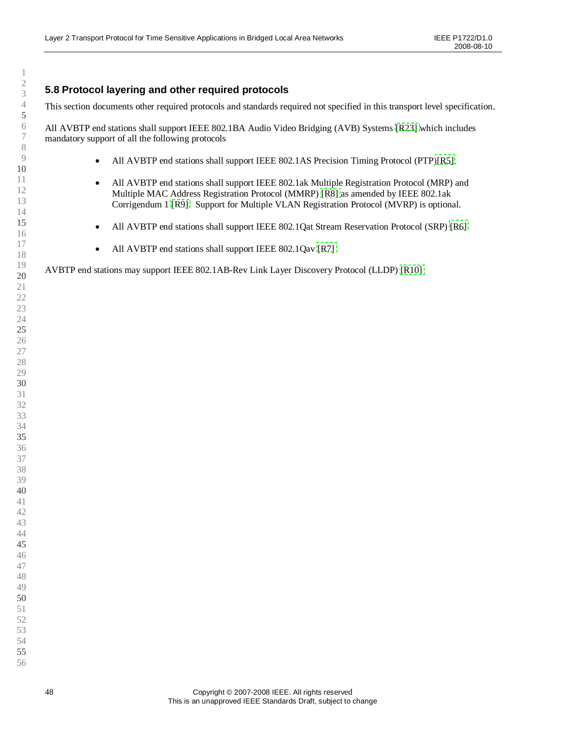## 5.8 Protocol layering and other required protocols

This section documents other required protocols and standards required not specified in this transport level specification.

All AVBTP end stations shall support IEEE 802.1BA Audio Video Bridging (AVB) Systems [R23] which includes mandatory support of all the following protocols

- All AVBTP end stations shall support IEEE 802.1AS Precision Timing Protocol (PTP)[R5]
- All AVBTP end stations shall support IEEE 802.1ak Multiple Registration Protocol (MRP) and Multiple MAC Address Registration Protocol (MMRP) [R8] as amended by IEEE 802.1ak Corrigendum 1 [R9]. Support for Multiple VLAN Registration Protocol (MVRP) is optional.
- All AVBTP end stations shall support IEEE 802.1Qat Stream Reservation Protocol (SRP) [R6]
- All AVBTP end stations shall support IEEE 802.1Qav [R7]

AVBTP end stations may support IEEE 802.1AB-Rev Link Layer Discovery Protocol (LLDP) [R10]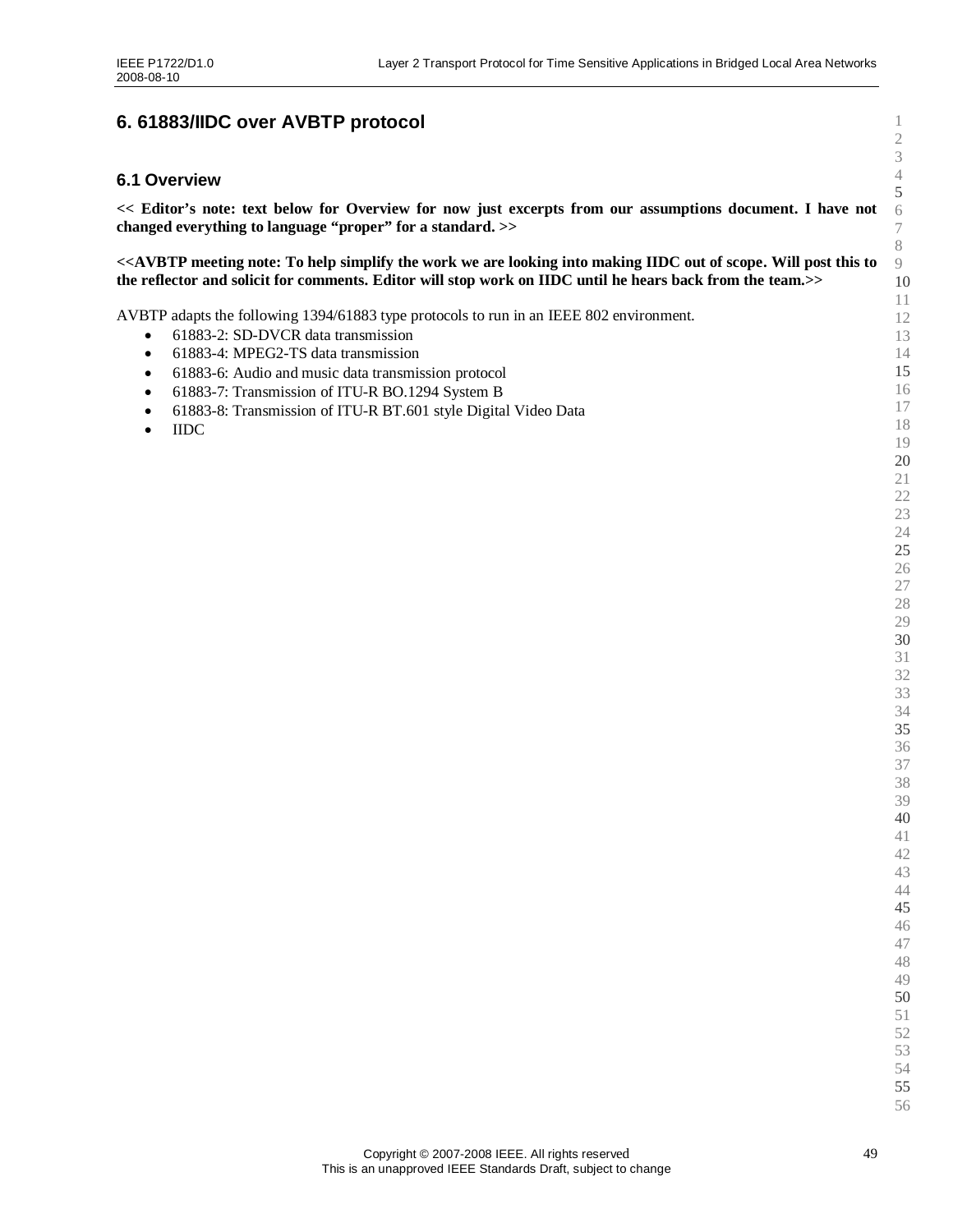# 6. 61883/IIDC over AVBTP protocol

## 6.1 Overview

**<< Editor's note: text below for Overview for now just excerpts from our assumptions document. I have not changed everything to language "proper" for a standard. >>**

**<<AVBTP meeting note: To help simplify the work we are looking into making IIDC out of scope. Will post this to the reflector and solicit for comments. Editor will stop work on IIDC until he hears back from the team.>>**

AVBTP adapts the following 1394/61883 type protocols to run in an IEEE 802 environment.

- 61883-2: SD-DVCR data transmission
- 61883-4: MPEG2-TS data transmission
- 61883-6: Audio and music data transmission protocol
- 61883-7: Transmission of ITU-R BO.1294 System B
- 61883-8: Transmission of ITU-R BT.601 style Digital Video Data
- IIDC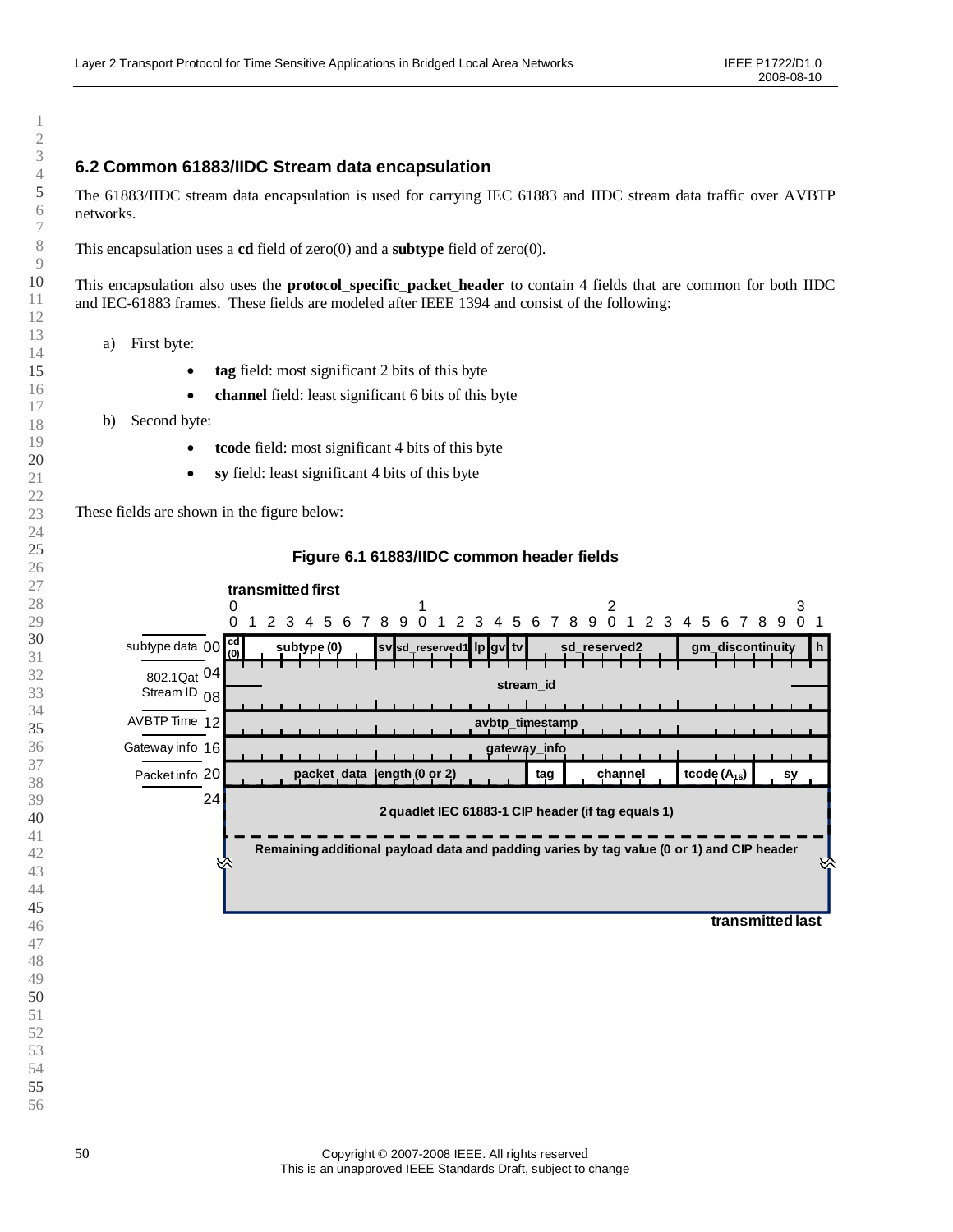## 6.2 Common 61883/IIDC Stream data encapsulation

The 61883/IIDC stream data encapsulation is used for carrying IEC 61883 and IIDC stream data traffic over AVBTP networks.

This encapsulation uses a **cd** field of zero(0) and a **subtype** field of zero(0).

This encapsulation also uses the **protocol_specific_packet_header** to contain 4 fields that are common for both IIDC and IEC-61883 frames. These fields are modeled after IEEE 1394 and consist of the following:

a) First byte:
   - **tag** field: most significant 2 bits of this byte
   - **channel** field: least significant 6 bits of this byte

b) Second byte:
   - **tcode** field: most significant 4 bits of this byte
   - **sy** field: least significant 4 bits of this byte

These fields are shown in the figure below:

**Figure 6.1 61883/IIDC common header fields**

| Offset | Label | Bits 0–31 (transmitted first) |
|---|---|---|
| 00 | subtype data | cd (0) [bit 0] · subtype (0) [bits 1–7] · sv [bit 8] · sd_reserved1 [bits 9–11] · lp [bit 12] · gv [bit 13] · tv [bit 14] · sd_reserved2 [bits 15–23] · gm_discontinuity [bits 24–30] · h [bit 31] |
| 04 | 802.1Qat Stream ID | stream_id |
| 08 | | stream_id (continued) |
| 12 | AVBTP Time | avbtp_timestamp |
| 16 | Gateway info | gateway_info |
| 20 | Packet info | packet_data_length (0 or 2) [bits 0–15] · tag [bits 16–17] · channel [bits 18–23] · tcode ($A_{16}$) [bits 24–27] · sy [bits 28–31] |
| 24 | | 2 quadlet IEC 61883-1 CIP header (if tag equals 1) |
| | | Remaining additional payload data and padding varies by tag value (0 or 1) and CIP header |

transmitted last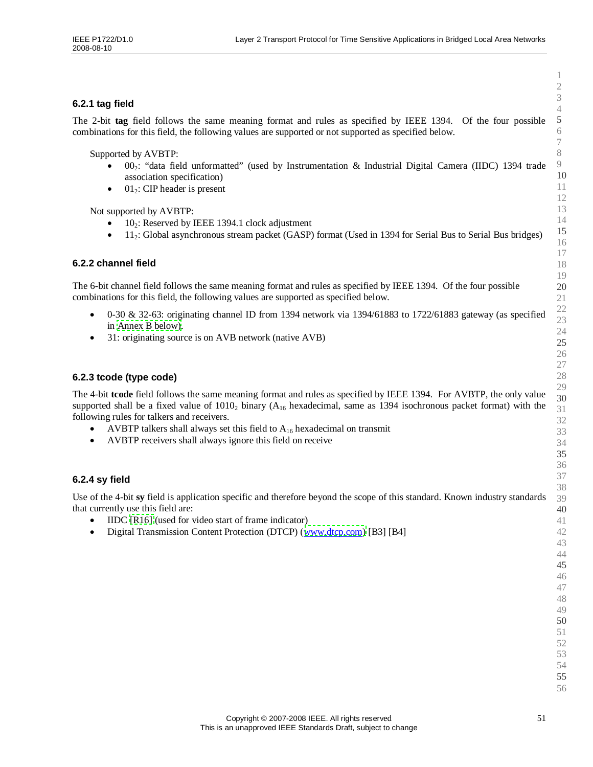### 6.2.1 tag field

The 2-bit **tag** field follows the same meaning format and rules as specified by IEEE 1394. Of the four possible combinations for this field, the following values are supported or not supported as specified below.

Supported by AVBTP:

- $00_2$: "data field unformatted" (used by Instrumentation & Industrial Digital Camera (IIDC) 1394 trade association specification)
- $01_2$: CIP header is present

Not supported by AVBTP:

- $10_2$: Reserved by IEEE 1394.1 clock adjustment
- $11_2$: Global asynchronous stream packet (GASP) format (Used in 1394 for Serial Bus to Serial Bus bridges)

### 6.2.2 channel field

The 6-bit channel field follows the same meaning format and rules as specified by IEEE 1394. Of the four possible combinations for this field, the following values are supported as specified below.

- 0-30 & 32-63: originating channel ID from 1394 network via 1394/61883 to 1722/61883 gateway (as specified in Annex B below).
- 31: originating source is on AVB network (native AVB)

### 6.2.3 tcode (type code)

The 4-bit **tcode** field follows the same meaning format and rules as specified by IEEE 1394. For AVBTP, the only value supported shall be a fixed value of $1010_2$ binary ($A_{16}$ hexadecimal, same as 1394 isochronous packet format) with the following rules for talkers and receivers.

- AVBTP talkers shall always set this field to $A_{16}$ hexadecimal on transmit
- AVBTP receivers shall always ignore this field on receive

### 6.2.4 sy field

Use of the 4-bit **sy** field is application specific and therefore beyond the scope of this standard. Known industry standards that currently use this field are:

- IIDC [R16] (used for video start of frame indicator)
- Digital Transmission Content Protection (DTCP) (www.dtcp.com) [B3] [B4]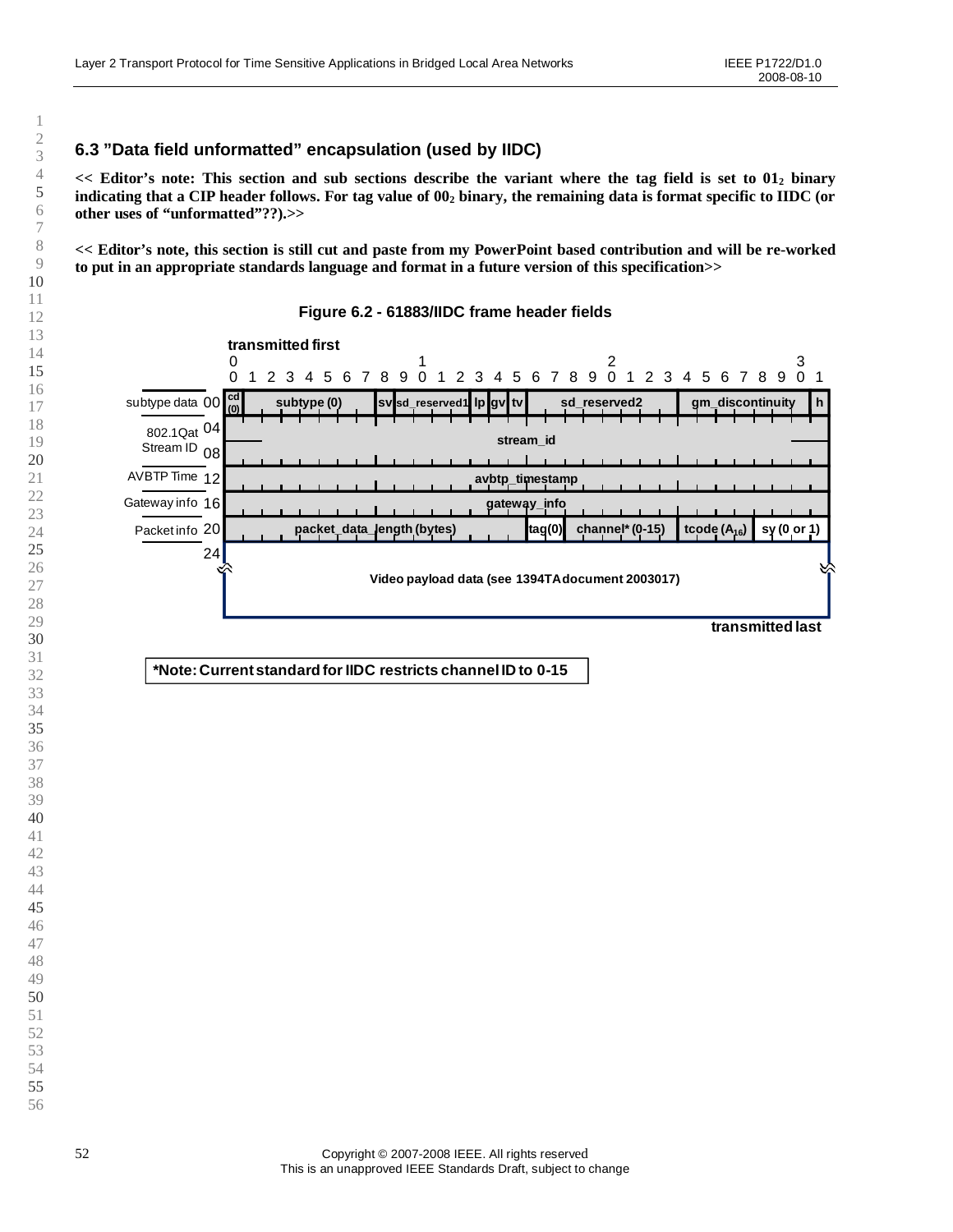## 6.3 "Data field unformatted" encapsulation (used by IIDC)

**<< Editor's note: This section and sub sections describe the variant where the tag field is set to $01_2$ binary indicating that a CIP header follows. For tag value of $00_2$ binary, the remaining data is format specific to IIDC (or other uses of "unformatted"??).>>**

**<< Editor's note, this section is still cut and paste from my PowerPoint based contribution and will be re-worked to put in an appropriate standards language and format in a future version of this specification>>**

**Figure 6.2 - 61883/IIDC frame header fields**

**transmitted first**

| Label | Offset | Bits 0–31 |
|---|---|---|
| subtype data | 00 | cd (0) \| subtype (0) \| sv \| sd_reserved1 \| lp \| gv \| tv \| sd_reserved2 \| gm_discontinuity \| h |
| 802.1Qat Stream ID | 04 | stream_id |
| | 08 | stream_id |
| AVBTP Time | 12 | avbtp_timestamp |
| Gateway info | 16 | gateway_info |
| Packet info | 20 | packet_data_length (bytes) \| tag(0) \| channel* (0-15) \| tcode ($A_{16}$) \| sy (0 or 1) |
| | 24 | Video payload data (see 1394TA document 2003017) |

**transmitted last**

**\*Note: Current standard for IIDC restricts channel ID to 0-15**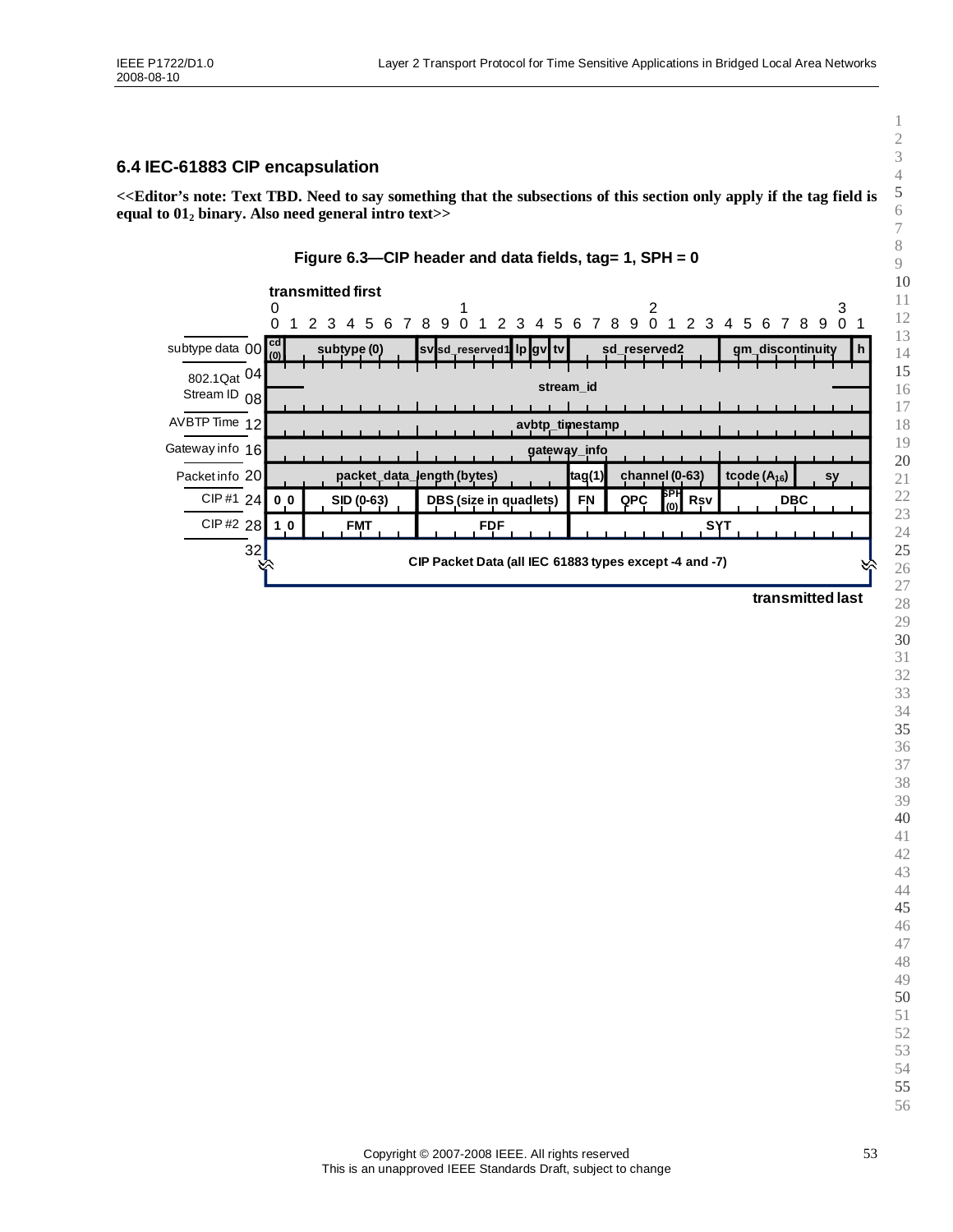## 6.4 IEC-61883 CIP encapsulation

**<<Editor's note: Text TBD. Need to say something that the subsections of this section only apply if the tag field is equal to $01_2$ binary. Also need general intro text>>**

**Figure 6.3—CIP header and data fields, tag= 1, SPH = 0**

| Offset | Field | Bits |
|---|---|---|
| subtype data 00 | cd (0) | 0 |
| | subtype (0) | 1–7 |
| | sv | 8 |
| | sd_reserved1 | 9–11 |
| | lp | 12 |
| | gv | 13 |
| | tv | 14–15 |
| | sd_reserved2 | 16–23 |
| | gm_discontinuity | 24–30 |
| | h | 31 |
| 802.1Qat Stream ID 04–08 | stream_id | 0–31 (two words) |
| AVBTP Time 12 | avbtp_timestamp | 0–31 |
| Gateway info 16 | gateway_info | 0–31 |
| Packet info 20 | packet_data_length (bytes) | 0–15 |
| | tag(1) | 16–17 |
| | channel (0-63) | 18–23 |
| | tcode ($A_{16}$) | 24–27 |
| | sy | 28–31 |
| CIP #1 24 | 0 0 | 0–1 |
| | SID (0-63) | 2–7 |
| | DBS (size in quadlets) | 8–15 |
| | FN | 16–17 |
| | QPC | 18–20 |
| | SPH (0) | 21 |
| | Rsv | 22–23 |
| | DBC | 24–31 |
| CIP #2 28 | 1 0 | 0–1 |
| | FMT | 2–7 |
| | FDF | 8–15 |
| | SYT | 16–31 |
| 32 | CIP Packet Data (all IEC 61883 types except -4 and -7) | |

transmitted first … transmitted last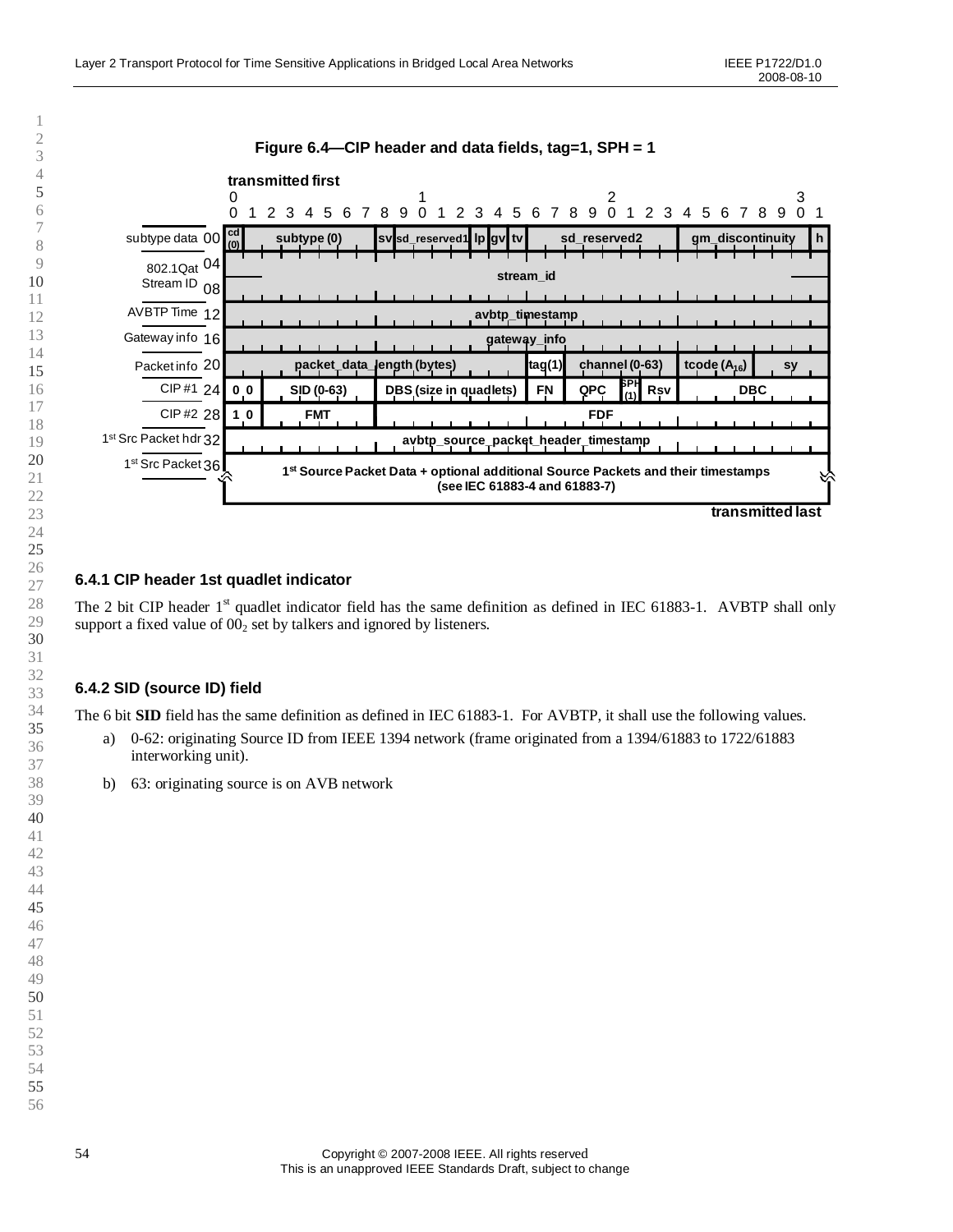**Figure 6.4—CIP header and data fields, tag=1, SPH = 1**

| Offset | Label | Bits 0–7 | Bits 8–15 | Bits 16–23 | Bits 24–31 |
|---|---|---|---|---|---|
| 00 | subtype data | cd (0) (bit 0), subtype (0) (bits 1–7) | sv (bit 8), sd_reserved1 (bits 9–11), lp (bit 12), gv (bit 13), tv (bit 14), sd_reserved2 (bit 15) | sd_reserved2 | gm_discontinuity (bits 24–30), h (bit 31) |
| 04 | 802.1Qat Stream ID | stream_id | | | |
| 08 | 802.1Qat Stream ID | stream_id | | | |
| 12 | AVBTP Time | avbtp_timestamp | | | |
| 16 | Gateway info | gateway_info | | | |
| 20 | Packet info | packet_data_length (bytes) | packet_data_length (bytes) | tag(1) (bits 16–17), channel (0-63) (bits 18–23) | tcode ($A_{16}$) (bits 24–27), sy (bits 28–31) |
| 24 | CIP #1 | 0 0 (bits 0–1), SID (0-63) (bits 2–7) | DBS (size in quadlets) | FN (bits 16–17), QPC (bits 18–20), SPH (1) (bit 21), Rsv (bits 22–23) | DBC |
| 28 | CIP #2 | 1 0 (bits 0–1), FMT (bits 2–7) | FDF | FDF | FDF |
| 32 | 1st Src Packet hdr | avbtp_source_packet_header_timestamp | | | |
| 36 | 1st Src Packet | 1st Source Packet Data + optional additional Source Packets and their timestamps (see IEC 61883-4 and 61883-7) | | | |

Bits are numbered 0–31; bit 0 is transmitted first and the last byte is transmitted last.

### 6.4.1 CIP header 1st quadlet indicator

The 2 bit CIP header 1st quadlet indicator field has the same definition as defined in IEC 61883-1. AVBTP shall only support a fixed value of $00_2$ set by talkers and ignored by listeners.

### 6.4.2 SID (source ID) field

The 6 bit **SID** field has the same definition as defined in IEC 61883-1. For AVBTP, it shall use the following values.

a) 0-62: originating Source ID from IEEE 1394 network (frame originated from a 1394/61883 to 1722/61883 interworking unit).

b) 63: originating source is on AVB network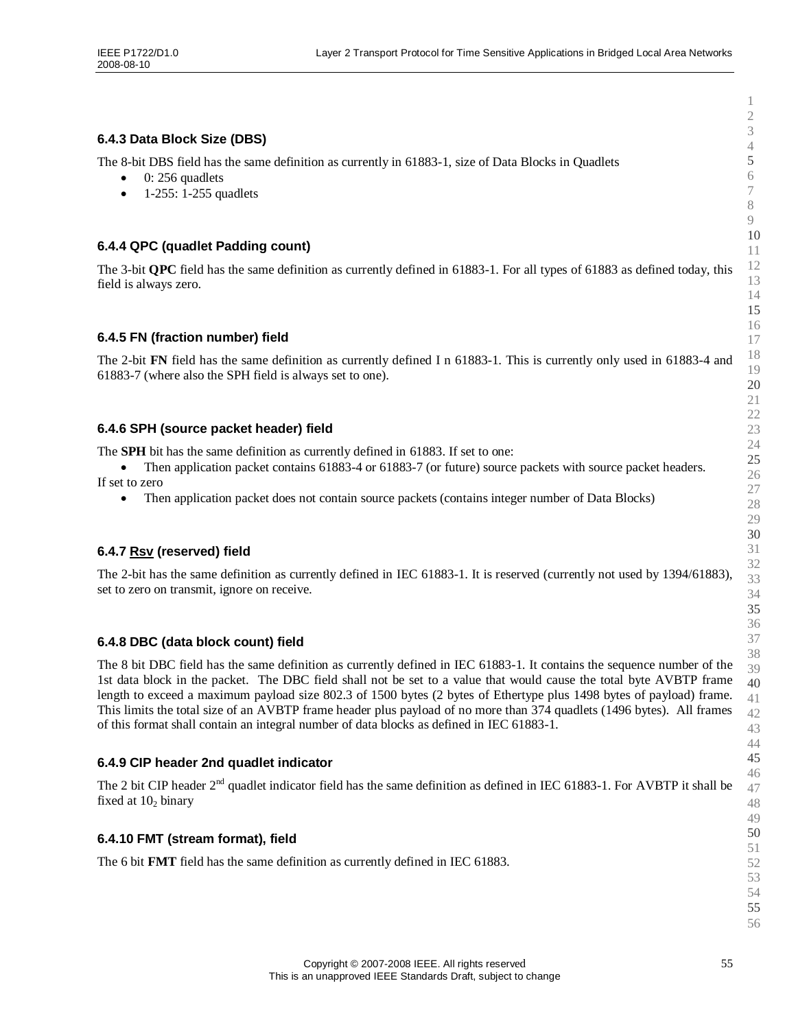### 6.4.3 Data Block Size (DBS)

The 8-bit DBS field has the same definition as currently in 61883-1, size of Data Blocks in Quadlets

- 0: 256 quadlets
- 1-255: 1-255 quadlets

### 6.4.4 QPC (quadlet Padding count)

The 3-bit **QPC** field has the same definition as currently defined in 61883-1. For all types of 61883 as defined today, this field is always zero.

### 6.4.5 FN (fraction number) field

The 2-bit **FN** field has the same definition as currently defined I n 61883-1. This is currently only used in 61883-4 and 61883-7 (where also the SPH field is always set to one).

### 6.4.6 SPH (source packet header) field

The **SPH** bit has the same definition as currently defined in 61883. If set to one:

- Then application packet contains 61883-4 or 61883-7 (or future) source packets with source packet headers.

If set to zero

- Then application packet does not contain source packets (contains integer number of Data Blocks)

### 6.4.7 <u>Rsv</u> (reserved) field

The 2-bit has the same definition as currently defined in IEC 61883-1. It is reserved (currently not used by 1394/61883), set to zero on transmit, ignore on receive.

### 6.4.8 DBC (data block count) field

The 8 bit DBC field has the same definition as currently defined in IEC 61883-1. It contains the sequence number of the 1st data block in the packet. The DBC field shall not be set to a value that would cause the total byte AVBTP frame length to exceed a maximum payload size 802.3 of 1500 bytes (2 bytes of Ethertype plus 1498 bytes of payload) frame. This limits the total size of an AVBTP frame header plus payload of no more than 374 quadlets (1496 bytes). All frames of this format shall contain an integral number of data blocks as defined in IEC 61883-1.

### 6.4.9 CIP header 2nd quadlet indicator

The 2 bit CIP header 2nd quadlet indicator field has the same definition as defined in IEC 61883-1. For AVBTP it shall be fixed at $10_2$ binary

### 6.4.10 FMT (stream format), field

The 6 bit **FMT** field has the same definition as currently defined in IEC 61883.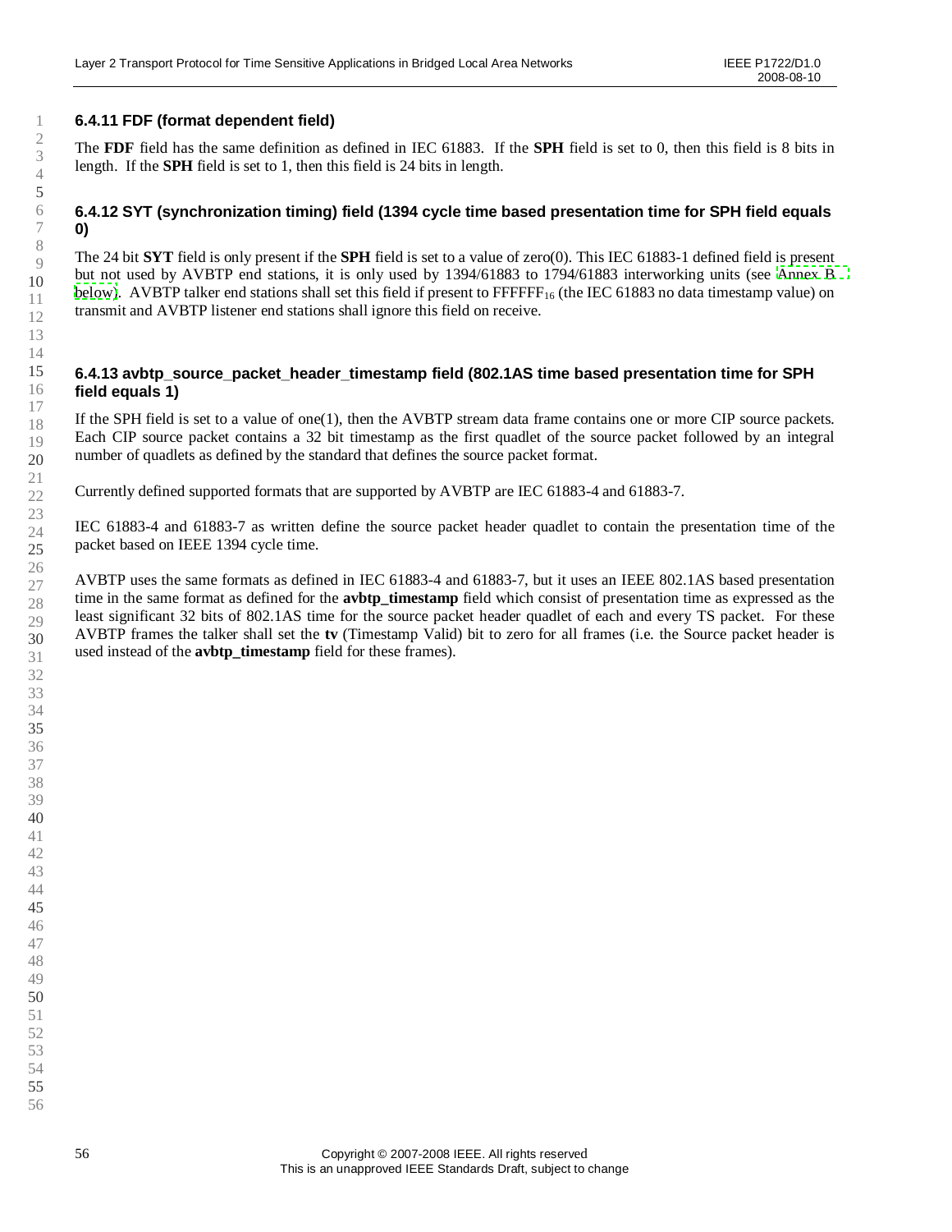### 6.4.11 FDF (format dependent field)

The **FDF** field has the same definition as defined in IEC 61883. If the **SPH** field is set to 0, then this field is 8 bits in length. If the **SPH** field is set to 1, then this field is 24 bits in length.

### 6.4.12 SYT (synchronization timing) field (1394 cycle time based presentation time for SPH field equals 0)

The 24 bit **SYT** field is only present if the **SPH** field is set to a value of zero(0). This IEC 61883-1 defined field is present but not used by AVBTP end stations, it is only used by 1394/61883 to 1794/61883 interworking units (see Annex B below). AVBTP talker end stations shall set this field if present to $FFFFFF_{16}$ (the IEC 61883 no data timestamp value) on transmit and AVBTP listener end stations shall ignore this field on receive.

### 6.4.13 avbtp_source_packet_header_timestamp field (802.1AS time based presentation time for SPH field equals 1)

If the SPH field is set to a value of one(1), then the AVBTP stream data frame contains one or more CIP source packets. Each CIP source packet contains a 32 bit timestamp as the first quadlet of the source packet followed by an integral number of quadlets as defined by the standard that defines the source packet format.

Currently defined supported formats that are supported by AVBTP are IEC 61883-4 and 61883-7.

IEC 61883-4 and 61883-7 as written define the source packet header quadlet to contain the presentation time of the packet based on IEEE 1394 cycle time.

AVBTP uses the same formats as defined in IEC 61883-4 and 61883-7, but it uses an IEEE 802.1AS based presentation time in the same format as defined for the **avbtp_timestamp** field which consist of presentation time as expressed as the least significant 32 bits of 802.1AS time for the source packet header quadlet of each and every TS packet. For these AVBTP frames the talker shall set the **tv** (Timestamp Valid) bit to zero for all frames (i.e. the Source packet header is used instead of the **avbtp_timestamp** field for these frames).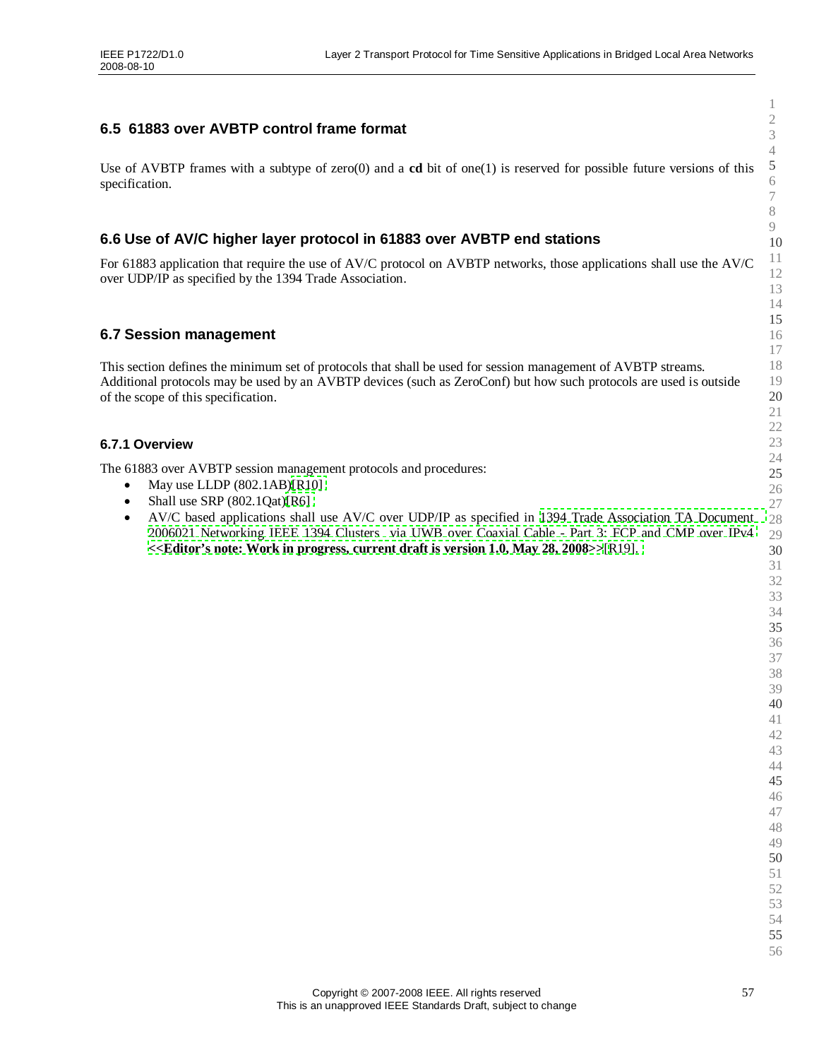## 6.5 61883 over AVBTP control frame format

Use of AVBTP frames with a subtype of zero(0) and a **cd** bit of one(1) is reserved for possible future versions of this specification.

## 6.6 Use of AV/C higher layer protocol in 61883 over AVBTP end stations

For 61883 application that require the use of AV/C protocol on AVBTP networks, those applications shall use the AV/C over UDP/IP as specified by the 1394 Trade Association.

## 6.7 Session management

This section defines the minimum set of protocols that shall be used for session management of AVBTP streams. Additional protocols may be used by an AVBTP devices (such as ZeroConf) but how such protocols are used is outside of the scope of this specification.

### 6.7.1 Overview

The 61883 over AVBTP session management protocols and procedures:

- May use LLDP (802.1AB)[R10]
- Shall use SRP (802.1Qat)[R6]
- AV/C based applications shall use AV/C over UDP/IP as specified in 1394 Trade Association TA Document 2006021 Networking IEEE 1394 Clusters via UWB over Coaxial Cable - Part 3: FCP and CMP over IPv4 **<<Editor's note: Work in progress, current draft is version 1.0, May 28, 2008>>**[R19].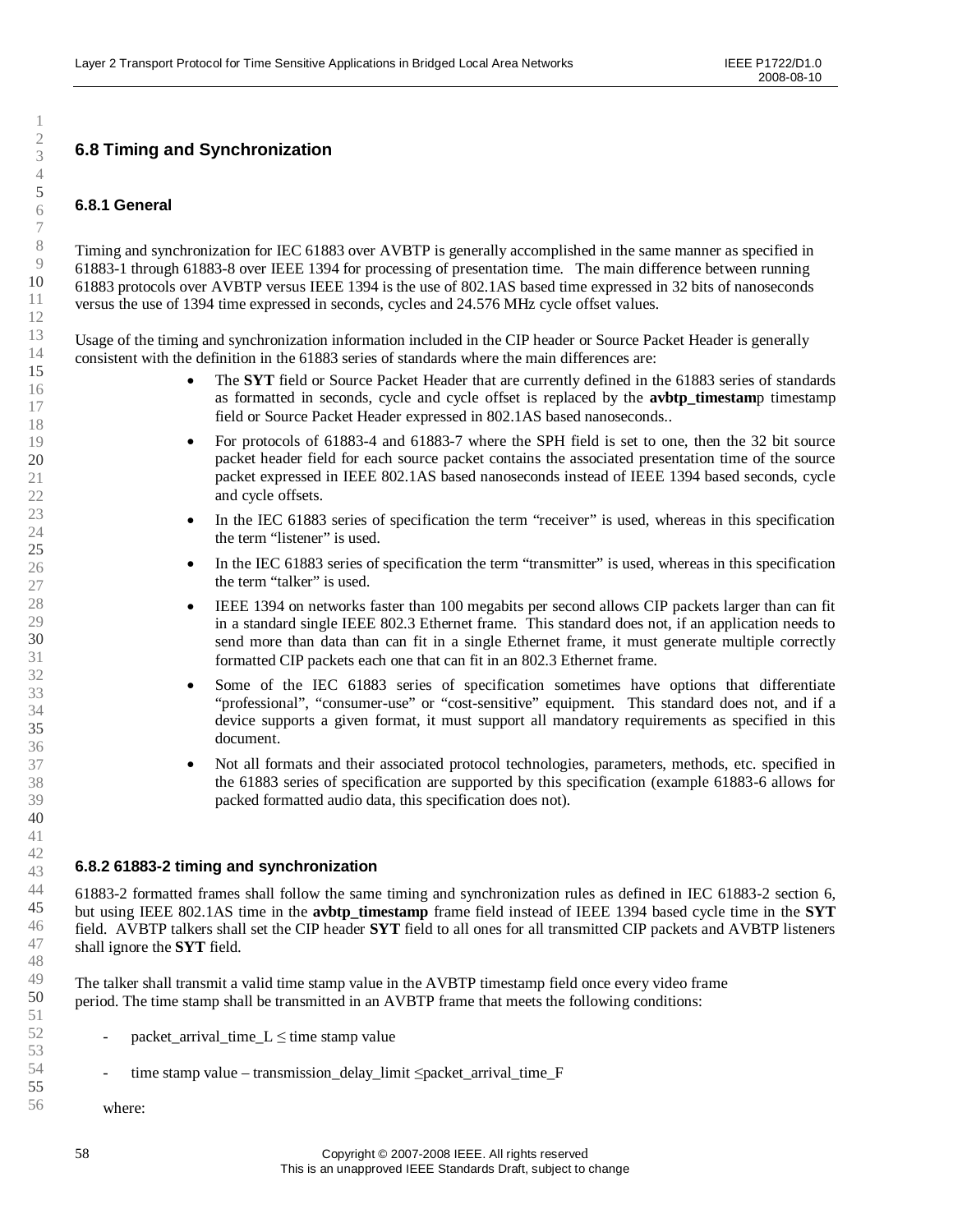## 6.8 Timing and Synchronization

### 6.8.1 General

Timing and synchronization for IEC 61883 over AVBTP is generally accomplished in the same manner as specified in 61883-1 through 61883-8 over IEEE 1394 for processing of presentation time. The main difference between running 61883 protocols over AVBTP versus IEEE 1394 is the use of 802.1AS based time expressed in 32 bits of nanoseconds versus the use of 1394 time expressed in seconds, cycles and 24.576 MHz cycle offset values.

Usage of the timing and synchronization information included in the CIP header or Source Packet Header is generally consistent with the definition in the 61883 series of standards where the main differences are:

- The **SYT** field or Source Packet Header that are currently defined in the 61883 series of standards as formatted in seconds, cycle and cycle offset is replaced by the **avbtp_timestam**p timestamp field or Source Packet Header expressed in 802.1AS based nanoseconds..
- For protocols of 61883-4 and 61883-7 where the SPH field is set to one, then the 32 bit source packet header field for each source packet contains the associated presentation time of the source packet expressed in IEEE 802.1AS based nanoseconds instead of IEEE 1394 based seconds, cycle and cycle offsets.
- In the IEC 61883 series of specification the term “receiver” is used, whereas in this specification the term “listener” is used.
- In the IEC 61883 series of specification the term “transmitter” is used, whereas in this specification the term “talker” is used.
- IEEE 1394 on networks faster than 100 megabits per second allows CIP packets larger than can fit in a standard single IEEE 802.3 Ethernet frame. This standard does not, if an application needs to send more than data than can fit in a single Ethernet frame, it must generate multiple correctly formatted CIP packets each one that can fit in an 802.3 Ethernet frame.
- Some of the IEC 61883 series of specification sometimes have options that differentiate “professional”, “consumer-use” or “cost-sensitive” equipment. This standard does not, and if a device supports a given format, it must support all mandatory requirements as specified in this document.
- Not all formats and their associated protocol technologies, parameters, methods, etc. specified in the 61883 series of specification are supported by this specification (example 61883-6 allows for packed formatted audio data, this specification does not).

### 6.8.2 61883-2 timing and synchronization

61883-2 formatted frames shall follow the same timing and synchronization rules as defined in IEC 61883-2 section 6, but using IEEE 802.1AS time in the **avbtp_timestamp** frame field instead of IEEE 1394 based cycle time in the **SYT** field. AVBTP talkers shall set the CIP header **SYT** field to all ones for all transmitted CIP packets and AVBTP listeners shall ignore the **SYT** field.

The talker shall transmit a valid time stamp value in the AVBTP timestamp field once every video frame period. The time stamp shall be transmitted in an AVBTP frame that meets the following conditions:

- packet_arrival_time_L ≤ time stamp value
- time stamp value – transmission_delay_limit ≤packet_arrival_time_F

where: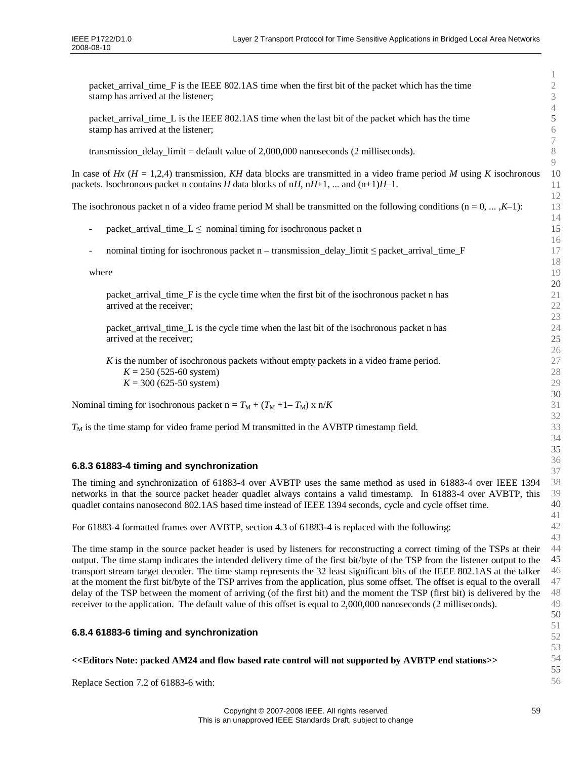packet_arrival_time_F is the IEEE 802.1AS time when the first bit of the packet which has the time stamp has arrived at the listener;

packet_arrival_time_L is the IEEE 802.1AS time when the last bit of the packet which has the time stamp has arrived at the listener;

transmission_delay_limit = default value of 2,000,000 nanoseconds (2 milliseconds).

In case of *Hx* ($H$ = 1,2,4) transmission, $KH$ data blocks are transmitted in a video frame period $M$ using $K$ isochronous packets. Isochronous packet n contains $H$ data blocks of n$H$, n$H$+1, ... and (n+1)$H$–1.

The isochronous packet n of a video frame period M shall be transmitted on the following conditions (n = 0, ... ,$K$–1):

- packet_arrival_time_L ≤ nominal timing for isochronous packet n
- nominal timing for isochronous packet n – transmission_delay_limit ≤ packet_arrival_time_F

where

packet_arrival_time_F is the cycle time when the first bit of the isochronous packet n has arrived at the receiver;

packet_arrival_time_L is the cycle time when the last bit of the isochronous packet n has arrived at the receiver;

$K$ is the number of isochronous packets without empty packets in a video frame period.
$K$ = 250 (525-60 system)
$K$ = 300 (625-50 system)

Nominal timing for isochronous packet n = $T_M + (T_{M+1} - T_M) \times n/K$

$T_M$ is the time stamp for video frame period M transmitted in the AVBTP timestamp field.

### 6.8.3 61883-4 timing and synchronization

The timing and synchronization of 61883-4 over AVBTP uses the same method as used in 61883-4 over IEEE 1394 networks in that the source packet header quadlet always contains a valid timestamp. In 61883-4 over AVBTP, this quadlet contains nanosecond 802.1AS based time instead of IEEE 1394 seconds, cycle and cycle offset time.

For 61883-4 formatted frames over AVBTP, section 4.3 of 61883-4 is replaced with the following:

The time stamp in the source packet header is used by listeners for reconstructing a correct timing of the TSPs at their output. The time stamp indicates the intended delivery time of the first bit/byte of the TSP from the listener output to the transport stream target decoder. The time stamp represents the 32 least significant bits of the IEEE 802.1AS at the talker at the moment the first bit/byte of the TSP arrives from the application, plus some offset. The offset is equal to the overall delay of the TSP between the moment of arriving (of the first bit) and the moment the TSP (first bit) is delivered by the receiver to the application. The default value of this offset is equal to 2,000,000 nanoseconds (2 milliseconds).

### 6.8.4 61883-6 timing and synchronization

**<<Editors Note: packed AM24 and flow based rate control will not supported by AVBTP end stations>>**

Replace Section 7.2 of 61883-6 with: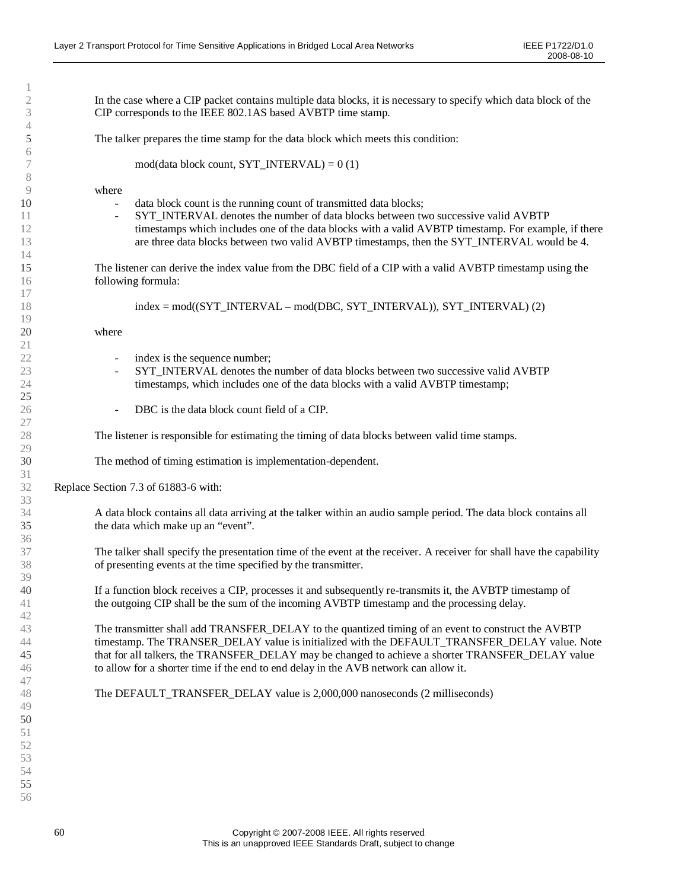In the case where a CIP packet contains multiple data blocks, it is necessary to specify which data block of the CIP corresponds to the IEEE 802.1AS based AVBTP time stamp.

The talker prepares the time stamp for the data block which meets this condition:

mod(data block count, SYT_INTERVAL) = 0 (1)

where

- data block count is the running count of transmitted data blocks;
- SYT_INTERVAL denotes the number of data blocks between two successive valid AVBTP timestamps which includes one of the data blocks with a valid AVBTP timestamp. For example, if there are three data blocks between two valid AVBTP timestamps, then the SYT_INTERVAL would be 4.

The listener can derive the index value from the DBC field of a CIP with a valid AVBTP timestamp using the following formula:

index = mod((SYT_INTERVAL – mod(DBC, SYT_INTERVAL)), SYT_INTERVAL) (2)

where

- index is the sequence number;
- SYT_INTERVAL denotes the number of data blocks between two successive valid AVBTP timestamps, which includes one of the data blocks with a valid AVBTP timestamp;
- DBC is the data block count field of a CIP.

The listener is responsible for estimating the timing of data blocks between valid time stamps.

The method of timing estimation is implementation-dependent.

Replace Section 7.3 of 61883-6 with:

A data block contains all data arriving at the talker within an audio sample period. The data block contains all the data which make up an “event”.

The talker shall specify the presentation time of the event at the receiver. A receiver for shall have the capability of presenting events at the time specified by the transmitter.

If a function block receives a CIP, processes it and subsequently re-transmits it, the AVBTP timestamp of the outgoing CIP shall be the sum of the incoming AVBTP timestamp and the processing delay.

The transmitter shall add TRANSFER_DELAY to the quantized timing of an event to construct the AVBTP timestamp. The TRANSER_DELAY value is initialized with the DEFAULT_TRANSFER_DELAY value. Note that for all talkers, the TRANSFER_DELAY may be changed to achieve a shorter TRANSFER_DELAY value to allow for a shorter time if the end to end delay in the AVB network can allow it.

The DEFAULT_TRANSFER_DELAY value is 2,000,000 nanoseconds (2 milliseconds)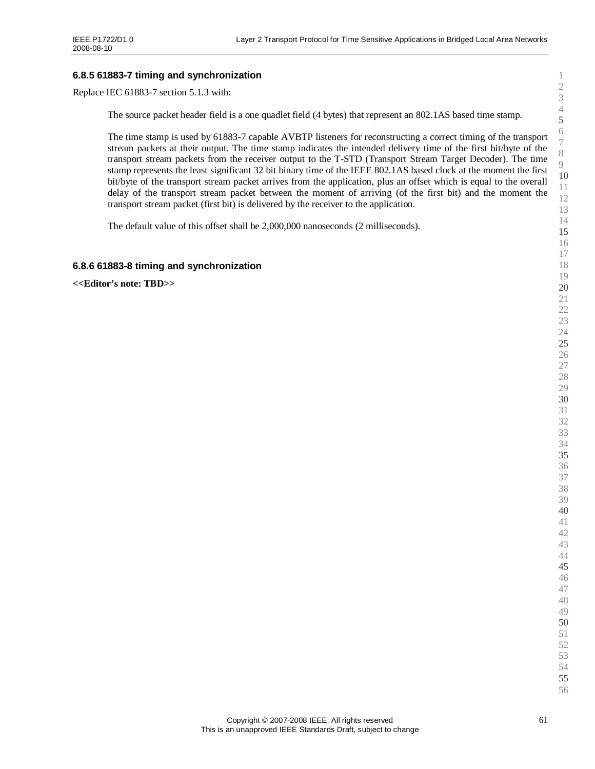### 6.8.5 61883-7 timing and synchronization

Replace IEC 61883-7 section 5.1.3 with:

> The source packet header field is a one quadlet field (4 bytes) that represent an 802.1AS based time stamp.
>
> The time stamp is used by 61883-7 capable AVBTP listeners for reconstructing a correct timing of the transport stream packets at their output. The time stamp indicates the intended delivery time of the first bit/byte of the transport stream packets from the receiver output to the T-STD (Transport Stream Target Decoder). The time stamp represents the least significant 32 bit binary time of the IEEE 802.1AS based clock at the moment the first bit/byte of the transport stream packet arrives from the application, plus an offset which is equal to the overall delay of the transport stream packet between the moment of arriving (of the first bit) and the moment the transport stream packet (first bit) is delivered by the receiver to the application.
>
> The default value of this offset shall be 2,000,000 nanoseconds (2 milliseconds).

### 6.8.6 61883-8 timing and synchronization

**<<Editor's note: TBD>>**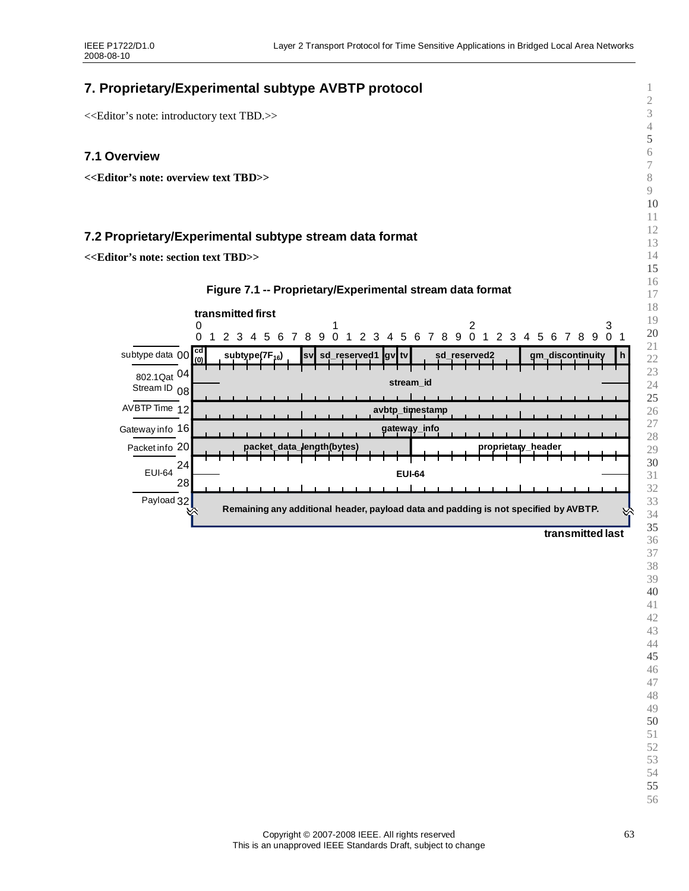# 7. Proprietary/Experimental subtype AVBTP protocol

<<Editor's note: introductory text TBD.>>

## 7.1 Overview

**<<Editor's note: overview text TBD>>**

## 7.2 Proprietary/Experimental subtype stream data format

**<<Editor's note: section text TBD>>**

**Figure 7.1 -- Proprietary/Experimental stream data format**

| Offset | Label | Bits 0 | 1–7 | 8 | 9–13 | 14 | 15 | 16–23 | 24–30 | 31 |
|---|---|---|---|---|---|---|---|---|---|---|
| 00 | subtype data | cd (0) | subtype($7F_{16}$) | sv | sd_reserved1 | gv | tv | sd_reserved2 | gm_discontinuity | h |
| 04–08 | 802.1Qat Stream ID | stream_id | | | | | | | | |
| 12 | AVBTP Time | avbtp_timestamp | | | | | | | | |
| 16 | Gateway info | gateway_info | | | | | | | | |
| 20 | Packet info | packet_data_length(bytes) (bits 0–15) | | | | | | proprietary_header (bits 16–31) | | |
| 24–28 | EUI-64 | EUI-64 | | | | | | | | |
| 32 | Payload | Remaining any additional header, payload data and padding is not specified by AVBTP. | | | | | | | | |

transmitted first (bit 0 of offset 00); transmitted last (end of payload)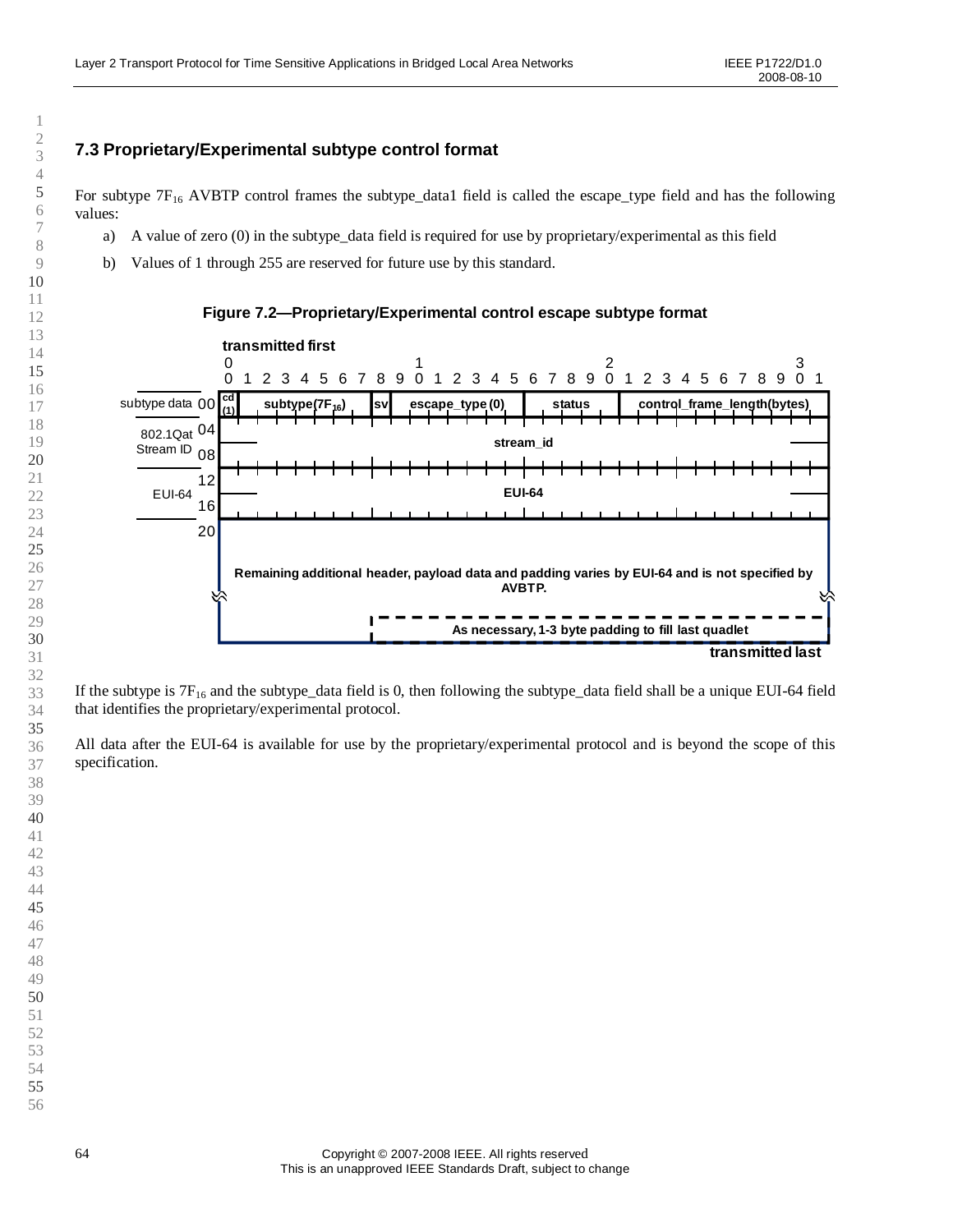### 7.3 Proprietary/Experimental subtype control format

For subtype $7F_{16}$ AVBTP control frames the subtype_data1 field is called the escape_type field and has the following values:

a) A value of zero (0) in the subtype_data field is required for use by proprietary/experimental as this field

b) Values of 1 through 255 are reserved for future use by this standard.

**Figure 7.2—Proprietary/Experimental control escape subtype format**

| Offset | Bits 0 | 1–7 | 8 | 9–15 | 16–20 | 21–31 |
|---|---|---|---|---|---|---|
| 00 (subtype data) | cd (1) | subtype($7F_{16}$) | sv | escape_type (0) | status | control_frame_length(bytes) |
| 04–08 (802.1Qat Stream ID) | stream_id | | | | | |
| 12–16 (EUI-64) | EUI-64 | | | | | |
| 20 | Remaining additional header, payload data and padding varies by EUI-64 and is not specified by AVBTP. | | | | | |
| | As necessary, 1-3 byte padding to fill last quadlet | | | | | |

transmitted first … transmitted last

If the subtype is $7F_{16}$ and the subtype_data field is 0, then following the subtype_data field shall be a unique EUI-64 field that identifies the proprietary/experimental protocol.

All data after the EUI-64 is available for use by the proprietary/experimental protocol and is beyond the scope of this specification.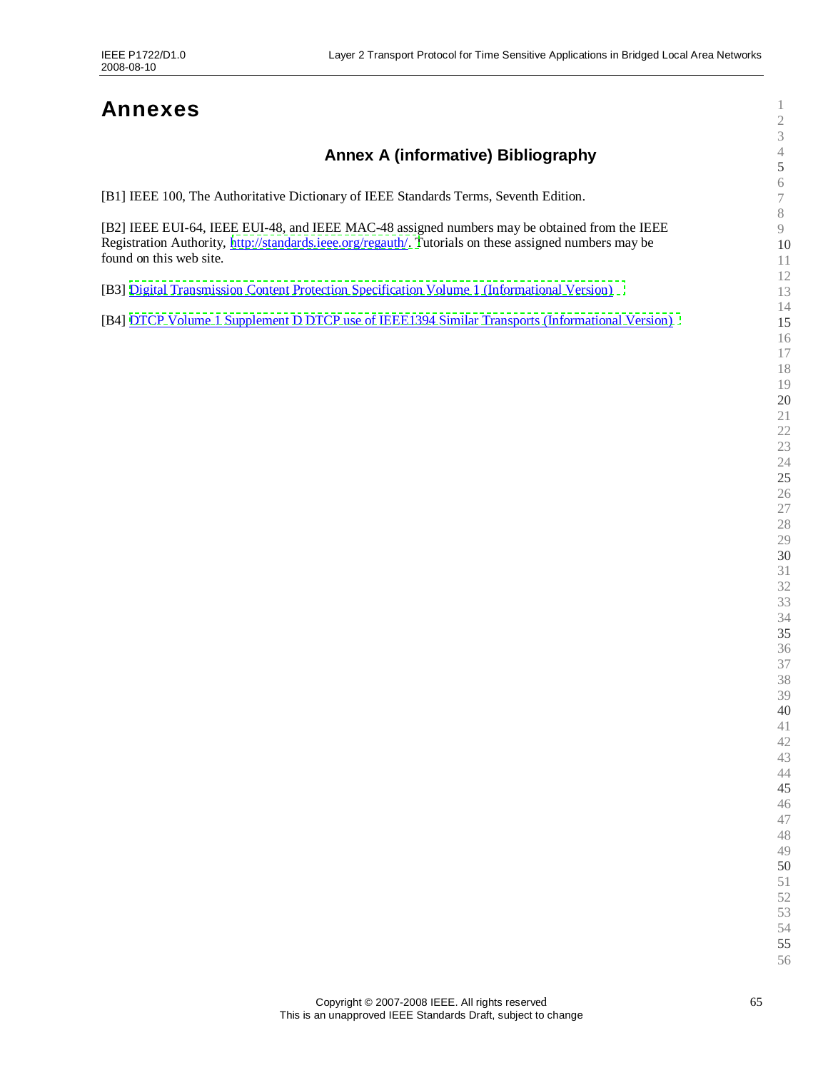# Annexes

## Annex A (informative) Bibliography

[B1] IEEE 100, The Authoritative Dictionary of IEEE Standards Terms, Seventh Edition.

[B2] IEEE EUI-64, IEEE EUI-48, and IEEE MAC-48 assigned numbers may be obtained from the IEEE Registration Authority, http://standards.ieee.org/regauth/. Tutorials on these assigned numbers may be found on this web site.

[B3] Digital Transmission Content Protection Specification Volume 1 (Informational Version)

[B4] DTCP Volume 1 Supplement D DTCP use of IEEE1394 Similar Transports (Informational Version)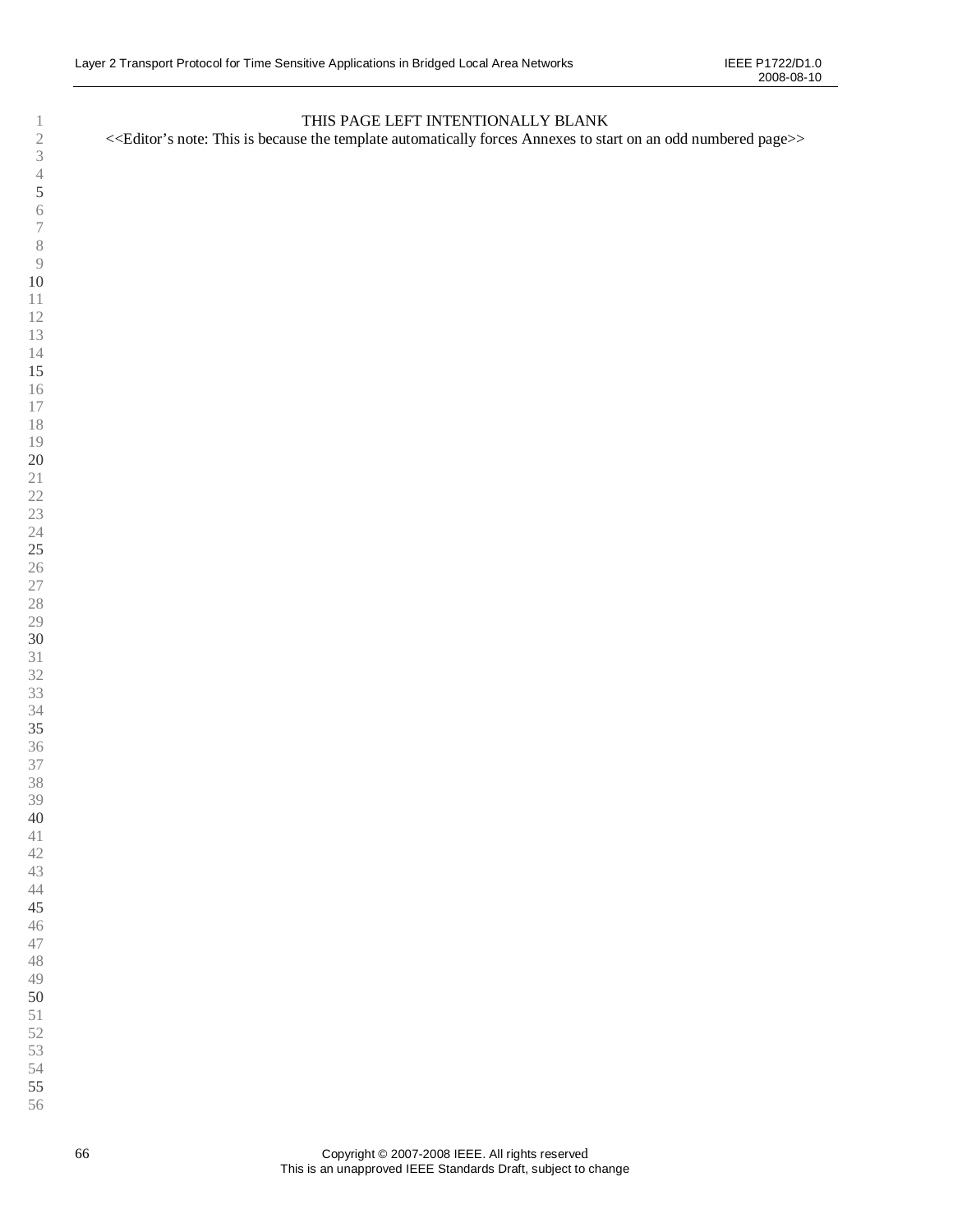THIS PAGE LEFT INTENTIONALLY BLANK

<<Editor's note: This is because the template automatically forces Annexes to start on an odd numbered page>>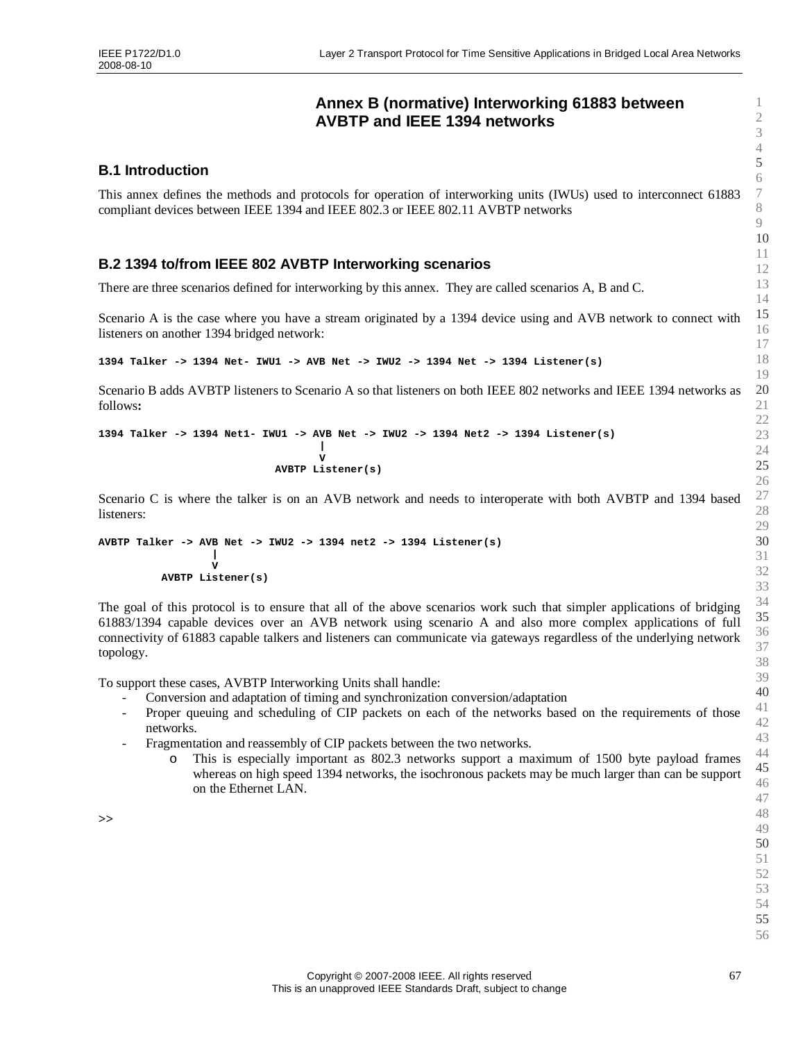# Annex B (normative) Interworking 61883 between AVBTP and IEEE 1394 networks

## B.1 Introduction

This annex defines the methods and protocols for operation of interworking units (IWUs) used to interconnect 61883 compliant devices between IEEE 1394 and IEEE 802.3 or IEEE 802.11 AVBTP networks

## B.2 1394 to/from IEEE 802 AVBTP Interworking scenarios

There are three scenarios defined for interworking by this annex. They are called scenarios A, B and C.

Scenario A is the case where you have a stream originated by a 1394 device using and AVB network to connect with listeners on another 1394 bridged network:

```
1394 Talker -> 1394 Net- IWU1 -> AVB Net -> IWU2 -> 1394 Net -> 1394 Listener(s)
```

Scenario B adds AVBTP listeners to Scenario A so that listeners on both IEEE 802 networks and IEEE 1394 networks as follows**:**

```
1394 Talker -> 1394 Net1- IWU1 -> AVB Net -> IWU2 -> 1394 Net2 -> 1394 Listener(s)
                                    |
                                    V
                           AVBTP Listener(s)
```

Scenario C is where the talker is on an AVB network and needs to interoperate with both AVBTP and 1394 based listeners:

```
AVBTP Talker -> AVB Net -> IWU2 -> 1394 net2 -> 1394 Listener(s)
                   |
                   V
          AVBTP Listener(s)
```

The goal of this protocol is to ensure that all of the above scenarios work such that simpler applications of bridging 61883/1394 capable devices over an AVB network using scenario A and also more complex applications of full connectivity of 61883 capable talkers and listeners can communicate via gateways regardless of the underlying network topology.

To support these cases, AVBTP Interworking Units shall handle:

- Conversion and adaptation of timing and synchronization conversion/adaptation
- Proper queuing and scheduling of CIP packets on each of the networks based on the requirements of those networks.
- Fragmentation and reassembly of CIP packets between the two networks.
  - This is especially important as 802.3 networks support a maximum of 1500 byte payload frames whereas on high speed 1394 networks, the isochronous packets may be much larger than can be support on the Ethernet LAN.

>>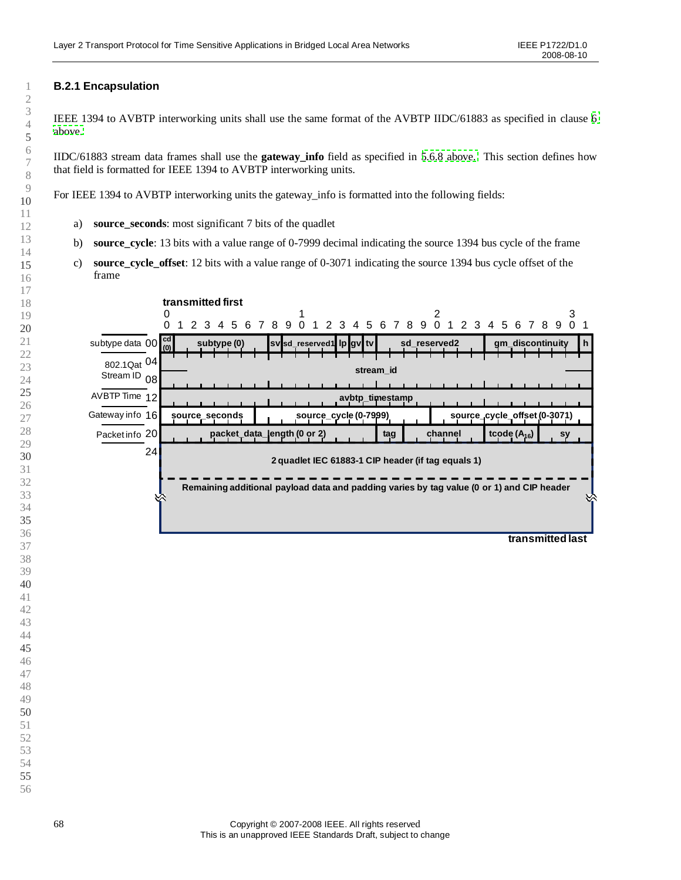### B.2.1 Encapsulation

IEEE 1394 to AVBTP interworking units shall use the same format of the AVBTP IIDC/61883 as specified in clause 6 above.

IIDC/61883 stream data frames shall use the **gateway_info** field as specified in 5.6.8 above. This section defines how that field is formatted for IEEE 1394 to AVBTP interworking units.

For IEEE 1394 to AVBTP interworking units the gateway_info is formatted into the following fields:

a) **source_seconds**: most significant 7 bits of the quadlet

b) **source_cycle**: 13 bits with a value range of 0-7999 decimal indicating the source 1394 bus cycle of the frame

c) **source_cycle_offset**: 12 bits with a value range of 0-3071 indicating the source 1394 bus cycle offset of the frame

| | Offset | Bits 0–31 (transmitted first) |
|---|---|---|
| subtype data | 00 | cd (0) \| subtype (0) \| sv \| sd_reserved1 \| lp \| gv \| tv \| sd_reserved2 \| gm_discontinuity \| h |
| 802.1Qat Stream ID | 04–08 | stream_id |
| AVBTP Time | 12 | avbtp_timestamp |
| Gateway info | 16 | source_seconds \| source_cycle (0-7999) \| source_cycle_offset (0-3071) |
| Packet info | 20 | packet_data_length (0 or 2) \| tag \| channel \| tcode ($A_{16}$) \| sy |
| | 24 | 2 quadlet IEC 61883-1 CIP header (if tag equals 1) |
| | | Remaining additional payload data and padding varies by tag value (0 or 1) and CIP header |
| | | transmitted last |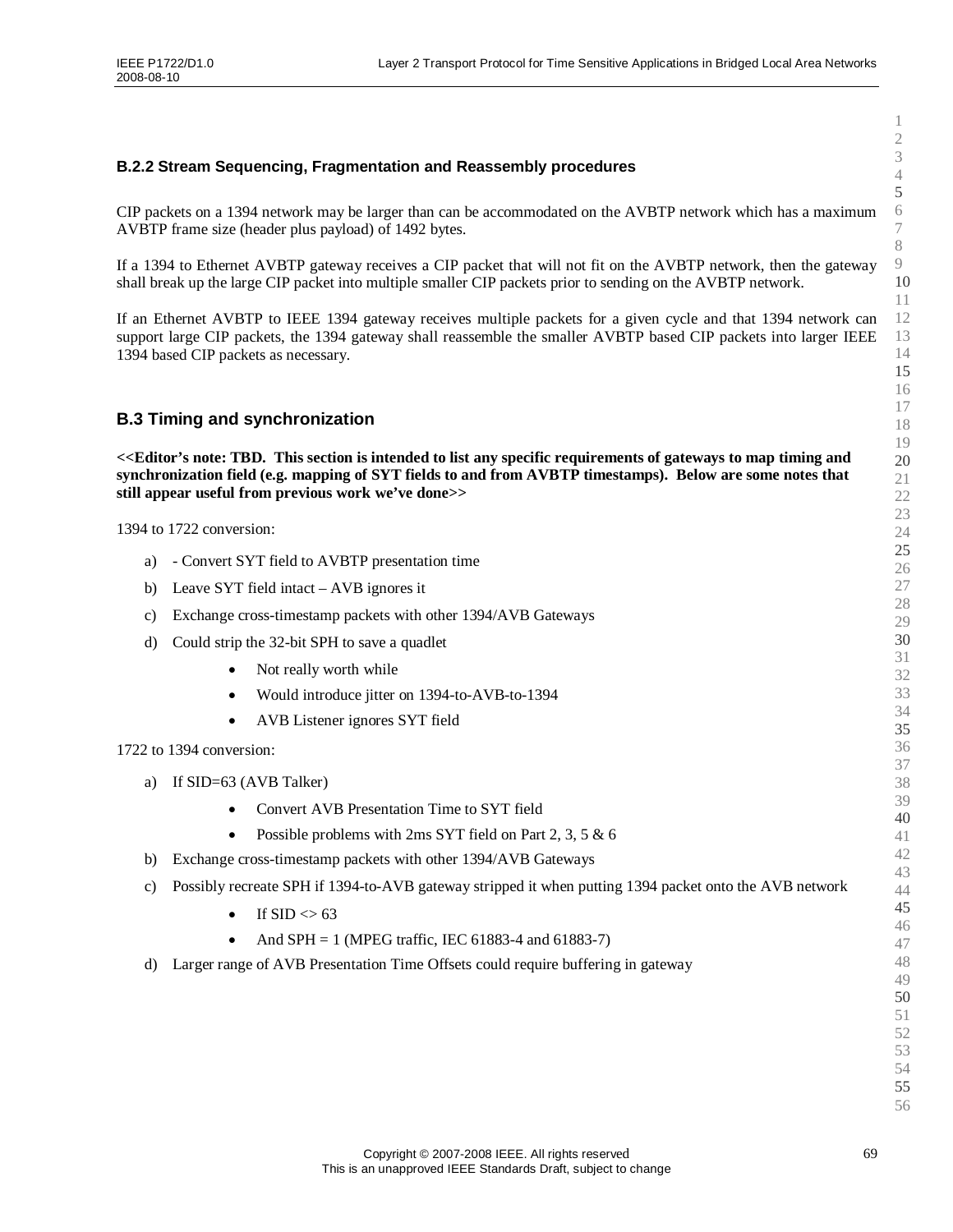### B.2.2 Stream Sequencing, Fragmentation and Reassembly procedures

CIP packets on a 1394 network may be larger than can be accommodated on the AVBTP network which has a maximum AVBTP frame size (header plus payload) of 1492 bytes.

If a 1394 to Ethernet AVBTP gateway receives a CIP packet that will not fit on the AVBTP network, then the gateway shall break up the large CIP packet into multiple smaller CIP packets prior to sending on the AVBTP network.

If an Ethernet AVBTP to IEEE 1394 gateway receives multiple packets for a given cycle and that 1394 network can support large CIP packets, the 1394 gateway shall reassemble the smaller AVBTP based CIP packets into larger IEEE 1394 based CIP packets as necessary.

## B.3 Timing and synchronization

**<<Editor's note: TBD. This section is intended to list any specific requirements of gateways to map timing and synchronization field (e.g. mapping of SYT fields to and from AVBTP timestamps). Below are some notes that still appear useful from previous work we've done>>**

1394 to 1722 conversion:

a) - Convert SYT field to AVBTP presentation time

b) Leave SYT field intact – AVB ignores it

c) Exchange cross-timestamp packets with other 1394/AVB Gateways

d) Could strip the 32-bit SPH to save a quadlet
   - Not really worth while
   - Would introduce jitter on 1394-to-AVB-to-1394
   - AVB Listener ignores SYT field

1722 to 1394 conversion:

a) If SID=63 (AVB Talker)
   - Convert AVB Presentation Time to SYT field
   - Possible problems with 2ms SYT field on Part 2, 3, 5 & 6

b) Exchange cross-timestamp packets with other 1394/AVB Gateways

c) Possibly recreate SPH if 1394-to-AVB gateway stripped it when putting 1394 packet onto the AVB network
   - If SID <> 63
   - And SPH = 1 (MPEG traffic, IEC 61883-4 and 61883-7)

d) Larger range of AVB Presentation Time Offsets could require buffering in gateway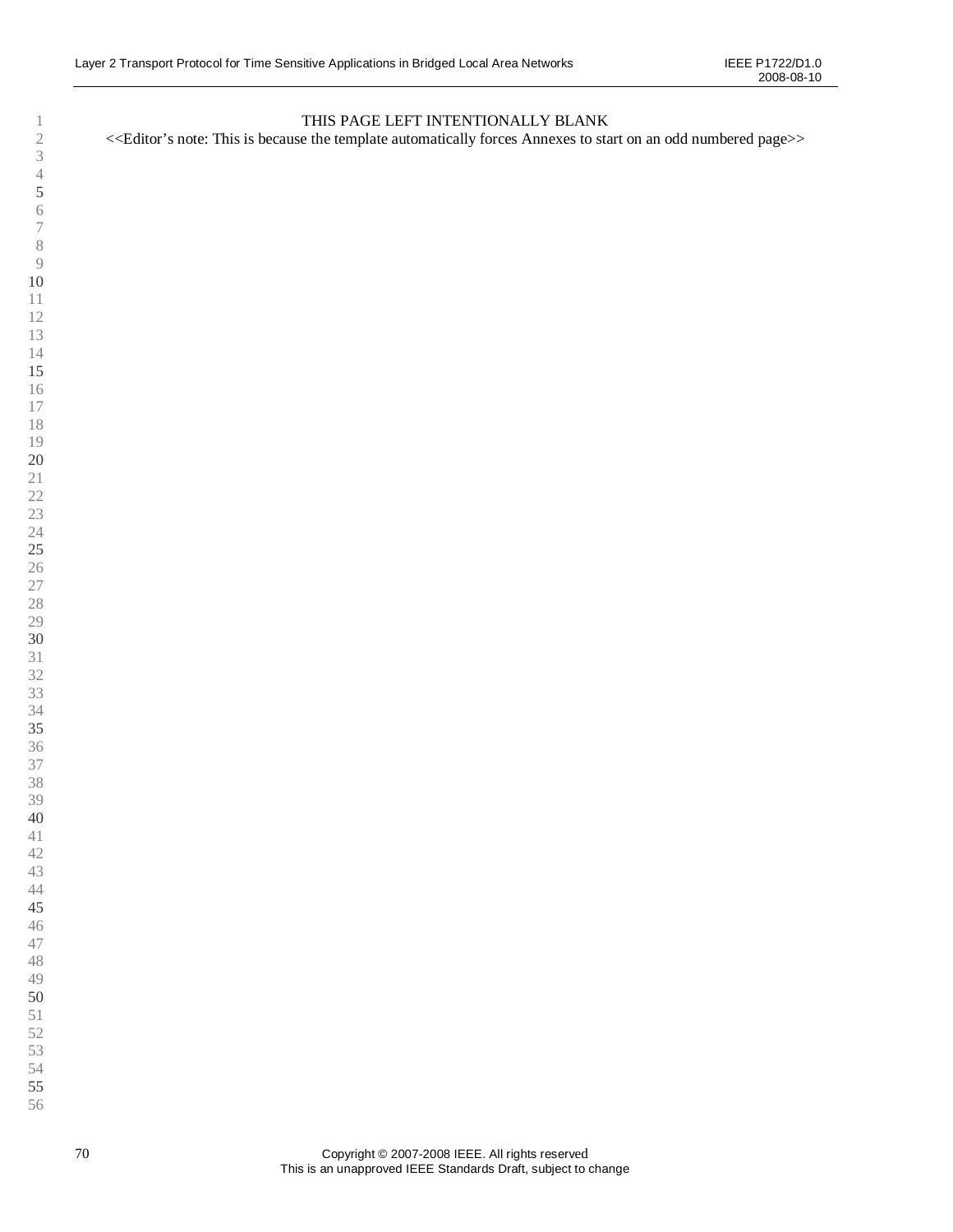THIS PAGE LEFT INTENTIONALLY BLANK

<<Editor's note: This is because the template automatically forces Annexes to start on an odd numbered page>>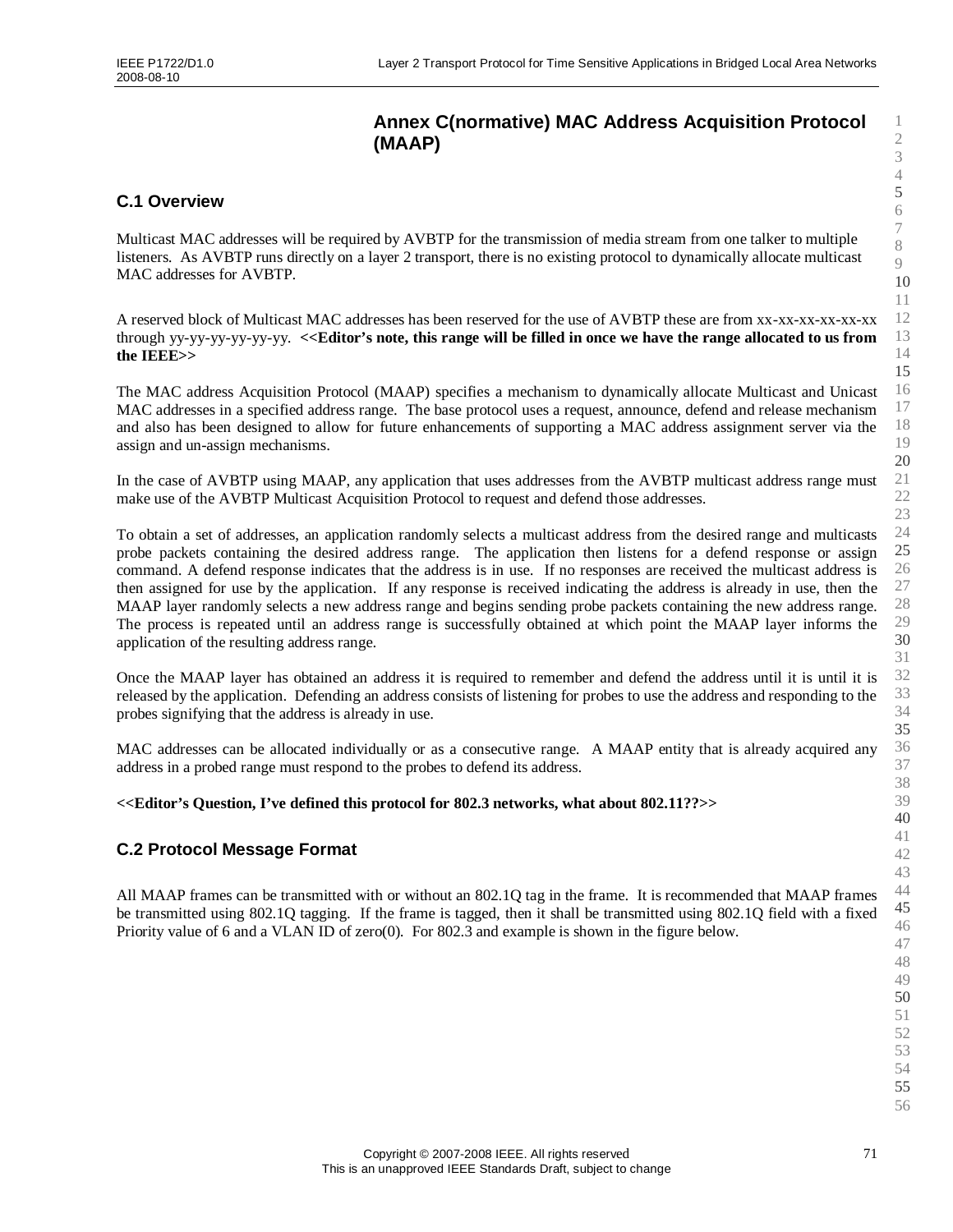# Annex C(normative) MAC Address Acquisition Protocol (MAAP)

## C.1 Overview

Multicast MAC addresses will be required by AVBTP for the transmission of media stream from one talker to multiple listeners. As AVBTP runs directly on a layer 2 transport, there is no existing protocol to dynamically allocate multicast MAC addresses for AVBTP.

A reserved block of Multicast MAC addresses has been reserved for the use of AVBTP these are from xx-xx-xx-xx-xx-xx through yy-yy-yy-yy-yy-yy. **<<Editor's note, this range will be filled in once we have the range allocated to us from the IEEE>>**

The MAC address Acquisition Protocol (MAAP) specifies a mechanism to dynamically allocate Multicast and Unicast MAC addresses in a specified address range. The base protocol uses a request, announce, defend and release mechanism and also has been designed to allow for future enhancements of supporting a MAC address assignment server via the assign and un-assign mechanisms.

In the case of AVBTP using MAAP, any application that uses addresses from the AVBTP multicast address range must make use of the AVBTP Multicast Acquisition Protocol to request and defend those addresses.

To obtain a set of addresses, an application randomly selects a multicast address from the desired range and multicasts probe packets containing the desired address range. The application then listens for a defend response or assign command. A defend response indicates that the address is in use. If no responses are received the multicast address is then assigned for use by the application. If any response is received indicating the address is already in use, then the MAAP layer randomly selects a new address range and begins sending probe packets containing the new address range. The process is repeated until an address range is successfully obtained at which point the MAAP layer informs the application of the resulting address range.

Once the MAAP layer has obtained an address it is required to remember and defend the address until it is until it is released by the application. Defending an address consists of listening for probes to use the address and responding to the probes signifying that the address is already in use.

MAC addresses can be allocated individually or as a consecutive range. A MAAP entity that is already acquired any address in a probed range must respond to the probes to defend its address.

**<<Editor's Question, I've defined this protocol for 802.3 networks, what about 802.11??>>**

## C.2 Protocol Message Format

All MAAP frames can be transmitted with or without an 802.1Q tag in the frame. It is recommended that MAAP frames be transmitted using 802.1Q tagging. If the frame is tagged, then it shall be transmitted using 802.1Q field with a fixed Priority value of 6 and a VLAN ID of zero(0). For 802.3 and example is shown in the figure below.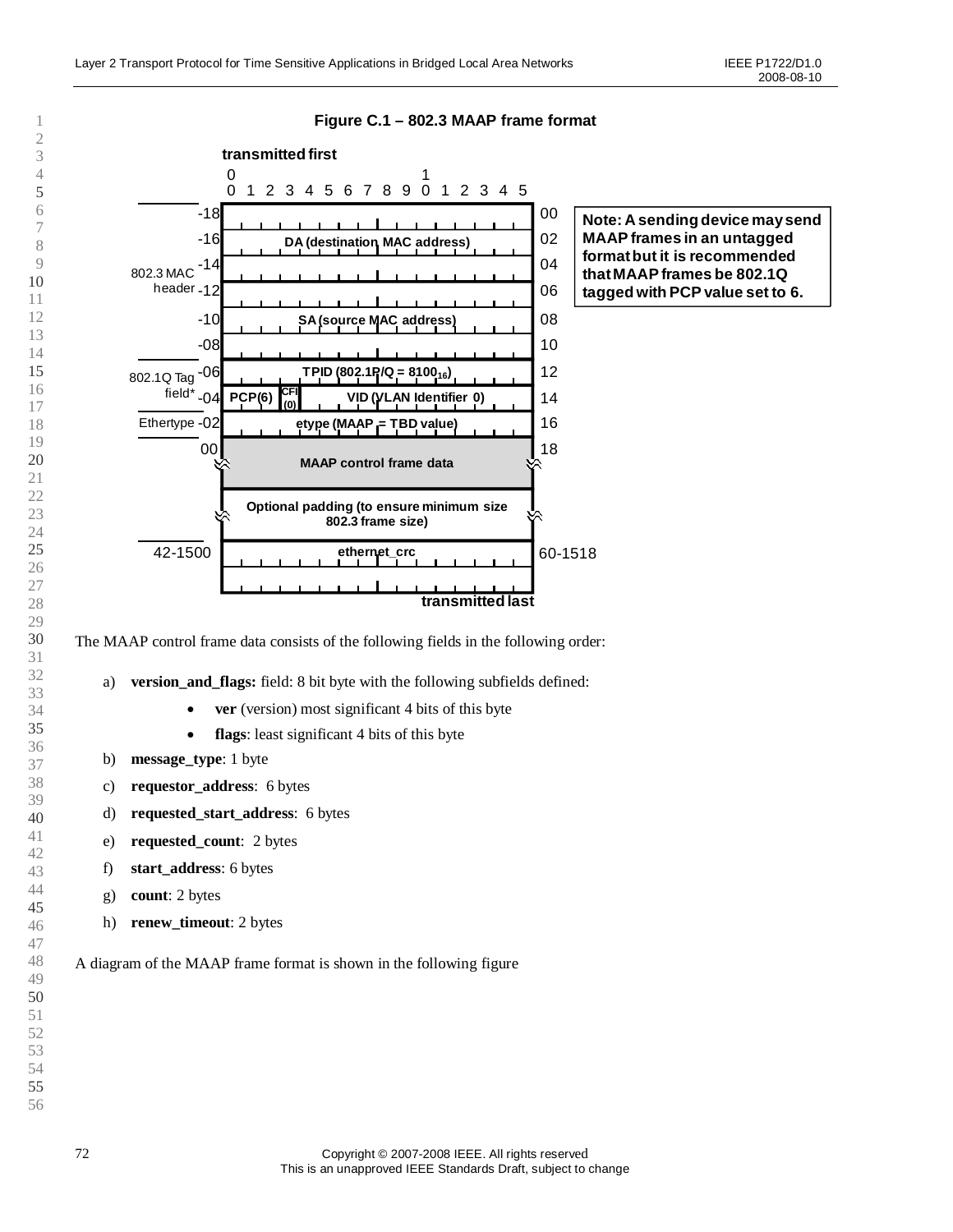**Figure C.1 – 802.3 MAAP frame format**

transmitted first

| 802.3 offset | Field (bits 0–15) | Frame offset |
|---|---|---|
| -18 | DA (destination MAC address) | 00 |
| -16 | | 02 |
| -14 | | 04 |
| -12 | SA (source MAC address) | 06 |
| -10 | | 08 |
| -08 | | 10 |
| -06 | TPID (802.1P/Q = $8100_{16}$) | 12 |
| -04 | PCP(6) / CFI (0) / VID (VLAN Identifier 0) | 14 |
| -02 | etype (MAAP = TBD value) | 16 |
| 00 | MAAP control frame data | 18 |
| | Optional padding (to ensure minimum size 802.3 frame size) | |
| 42-1500 | ethernet_crc | 60-1518 |

802.3 MAC header: -18 to -08. 802.1Q Tag field*: -06 to -04. Ethertype: -02.

transmitted last

**Note: A sending device may send MAAP frames in an untagged format but it is recommended that MAAP frames be 802.1Q tagged with PCP value set to 6.**

The MAAP control frame data consists of the following fields in the following order:

a) **version_and_flags:** field: 8 bit byte with the following subfields defined:
   - **ver** (version) most significant 4 bits of this byte
   - **flags**: least significant 4 bits of this byte

b) **message_type**: 1 byte

c) **requestor_address**: 6 bytes

d) **requested_start_address**: 6 bytes

e) **requested_count**: 2 bytes

f) **start_address**: 6 bytes

g) **count**: 2 bytes

h) **renew_timeout**: 2 bytes

A diagram of the MAAP frame format is shown in the following figure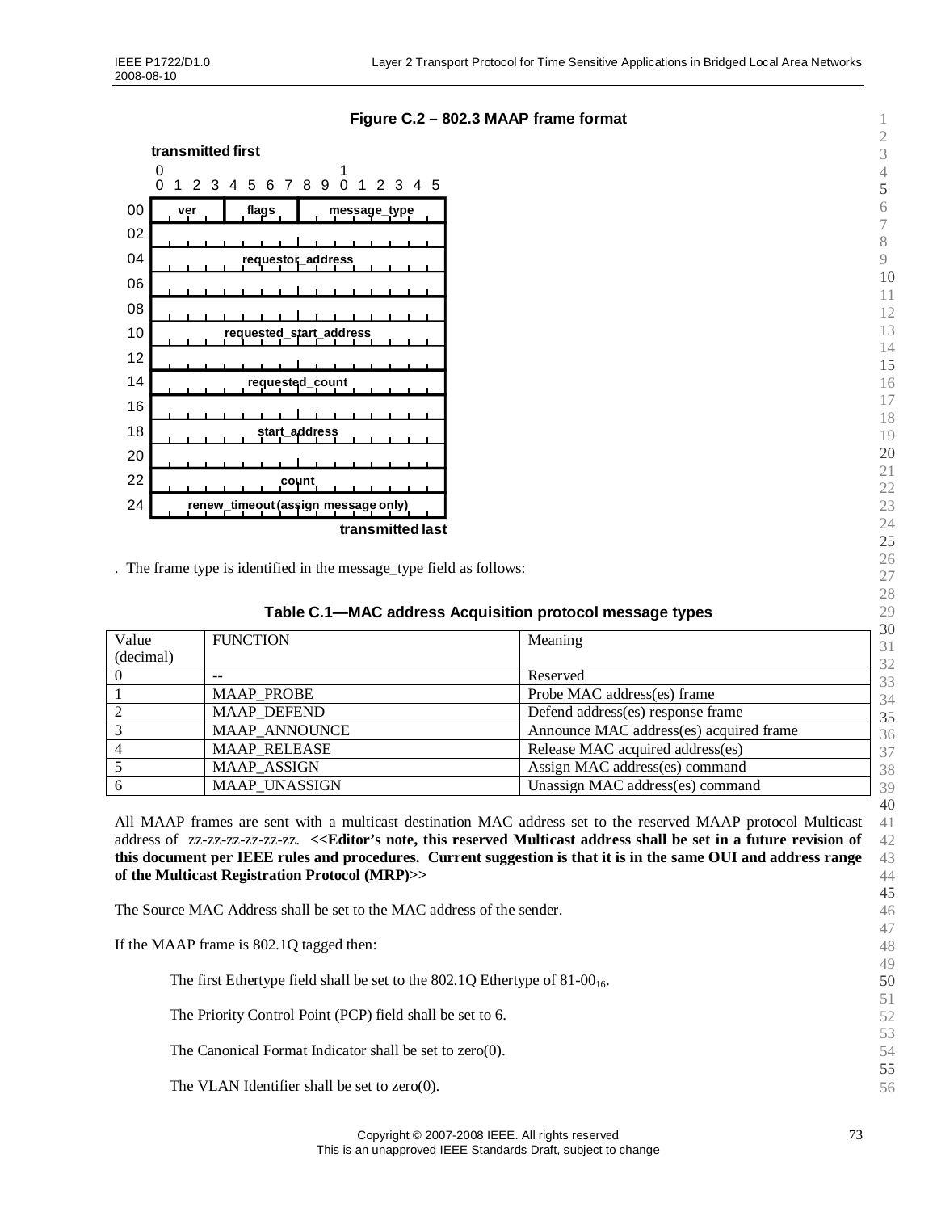**Figure C.2 – 802.3 MAAP frame format**

| transmitted first | 0–3 | 4–7 | 8–15 |
|---|---|---|---|
| 00 | ver | flags | message_type |
| 02 | requestor_address | | |
| 04 | | | |
| 06 | | | |
| 08 | requested_start_address | | |
| 10 | | | |
| 12 | | | |
| 14 | requested_count | | |
| 16 | start_address | | |
| 18 | | | |
| 20 | | | |
| 22 | count | | |
| 24 | renew_timeout (assign message only) | | |

transmitted last

. The frame type is identified in the message_type field as follows:

**Table C.1—MAC address Acquisition protocol message types**

| Value (decimal) | FUNCTION | Meaning |
|---|---|---|
| 0 | -- | Reserved |
| 1 | MAAP_PROBE | Probe MAC address(es) frame |
| 2 | MAAP_DEFEND | Defend address(es) response frame |
| 3 | MAAP_ANNOUNCE | Announce MAC address(es) acquired frame |
| 4 | MAAP_RELEASE | Release MAC acquired address(es) |
| 5 | MAAP_ASSIGN | Assign MAC address(es) command |
| 6 | MAAP_UNASSIGN | Unassign MAC address(es) command |

All MAAP frames are sent with a multicast destination MAC address set to the reserved MAAP protocol Multicast address of zz-zz-zz-zz-zz-zz. **<<Editor's note, this reserved Multicast address shall be set in a future revision of this document per IEEE rules and procedures. Current suggestion is that it is in the same OUI and address range of the Multicast Registration Protocol (MRP)>>**

The Source MAC Address shall be set to the MAC address of the sender.

If the MAAP frame is 802.1Q tagged then:

> The first Ethertype field shall be set to the 802.1Q Ethertype of $81\text{-}00_{16}$.
>
> The Priority Control Point (PCP) field shall be set to 6.
>
> The Canonical Format Indicator shall be set to zero(0).
>
> The VLAN Identifier shall be set to zero(0).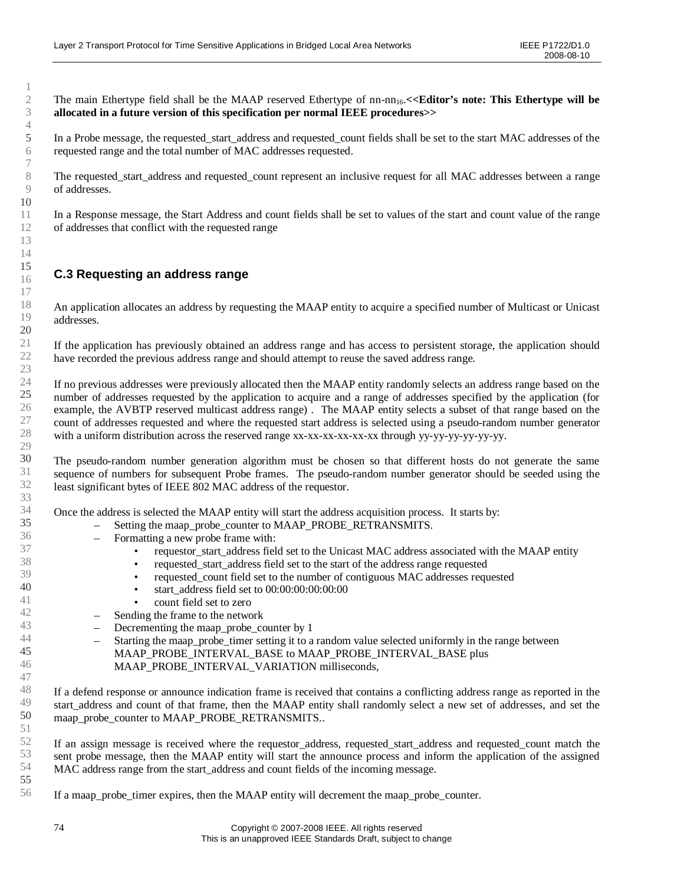The main Ethertype field shall be the MAAP reserved Ethertype of nn-nn$_{16}$.**<<Editor's note: This Ethertype will be allocated in a future version of this specification per normal IEEE procedures>>**

In a Probe message, the requested_start_address and requested_count fields shall be set to the start MAC addresses of the requested range and the total number of MAC addresses requested.

The requested_start_address and requested_count represent an inclusive request for all MAC addresses between a range of addresses.

In a Response message, the Start Address and count fields shall be set to values of the start and count value of the range of addresses that conflict with the requested range

## C.3 Requesting an address range

An application allocates an address by requesting the MAAP entity to acquire a specified number of Multicast or Unicast addresses.

If the application has previously obtained an address range and has access to persistent storage, the application should have recorded the previous address range and should attempt to reuse the saved address range.

If no previous addresses were previously allocated then the MAAP entity randomly selects an address range based on the number of addresses requested by the application to acquire and a range of addresses specified by the application (for example, the AVBTP reserved multicast address range) . The MAAP entity selects a subset of that range based on the count of addresses requested and where the requested start address is selected using a pseudo-random number generator with a uniform distribution across the reserved range xx-xx-xx-xx-xx-xx through yy-yy-yy-yy-yy-yy.

The pseudo-random number generation algorithm must be chosen so that different hosts do not generate the same sequence of numbers for subsequent Probe frames. The pseudo-random number generator should be seeded using the least significant bytes of IEEE 802 MAC address of the requestor.

Once the address is selected the MAAP entity will start the address acquisition process. It starts by:

- Setting the maap_probe_counter to MAAP_PROBE_RETRANSMITS.
- Formatting a new probe frame with:
  - requestor_start_address field set to the Unicast MAC address associated with the MAAP entity
  - requested_start_address field set to the start of the address range requested
  - requested_count field set to the number of contiguous MAC addresses requested
  - start_address field set to 00:00:00:00:00:00
  - count field set to zero
- Sending the frame to the network
- Decrementing the maap_probe_counter by 1
- Starting the maap_probe_timer setting it to a random value selected uniformly in the range between MAAP_PROBE_INTERVAL_BASE to MAAP_PROBE_INTERVAL_BASE plus MAAP_PROBE_INTERVAL_VARIATION milliseconds,

If a defend response or announce indication frame is received that contains a conflicting address range as reported in the start_address and count of that frame, then the MAAP entity shall randomly select a new set of addresses, and set the maap_probe_counter to MAAP_PROBE_RETRANSMITS..

If an assign message is received where the requestor_address, requested_start_address and requested_count match the sent probe message, then the MAAP entity will start the announce process and inform the application of the assigned MAC address range from the start_address and count fields of the incoming message.

If a maap_probe_timer expires, then the MAAP entity will decrement the maap_probe_counter.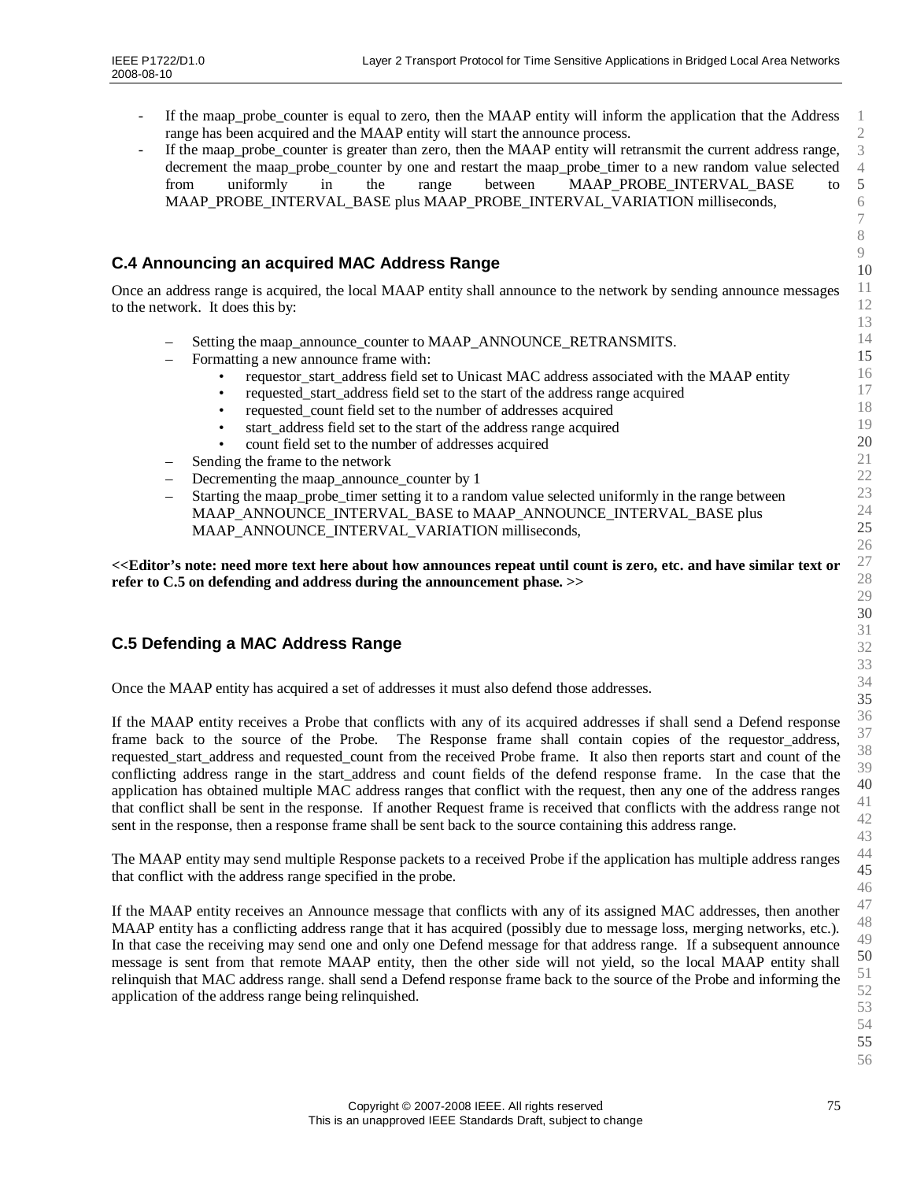- If the maap_probe_counter is equal to zero, then the MAAP entity will inform the application that the Address range has been acquired and the MAAP entity will start the announce process.
- If the maap_probe_counter is greater than zero, then the MAAP entity will retransmit the current address range, decrement the maap_probe_counter by one and restart the maap_probe_timer to a new random value selected from uniformly in the range between MAAP_PROBE_INTERVAL_BASE to MAAP_PROBE_INTERVAL_BASE plus MAAP_PROBE_INTERVAL_VARIATION milliseconds,

## C.4 Announcing an acquired MAC Address Range

Once an address range is acquired, the local MAAP entity shall announce to the network by sending announce messages to the network. It does this by:

- Setting the maap_announce_counter to MAAP_ANNOUNCE_RETRANSMITS.
- Formatting a new announce frame with:
  - requestor_start_address field set to Unicast MAC address associated with the MAAP entity
  - requested_start_address field set to the start of the address range acquired
  - requested_count field set to the number of addresses acquired
  - start_address field set to the start of the address range acquired
  - count field set to the number of addresses acquired
- Sending the frame to the network
- Decrementing the maap_announce_counter by 1
- Starting the maap_probe_timer setting it to a random value selected uniformly in the range between MAAP_ANNOUNCE_INTERVAL_BASE to MAAP_ANNOUNCE_INTERVAL_BASE plus MAAP_ANNOUNCE_INTERVAL_VARIATION milliseconds,

**<<Editor's note: need more text here about how announces repeat until count is zero, etc. and have similar text or refer to C.5 on defending and address during the announcement phase. >>**

## C.5 Defending a MAC Address Range

Once the MAAP entity has acquired a set of addresses it must also defend those addresses.

If the MAAP entity receives a Probe that conflicts with any of its acquired addresses if shall send a Defend response frame back to the source of the Probe. The Response frame shall contain copies of the requestor_address, requested_start_address and requested_count from the received Probe frame. It also then reports start and count of the conflicting address range in the start_address and count fields of the defend response frame. In the case that the application has obtained multiple MAC address ranges that conflict with the request, then any one of the address ranges that conflict shall be sent in the response. If another Request frame is received that conflicts with the address range not sent in the response, then a response frame shall be sent back to the source containing this address range.

The MAAP entity may send multiple Response packets to a received Probe if the application has multiple address ranges that conflict with the address range specified in the probe.

If the MAAP entity receives an Announce message that conflicts with any of its assigned MAC addresses, then another MAAP entity has a conflicting address range that it has acquired (possibly due to message loss, merging networks, etc.). In that case the receiving may send one and only one Defend message for that address range. If a subsequent announce message is sent from that remote MAAP entity, then the other side will not yield, so the local MAAP entity shall relinquish that MAC address range. shall send a Defend response frame back to the source of the Probe and informing the application of the address range being relinquished.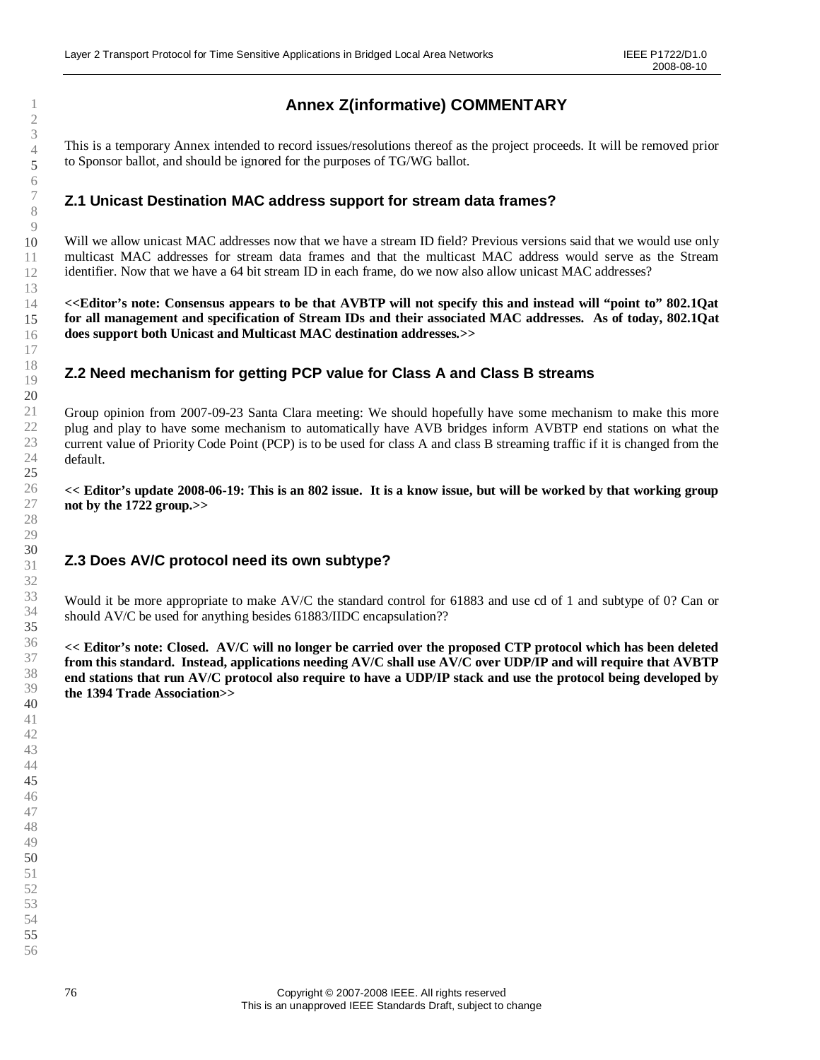# Annex Z(informative) COMMENTARY

This is a temporary Annex intended to record issues/resolutions thereof as the project proceeds. It will be removed prior to Sponsor ballot, and should be ignored for the purposes of TG/WG ballot.

## Z.1 Unicast Destination MAC address support for stream data frames?

Will we allow unicast MAC addresses now that we have a stream ID field? Previous versions said that we would use only multicast MAC addresses for stream data frames and that the multicast MAC address would serve as the Stream identifier. Now that we have a 64 bit stream ID in each frame, do we now also allow unicast MAC addresses?

**<<Editor's note: Consensus appears to be that AVBTP will not specify this and instead will "point to" 802.1Qat for all management and specification of Stream IDs and their associated MAC addresses. As of today, 802.1Qat does support both Unicast and Multicast MAC destination addresses.>>**

## Z.2 Need mechanism for getting PCP value for Class A and Class B streams

Group opinion from 2007-09-23 Santa Clara meeting: We should hopefully have some mechanism to make this more plug and play to have some mechanism to automatically have AVB bridges inform AVBTP end stations on what the current value of Priority Code Point (PCP) is to be used for class A and class B streaming traffic if it is changed from the default.

**<< Editor's update 2008-06-19: This is an 802 issue. It is a know issue, but will be worked by that working group not by the 1722 group.>>**

## Z.3 Does AV/C protocol need its own subtype?

Would it be more appropriate to make AV/C the standard control for 61883 and use cd of 1 and subtype of 0? Can or should AV/C be used for anything besides 61883/IIDC encapsulation??

**<< Editor's note: Closed. AV/C will no longer be carried over the proposed CTP protocol which has been deleted from this standard. Instead, applications needing AV/C shall use AV/C over UDP/IP and will require that AVBTP end stations that run AV/C protocol also require to have a UDP/IP stack and use the protocol being developed by the 1394 Trade Association>>**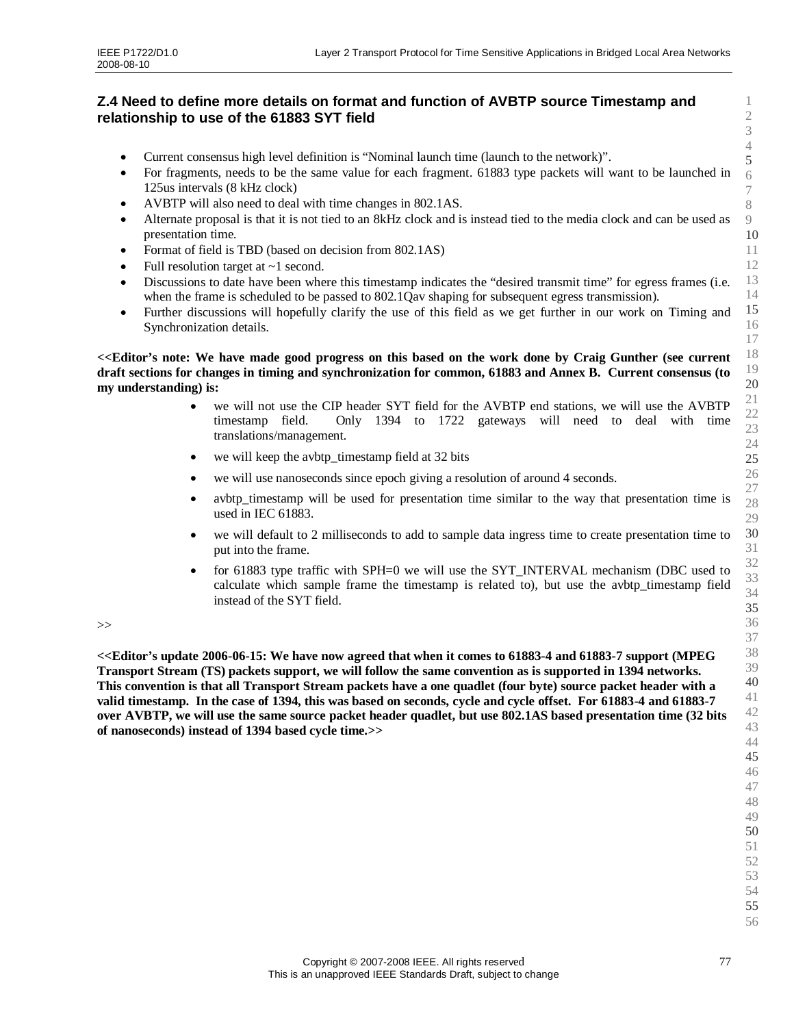## Z.4 Need to define more details on format and function of AVBTP source Timestamp and relationship to use of the 61883 SYT field

- Current consensus high level definition is "Nominal launch time (launch to the network)".
- For fragments, needs to be the same value for each fragment. 61883 type packets will want to be launched in 125us intervals (8 kHz clock)
- AVBTP will also need to deal with time changes in 802.1AS.
- Alternate proposal is that it is not tied to an 8kHz clock and is instead tied to the media clock and can be used as presentation time.
- Format of field is TBD (based on decision from 802.1AS)
- Full resolution target at ~1 second.
- Discussions to date have been where this timestamp indicates the "desired transmit time" for egress frames (i.e. when the frame is scheduled to be passed to 802.1Qav shaping for subsequent egress transmission).
- Further discussions will hopefully clarify the use of this field as we get further in our work on Timing and Synchronization details.

**<<Editor's note: We have made good progress on this based on the work done by Craig Gunther (see current draft sections for changes in timing and synchronization for common, 61883 and Annex B. Current consensus (to my understanding) is:**

- we will not use the CIP header SYT field for the AVBTP end stations, we will use the AVBTP timestamp field. Only 1394 to 1722 gateways will need to deal with time translations/management.
- we will keep the avbtp_timestamp field at 32 bits
- we will use nanoseconds since epoch giving a resolution of around 4 seconds.
- avbtp_timestamp will be used for presentation time similar to the way that presentation time is used in IEC 61883.
- we will default to 2 milliseconds to add to sample data ingress time to create presentation time to put into the frame.
- for 61883 type traffic with SPH=0 we will use the SYT_INTERVAL mechanism (DBC used to calculate which sample frame the timestamp is related to), but use the avbtp_timestamp field instead of the SYT field.

>>

**<<Editor's update 2006-06-15: We have now agreed that when it comes to 61883-4 and 61883-7 support (MPEG Transport Stream (TS) packets support, we will follow the same convention as is supported in 1394 networks. This convention is that all Transport Stream packets have a one quadlet (four byte) source packet header with a valid timestamp. In the case of 1394, this was based on seconds, cycle and cycle offset. For 61883-4 and 61883-7 over AVBTP, we will use the same source packet header quadlet, but use 802.1AS based presentation time (32 bits of nanoseconds) instead of 1394 based cycle time.>>**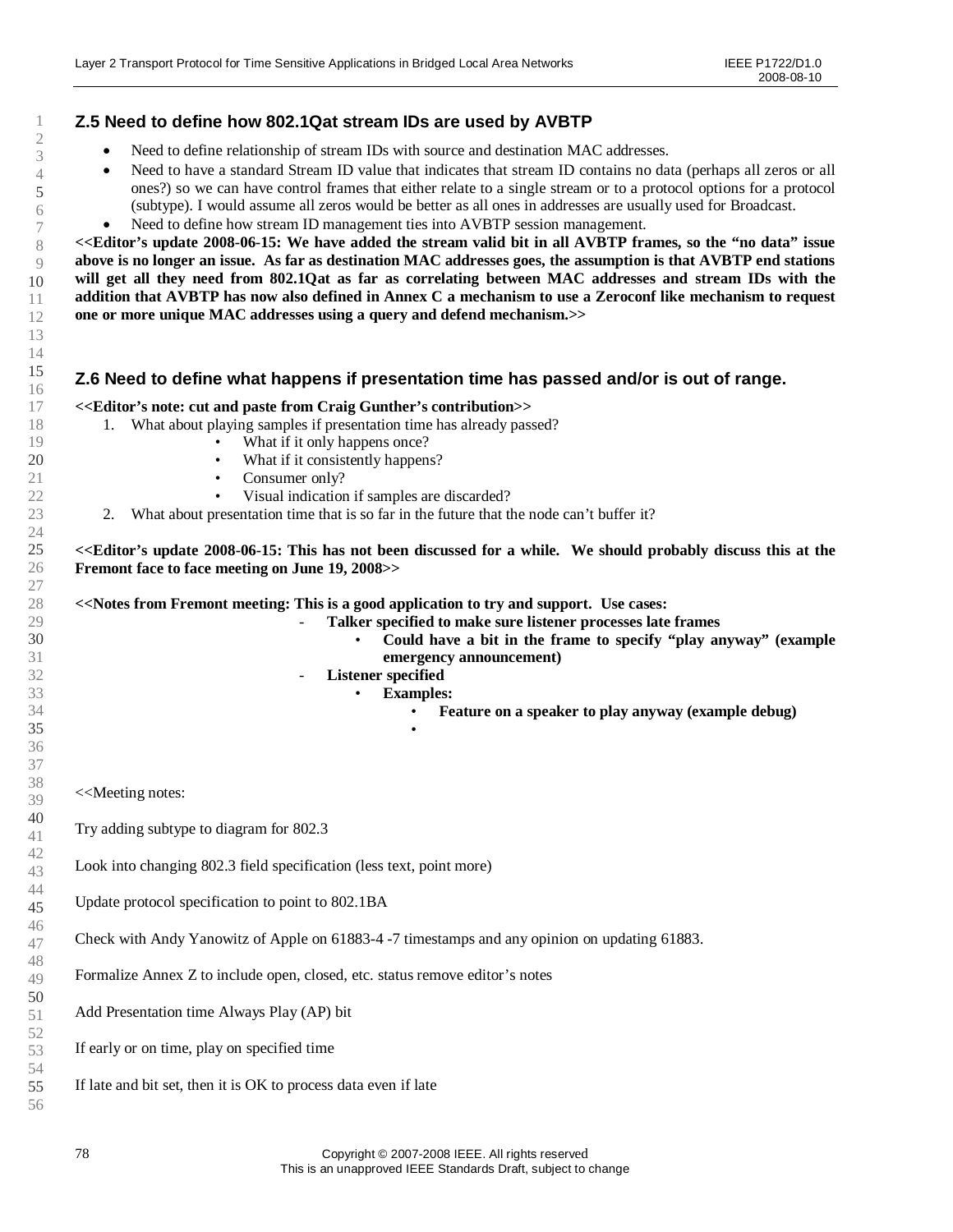## Z.5 Need to define how 802.1Qat stream IDs are used by AVBTP

- Need to define relationship of stream IDs with source and destination MAC addresses.
- Need to have a standard Stream ID value that indicates that stream ID contains no data (perhaps all zeros or all ones?) so we can have control frames that either relate to a single stream or to a protocol options for a protocol (subtype). I would assume all zeros would be better as all ones in addresses are usually used for Broadcast.
- Need to define how stream ID management ties into AVBTP session management.

**<<Editor's update 2008-06-15: We have added the stream valid bit in all AVBTP frames, so the "no data" issue above is no longer an issue. As far as destination MAC addresses goes, the assumption is that AVBTP end stations will get all they need from 802.1Qat as far as correlating between MAC addresses and stream IDs with the addition that AVBTP has now also defined in Annex C a mechanism to use a Zeroconf like mechanism to request one or more unique MAC addresses using a query and defend mechanism.>>**

## Z.6 Need to define what happens if presentation time has passed and/or is out of range.

**<<Editor's note: cut and paste from Craig Gunther's contribution>>**

1. What about playing samples if presentation time has already passed?
   - What if it only happens once?
   - What if it consistently happens?
   - Consumer only?
   - Visual indication if samples are discarded?
2. What about presentation time that is so far in the future that the node can't buffer it?

**<<Editor's update 2008-06-15: This has not been discussed for a while. We should probably discuss this at the Fremont face to face meeting on June 19, 2008>>**

**<<Notes from Fremont meeting: This is a good application to try and support. Use cases:**

- **Talker specified to make sure listener processes late frames**
  - **Could have a bit in the frame to specify "play anyway" (example emergency announcement)**
- **Listener specified**
  - **Examples:**
    - **Feature on a speaker to play anyway (example debug)**
    - 

<<Meeting notes:

Try adding subtype to diagram for 802.3

Look into changing 802.3 field specification (less text, point more)

Update protocol specification to point to 802.1BA

Check with Andy Yanowitz of Apple on 61883-4 -7 timestamps and any opinion on updating 61883.

Formalize Annex Z to include open, closed, etc. status remove editor's notes

Add Presentation time Always Play (AP) bit

If early or on time, play on specified time

If late and bit set, then it is OK to process data even if late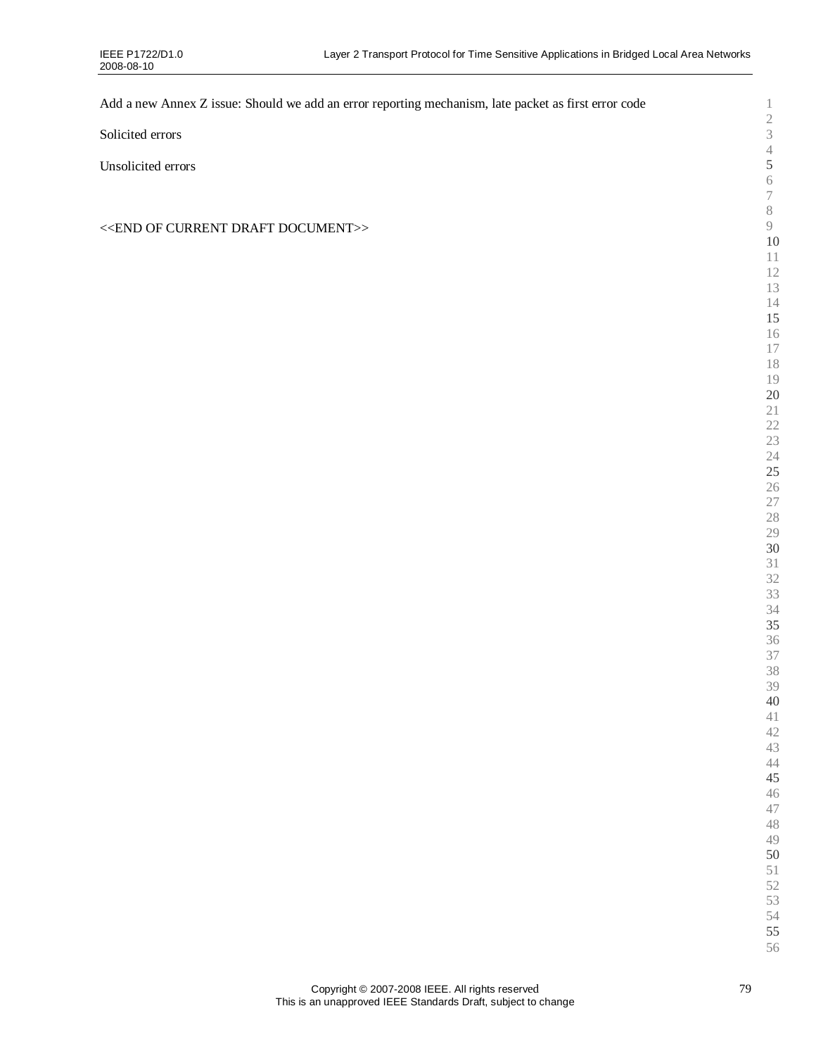Add a new Annex Z issue: Should we add an error reporting mechanism, late packet as first error code

Solicited errors

Unsolicited errors

<<END OF CURRENT DRAFT DOCUMENT>>